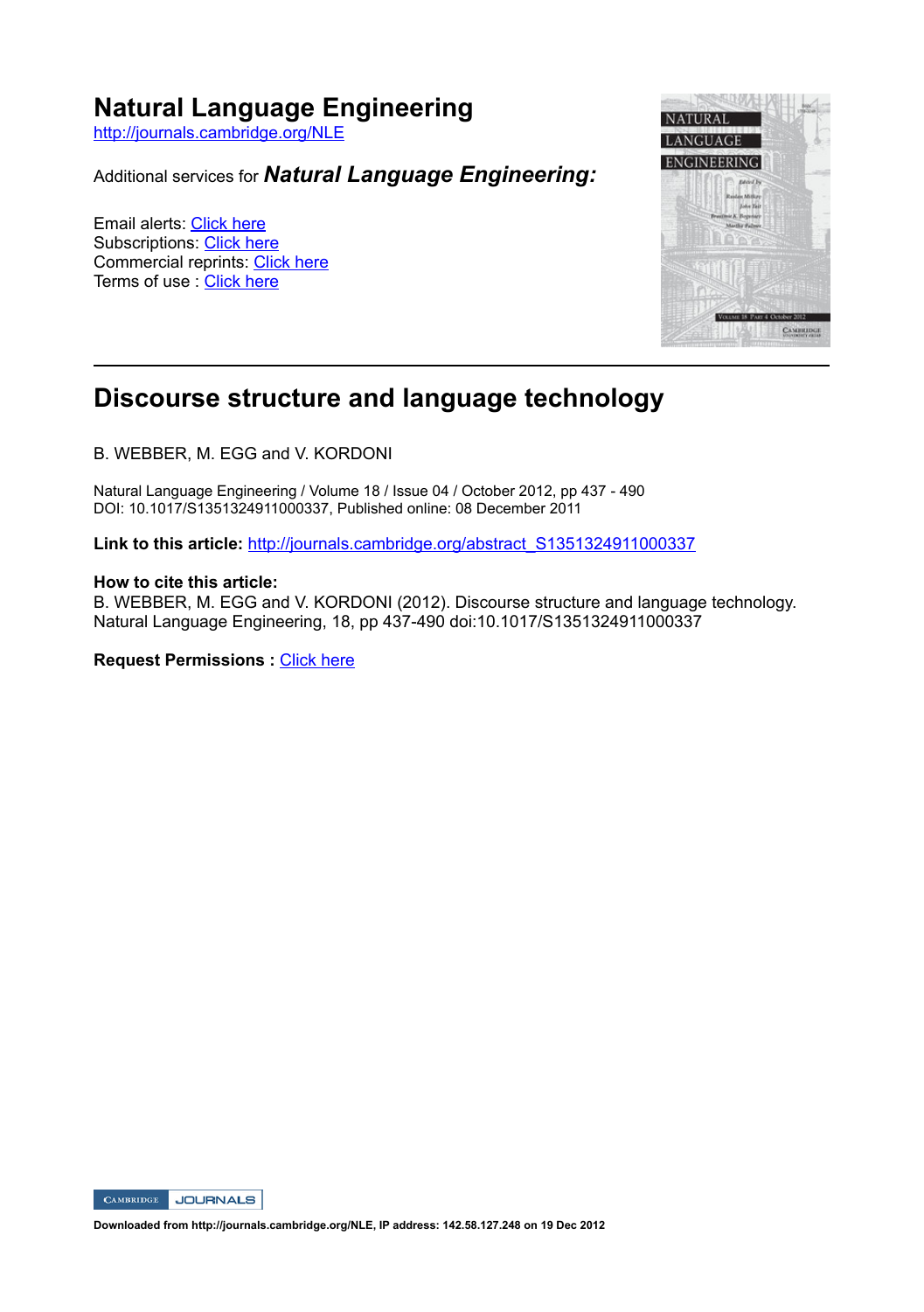# Natural Language Engineering

http://journals.cambridge.org/NLE

Additional services for ***Natural Language Engineering:***

Email alerts: Click here
Subscriptions: Click here
Commercial reprints: Click here
Terms of use : Click here

---

# Discourse structure and language technology

B. WEBBER, M. EGG and V. KORDONI

Natural Language Engineering / Volume 18 / Issue 04 / October 2012, pp 437 - 490
DOI: 10.1017/S1351324911000337, Published online: 08 December 2011

**Link to this article:** http://journals.cambridge.org/abstract_S1351324911000337

**How to cite this article:**
B. WEBBER, M. EGG and V. KORDONI (2012). Discourse structure and language technology. Natural Language Engineering, 18, pp 437-490 doi:10.1017/S1351324911000337

**Request Permissions :** Click here

**Downloaded from http://journals.cambridge.org/NLE, IP address: 142.58.127.248 on 19 Dec 2012**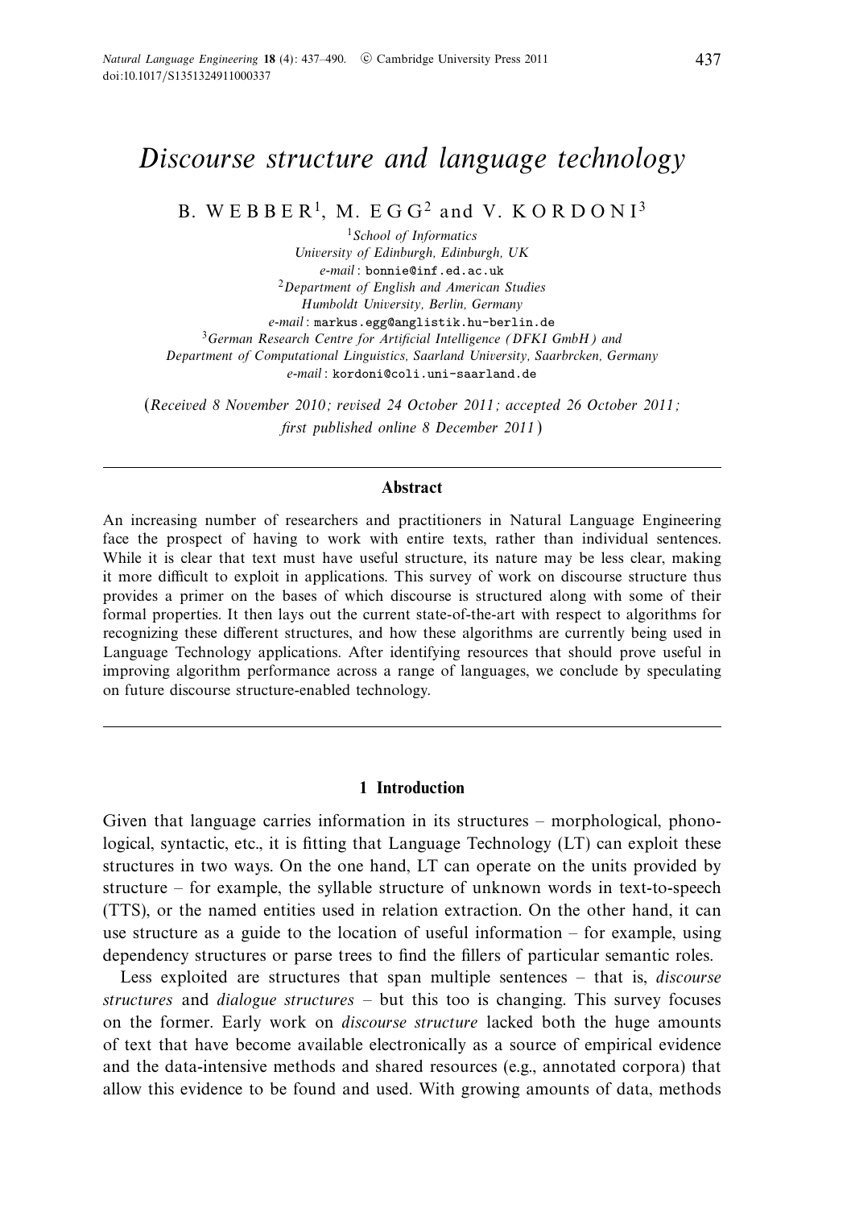# *Discourse structure and language technology*

B. WEBBER[1], M. EGG[2] and V. KORDONI[3]

[1]*School of Informatics*
*University of Edinburgh, Edinburgh, UK*
*e-mail*: bonnie@inf.ed.ac.uk

[2]*Department of English and American Studies*
*Humboldt University, Berlin, Germany*
*e-mail*: markus.egg@anglistik.hu-berlin.de

[3]*German Research Centre for Artificial Intelligence (DFKI GmbH) and*
*Department of Computational Linguistics, Saarland University, Saarbrcken, Germany*
*e-mail*: kordoni@coli.uni-saarland.de

(*Received 8 November 2010; revised 24 October 2011; accepted 26 October 2011; first published online 8 December 2011*)

## Abstract

An increasing number of researchers and practitioners in Natural Language Engineering face the prospect of having to work with entire texts, rather than individual sentences. While it is clear that text must have useful structure, its nature may be less clear, making it more difficult to exploit in applications. This survey of work on discourse structure thus provides a primer on the bases of which discourse is structured along with some of their formal properties. It then lays out the current state-of-the-art with respect to algorithms for recognizing these different structures, and how these algorithms are currently being used in Language Technology applications. After identifying resources that should prove useful in improving algorithm performance across a range of languages, we conclude by speculating on future discourse structure-enabled technology.

## 1 Introduction

Given that language carries information in its structures – morphological, phonological, syntactic, etc., it is fitting that Language Technology (LT) can exploit these structures in two ways. On the one hand, LT can operate on the units provided by structure – for example, the syllable structure of unknown words in text-to-speech (TTS), or the named entities used in relation extraction. On the other hand, it can use structure as a guide to the location of useful information – for example, using dependency structures or parse trees to find the fillers of particular semantic roles.

Less exploited are structures that span multiple sentences – that is, *discourse structures* and *dialogue structures* – but this too is changing. This survey focuses on the former. Early work on *discourse structure* lacked both the huge amounts of text that have become available electronically as a source of empirical evidence and the data-intensive methods and shared resources (e.g., annotated corpora) that allow this evidence to be found and used. With growing amounts of data, methods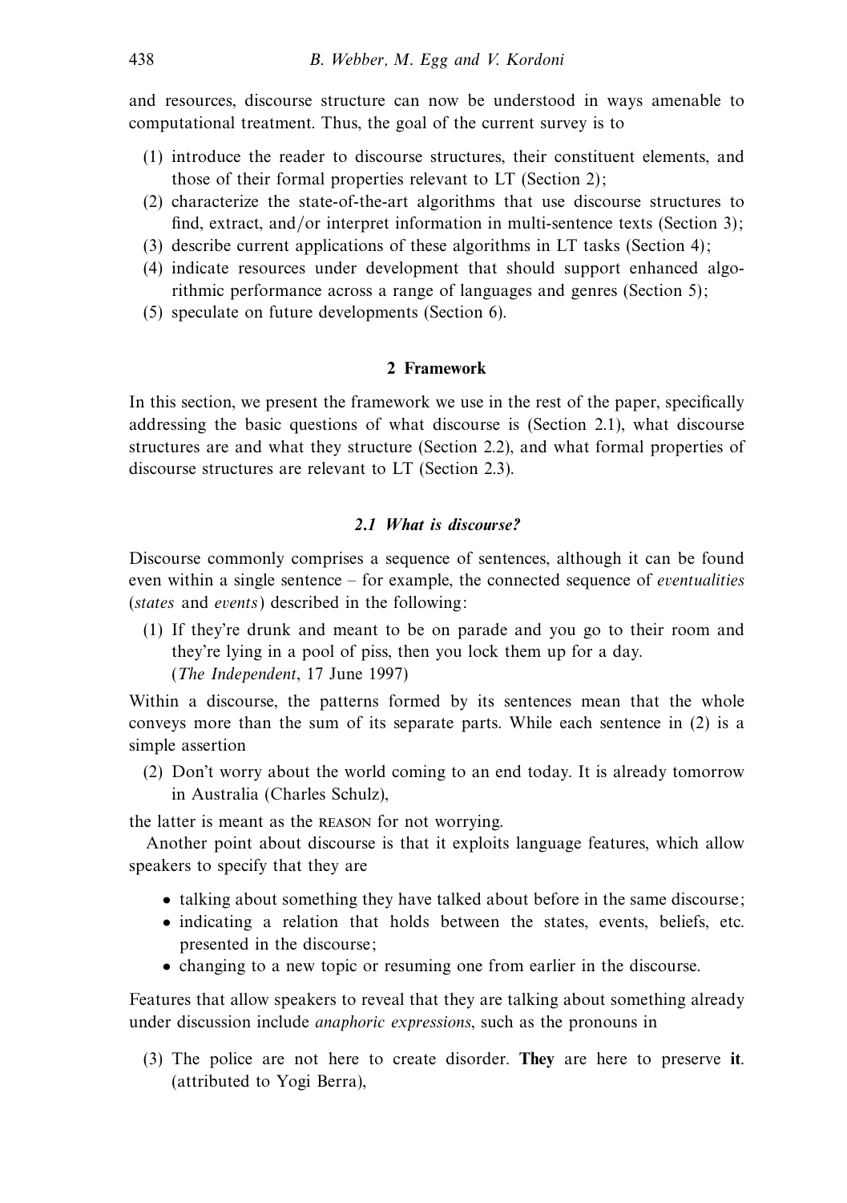and resources, discourse structure can now be understood in ways amenable to computational treatment. Thus, the goal of the current survey is to

(1) introduce the reader to discourse structures, their constituent elements, and those of their formal properties relevant to LT (Section 2);
(2) characterize the state-of-the-art algorithms that use discourse structures to find, extract, and/or interpret information in multi-sentence texts (Section 3);
(3) describe current applications of these algorithms in LT tasks (Section 4);
(4) indicate resources under development that should support enhanced algorithmic performance across a range of languages and genres (Section 5);
(5) speculate on future developments (Section 6).

## 2 Framework

In this section, we present the framework we use in the rest of the paper, specifically addressing the basic questions of what discourse is (Section 2.1), what discourse structures are and what they structure (Section 2.2), and what formal properties of discourse structures are relevant to LT (Section 2.3).

### 2.1 What is discourse?

Discourse commonly comprises a sequence of sentences, although it can be found even within a single sentence – for example, the connected sequence of *eventualities* (*states* and *events*) described in the following:

(1) If they're drunk and meant to be on parade and you go to their room and they're lying in a pool of piss, then you lock them up for a day. (*The Independent*, 17 June 1997)

Within a discourse, the patterns formed by its sentences mean that the whole conveys more than the sum of its separate parts. While each sentence in (2) is a simple assertion

(2) Don't worry about the world coming to an end today. It is already tomorrow in Australia (Charles Schulz),

the latter is meant as the REASON for not worrying.

Another point about discourse is that it exploits language features, which allow speakers to specify that they are

- talking about something they have talked about before in the same discourse;
- indicating a relation that holds between the states, events, beliefs, etc. presented in the discourse;
- changing to a new topic or resuming one from earlier in the discourse.

Features that allow speakers to reveal that they are talking about something already under discussion include *anaphoric expressions*, such as the pronouns in

(3) The police are not here to create disorder. **They** are here to preserve **it**. (attributed to Yogi Berra),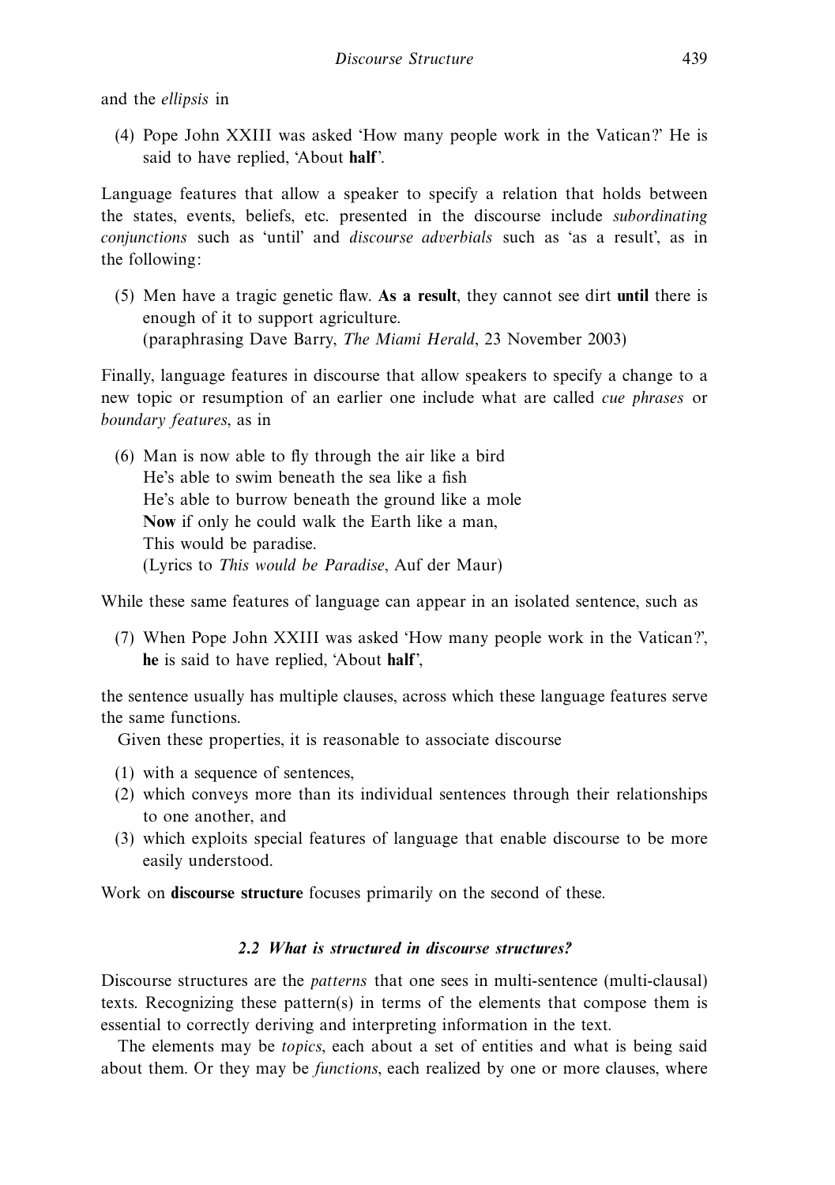and the *ellipsis* in

(4) Pope John XXIII was asked 'How many people work in the Vatican?' He is said to have replied, 'About **half**'.

Language features that allow a speaker to specify a relation that holds between the states, events, beliefs, etc. presented in the discourse include *subordinating conjunctions* such as 'until' and *discourse adverbials* such as 'as a result', as in the following:

(5) Men have a tragic genetic flaw. **As a result**, they cannot see dirt **until** there is enough of it to support agriculture.
(paraphrasing Dave Barry, *The Miami Herald*, 23 November 2003)

Finally, language features in discourse that allow speakers to specify a change to a new topic or resumption of an earlier one include what are called *cue phrases* or *boundary features*, as in

(6) Man is now able to fly through the air like a bird
He's able to swim beneath the sea like a fish
He's able to burrow beneath the ground like a mole
**Now** if only he could walk the Earth like a man,
This would be paradise.
(Lyrics to *This would be Paradise*, Auf der Maur)

While these same features of language can appear in an isolated sentence, such as

(7) When Pope John XXIII was asked 'How many people work in the Vatican?', **he** is said to have replied, 'About **half**',

the sentence usually has multiple clauses, across which these language features serve the same functions.

Given these properties, it is reasonable to associate discourse

(1) with a sequence of sentences,
(2) which conveys more than its individual sentences through their relationships to one another, and
(3) which exploits special features of language that enable discourse to be more easily understood.

Work on **discourse structure** focuses primarily on the second of these.

### 2.2 What is structured in discourse structures?

Discourse structures are the *patterns* that one sees in multi-sentence (multi-clausal) texts. Recognizing these pattern(s) in terms of the elements that compose them is essential to correctly deriving and interpreting information in the text.

The elements may be *topics*, each about a set of entities and what is being said about them. Or they may be *functions*, each realized by one or more clauses, where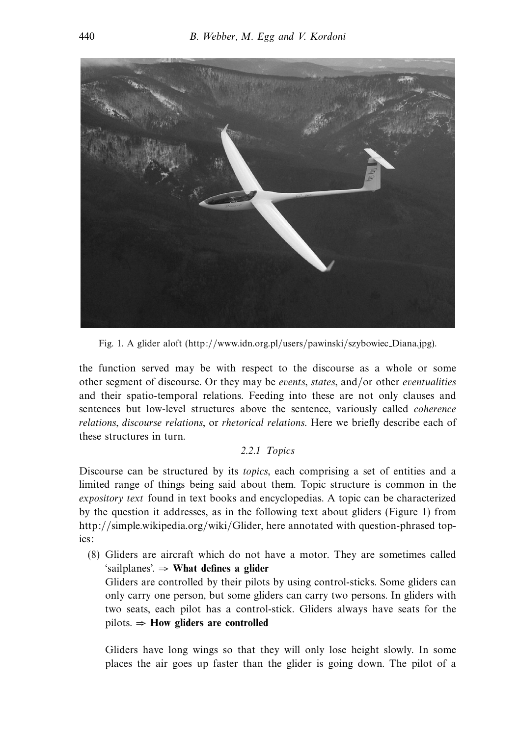Fig. 1. A glider aloft (http://www.idn.org.pl/users/pawinski/szybowiec_Diana.jpg).

the function served may be with respect to the discourse as a whole or some other segment of discourse. Or they may be *events*, *states*, and/or other *eventualities* and their spatio-temporal relations. Feeding into these are not only clauses and sentences but low-level structures above the sentence, variously called *coherence relations*, *discourse relations*, or *rhetorical relations*. Here we briefly describe each of these structures in turn.

### 2.2.1 Topics

Discourse can be structured by its *topics*, each comprising a set of entities and a limited range of things being said about them. Topic structure is common in the *expository text* found in text books and encyclopedias. A topic can be characterized by the question it addresses, as in the following text about gliders (Figure 1) from http://simple.wikipedia.org/wiki/Glider, here annotated with question-phrased topics:

(8) Gliders are aircraft which do not have a motor. They are sometimes called 'sailplanes'. ⇒ **What defines a glider**

Gliders are controlled by their pilots by using control-sticks. Some gliders can only carry one person, but some gliders can carry two persons. In gliders with two seats, each pilot has a control-stick. Gliders always have seats for the pilots. ⇒ **How gliders are controlled**

Gliders have long wings so that they will only lose height slowly. In some places the air goes up faster than the glider is going down. The pilot of a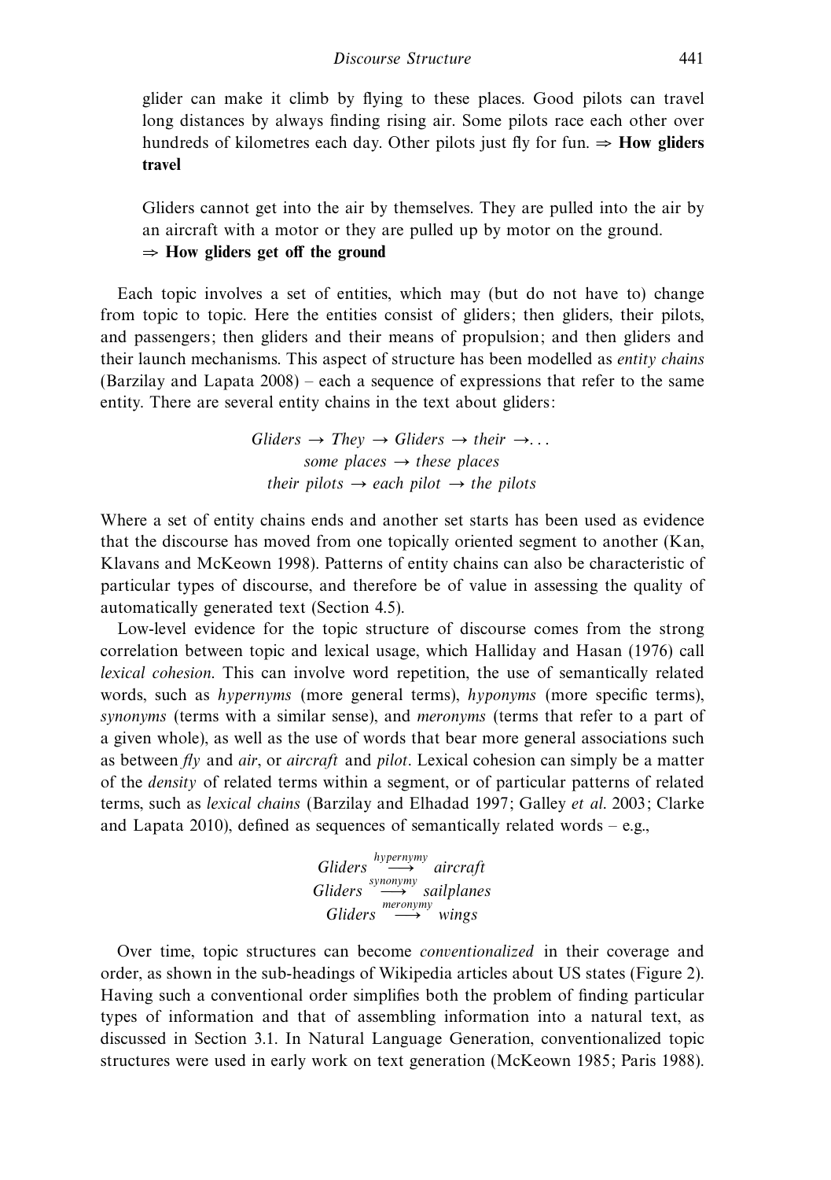glider can make it climb by flying to these places. Good pilots can travel long distances by always finding rising air. Some pilots race each other over hundreds of kilometres each day. Other pilots just fly for fun. ⇒ **How gliders travel**

Gliders cannot get into the air by themselves. They are pulled into the air by an aircraft with a motor or they are pulled up by motor on the ground. ⇒ **How gliders get off the ground**

Each topic involves a set of entities, which may (but do not have to) change from topic to topic. Here the entities consist of gliders; then gliders, their pilots, and passengers; then gliders and their means of propulsion; and then gliders and their launch mechanisms. This aspect of structure has been modelled as *entity chains* (Barzilay and Lapata 2008) – each a sequence of expressions that refer to the same entity. There are several entity chains in the text about gliders:

*Gliders* → *They* → *Gliders* → *their* →...
*some places* → *these places*
*their pilots* → *each pilot* → *the pilots*

Where a set of entity chains ends and another set starts has been used as evidence that the discourse has moved from one topically oriented segment to another (Kan, Klavans and McKeown 1998). Patterns of entity chains can also be characteristic of particular types of discourse, and therefore be of value in assessing the quality of automatically generated text (Section 4.5).

Low-level evidence for the topic structure of discourse comes from the strong correlation between topic and lexical usage, which Halliday and Hasan (1976) call *lexical cohesion*. This can involve word repetition, the use of semantically related words, such as *hypernyms* (more general terms), *hyponyms* (more specific terms), *synonyms* (terms with a similar sense), and *meronyms* (terms that refer to a part of a given whole), as well as the use of words that bear more general associations such as between *fly* and *air*, or *aircraft* and *pilot*. Lexical cohesion can simply be a matter of the *density* of related terms within a segment, or of particular patterns of related terms, such as *lexical chains* (Barzilay and Elhadad 1997; Galley *et al*. 2003; Clarke and Lapata 2010), defined as sequences of semantically related words – e.g.,

$$\begin{array}{c} \textit{Gliders} \xrightarrow{\textit{hypernymy}} \textit{aircraft} \\ \textit{Gliders} \xrightarrow{\textit{synonymy}} \textit{sailplanes} \\ \textit{Gliders} \xrightarrow{\textit{meronymy}} \textit{wings} \end{array}$$

Over time, topic structures can become *conventionalized* in their coverage and order, as shown in the sub-headings of Wikipedia articles about US states (Figure 2). Having such a conventional order simplifies both the problem of finding particular types of information and that of assembling information into a natural text, as discussed in Section 3.1. In Natural Language Generation, conventionalized topic structures were used in early work on text generation (McKeown 1985; Paris 1988).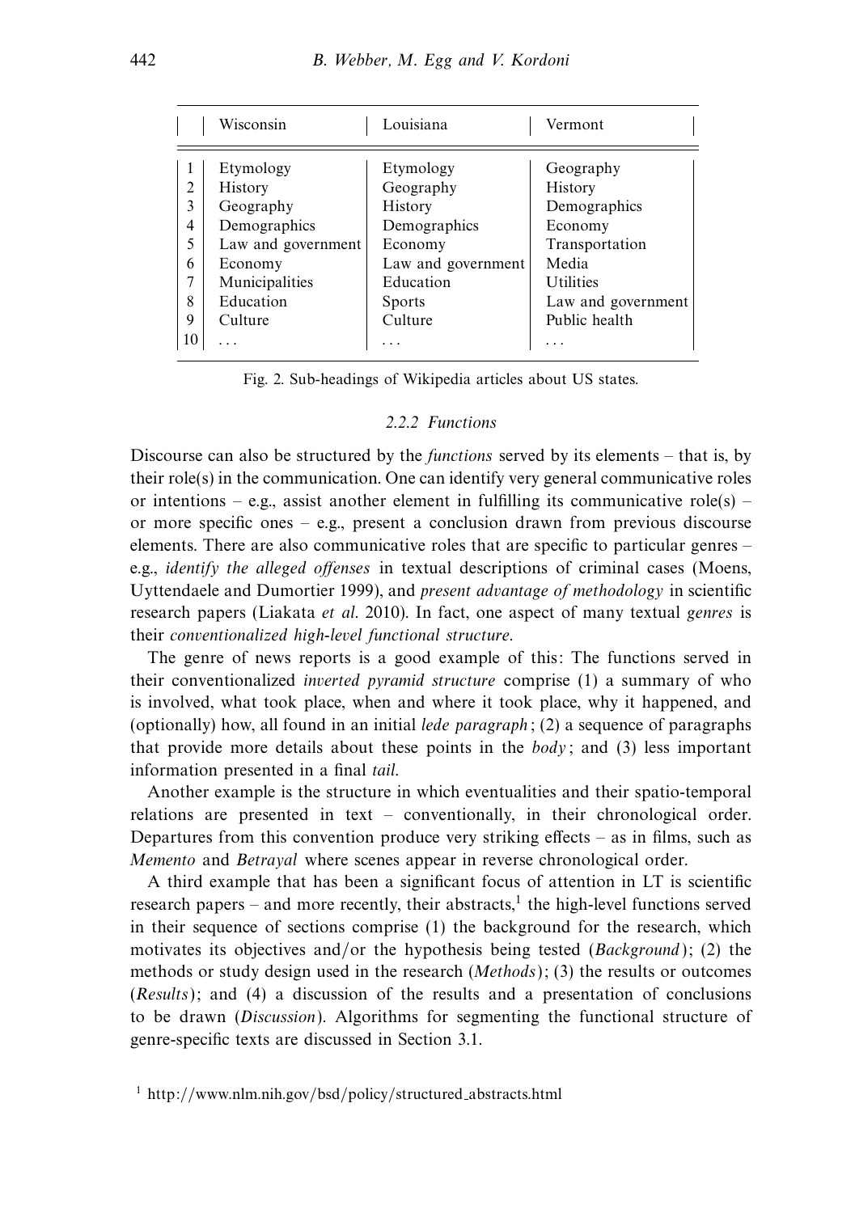| | Wisconsin | Louisiana | Vermont |
|---|---|---|---|
| 1 | Etymology | Etymology | Geography |
| 2 | History | Geography | History |
| 3 | Geography | History | Demographics |
| 4 | Demographics | Demographics | Economy |
| 5 | Law and government | Economy | Transportation |
| 6 | Economy | Law and government | Media |
| 7 | Municipalities | Education | Utilities |
| 8 | Education | Sports | Law and government |
| 9 | Culture | Culture | Public health |
| 10 | ... | ... | ... |

Fig. 2. Sub-headings of Wikipedia articles about US states.

#### 2.2.2 Functions

Discourse can also be structured by the *functions* served by its elements – that is, by their role(s) in the communication. One can identify very general communicative roles or intentions – e.g., assist another element in fulfilling its communicative role(s) – or more specific ones – e.g., present a conclusion drawn from previous discourse elements. There are also communicative roles that are specific to particular genres – e.g., *identify the alleged offenses* in textual descriptions of criminal cases (Moens, Uyttendaele and Dumortier 1999), and *present advantage of methodology* in scientific research papers (Liakata *et al.* 2010). In fact, one aspect of many textual *genres* is their *conventionalized high-level functional structure*.

The genre of news reports is a good example of this: The functions served in their conventionalized *inverted pyramid structure* comprise (1) a summary of who is involved, what took place, when and where it took place, why it happened, and (optionally) how, all found in an initial *lede paragraph*; (2) a sequence of paragraphs that provide more details about these points in the *body*; and (3) less important information presented in a final *tail*.

Another example is the structure in which eventualities and their spatio-temporal relations are presented in text – conventionally, in their chronological order. Departures from this convention produce very striking effects – as in films, such as *Memento* and *Betrayal* where scenes appear in reverse chronological order.

A third example that has been a significant focus of attention in LT is scientific research papers – and more recently, their abstracts,[1] the high-level functions served in their sequence of sections comprise (1) the background for the research, which motivates its objectives and/or the hypothesis being tested (*Background*); (2) the methods or study design used in the research (*Methods*); (3) the results or outcomes (*Results*); and (4) a discussion of the results and a presentation of conclusions to be drawn (*Discussion*). Algorithms for segmenting the functional structure of genre-specific texts are discussed in Section 3.1.

[1] http://www.nlm.nih.gov/bsd/policy/structured_abstracts.html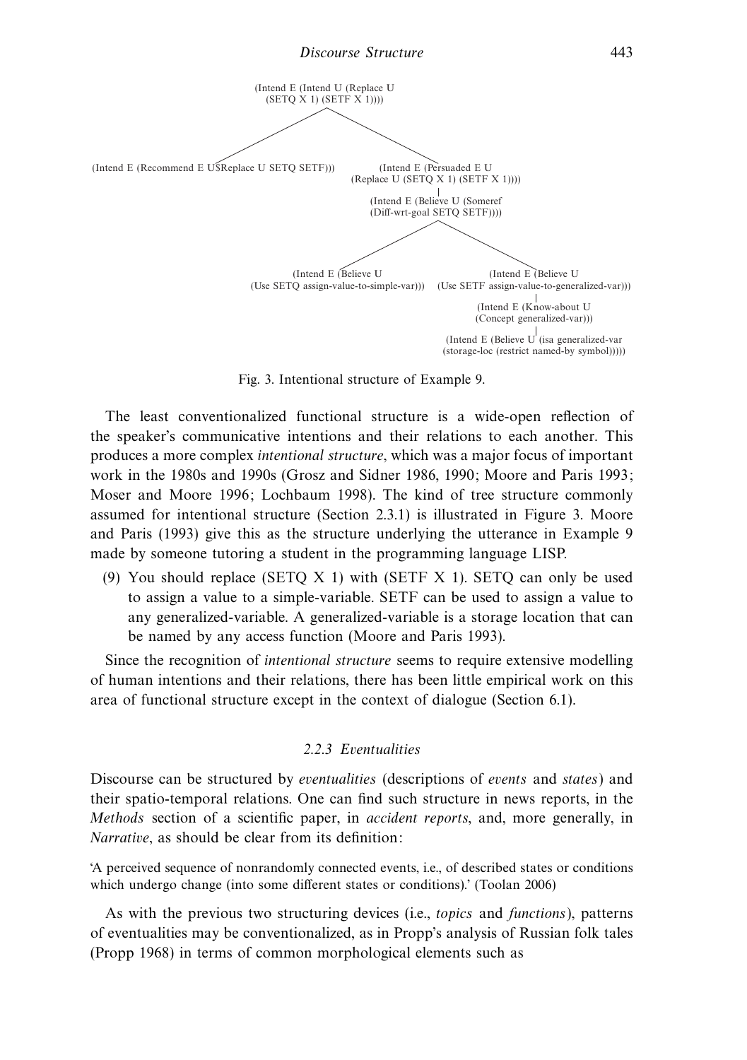(Intend E (Intend U (Replace U (SETQ X 1) (SETF X 1))))

(Intend E (Recommend E U (Replace U SETQ SETF)))

(Intend E (Persuaded E U (Replace U (SETQ X 1) (SETF X 1))))

(Intend E (Believe U (Someref (Diff-wrt-goal SETQ SETF))))

(Intend E (Believe U (Use SETQ assign-value-to-simple-var)))

(Intend E (Believe U (Use SETF assign-value-to-generalized-var)))

(Intend E (Know-about U (Concept generalized-var)))

(Intend E (Believe U (isa generalized-var (storage-loc (restrict named-by symbol)))))

Fig. 3. Intentional structure of Example 9.

The least conventionalized functional structure is a wide-open reflection of the speaker's communicative intentions and their relations to each another. This produces a more complex *intentional structure*, which was a major focus of important work in the 1980s and 1990s (Grosz and Sidner 1986, 1990; Moore and Paris 1993; Moser and Moore 1996; Lochbaum 1998). The kind of tree structure commonly assumed for intentional structure (Section 2.3.1) is illustrated in Figure 3. Moore and Paris (1993) give this as the structure underlying the utterance in Example 9 made by someone tutoring a student in the programming language LISP.

(9) You should replace (SETQ X 1) with (SETF X 1). SETQ can only be used to assign a value to a simple-variable. SETF can be used to assign a value to any generalized-variable. A generalized-variable is a storage location that can be named by any access function (Moore and Paris 1993).

Since the recognition of *intentional structure* seems to require extensive modelling of human intentions and their relations, there has been little empirical work on this area of functional structure except in the context of dialogue (Section 6.1).

### 2.2.3 Eventualities

Discourse can be structured by *eventualities* (descriptions of *events* and *states*) and their spatio-temporal relations. One can find such structure in news reports, in the *Methods* section of a scientific paper, in *accident reports*, and, more generally, in *Narrative*, as should be clear from its definition:

'A perceived sequence of nonrandomly connected events, i.e., of described states or conditions which undergo change (into some different states or conditions).' (Toolan 2006)

As with the previous two structuring devices (i.e., *topics* and *functions*), patterns of eventualities may be conventionalized, as in Propp's analysis of Russian folk tales (Propp 1968) in terms of common morphological elements such as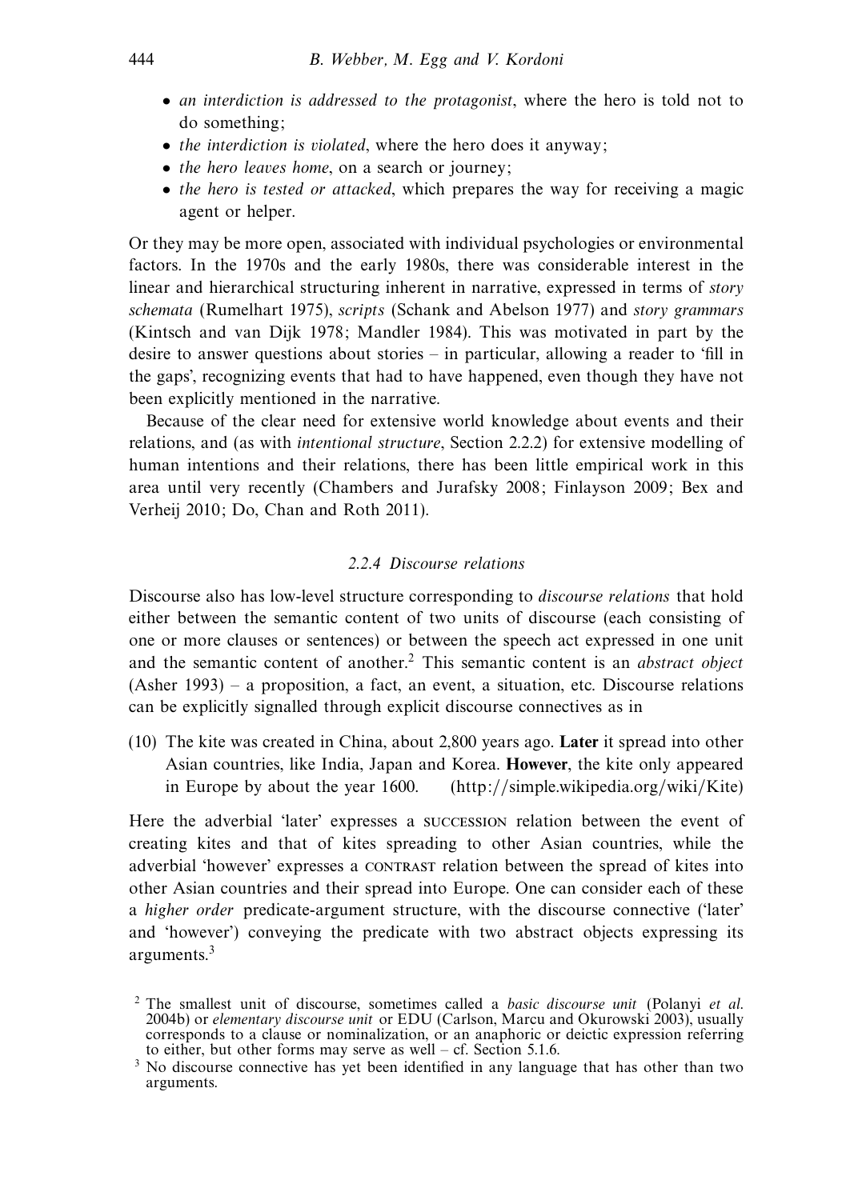- *an interdiction is addressed to the protagonist*, where the hero is told not to do something;
- *the interdiction is violated*, where the hero does it anyway;
- *the hero leaves home*, on a search or journey;
- *the hero is tested or attacked*, which prepares the way for receiving a magic agent or helper.

Or they may be more open, associated with individual psychologies or environmental factors. In the 1970s and the early 1980s, there was considerable interest in the linear and hierarchical structuring inherent in narrative, expressed in terms of *story schemata* (Rumelhart 1975), *scripts* (Schank and Abelson 1977) and *story grammars* (Kintsch and van Dijk 1978; Mandler 1984). This was motivated in part by the desire to answer questions about stories – in particular, allowing a reader to 'fill in the gaps', recognizing events that had to have happened, even though they have not been explicitly mentioned in the narrative.

Because of the clear need for extensive world knowledge about events and their relations, and (as with *intentional structure*, Section 2.2.2) for extensive modelling of human intentions and their relations, there has been little empirical work in this area until very recently (Chambers and Jurafsky 2008; Finlayson 2009; Bex and Verheij 2010; Do, Chan and Roth 2011).

### *2.2.4 Discourse relations*

Discourse also has low-level structure corresponding to *discourse relations* that hold either between the semantic content of two units of discourse (each consisting of one or more clauses or sentences) or between the speech act expressed in one unit and the semantic content of another.[2] This semantic content is an *abstract object* (Asher 1993) – a proposition, a fact, an event, a situation, etc. Discourse relations can be explicitly signalled through explicit discourse connectives as in

(10) The kite was created in China, about 2,800 years ago. **Later** it spread into other Asian countries, like India, Japan and Korea. **However**, the kite only appeared in Europe by about the year 1600. (http://simple.wikipedia.org/wiki/Kite)

Here the adverbial 'later' expresses a SUCCESSION relation between the event of creating kites and that of kites spreading to other Asian countries, while the adverbial 'however' expresses a CONTRAST relation between the spread of kites into other Asian countries and their spread into Europe. One can consider each of these a *higher order* predicate-argument structure, with the discourse connective ('later' and 'however') conveying the predicate with two abstract objects expressing its arguments.[3]

[2] The smallest unit of discourse, sometimes called a *basic discourse unit* (Polanyi *et al.* 2004b) or *elementary discourse unit* or EDU (Carlson, Marcu and Okurowski 2003), usually corresponds to a clause or nominalization, or an anaphoric or deictic expression referring to either, but other forms may serve as well – cf. Section 5.1.6.

[3] No discourse connective has yet been identified in any language that has other than two arguments.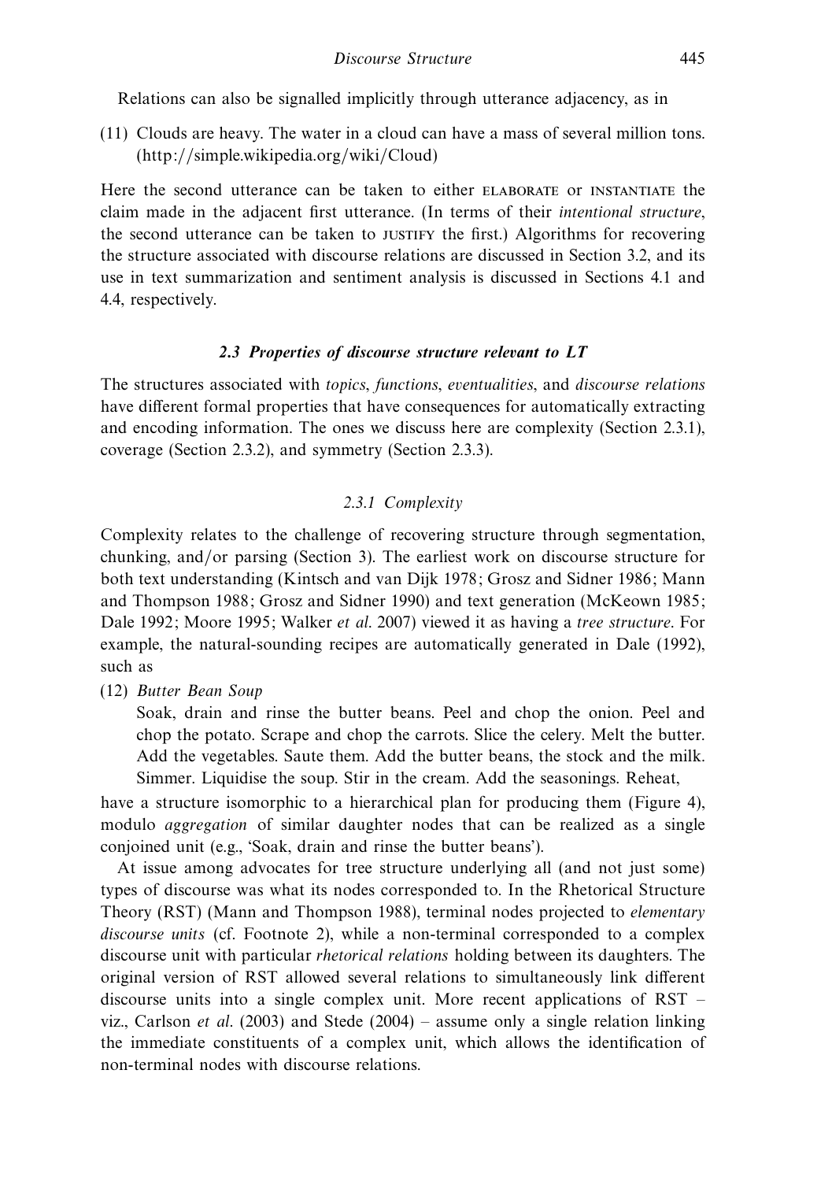Relations can also be signalled implicitly through utterance adjacency, as in

(11) Clouds are heavy. The water in a cloud can have a mass of several million tons. (http://simple.wikipedia.org/wiki/Cloud)

Here the second utterance can be taken to either ELABORATE or INSTANTIATE the claim made in the adjacent first utterance. (In terms of their *intentional structure*, the second utterance can be taken to JUSTIFY the first.) Algorithms for recovering the structure associated with discourse relations are discussed in Section 3.2, and its use in text summarization and sentiment analysis is discussed in Sections 4.1 and 4.4, respectively.

### *2.3 Properties of discourse structure relevant to LT*

The structures associated with *topics*, *functions*, *eventualities*, and *discourse relations* have different formal properties that have consequences for automatically extracting and encoding information. The ones we discuss here are complexity (Section 2.3.1), coverage (Section 2.3.2), and symmetry (Section 2.3.3).

#### *2.3.1 Complexity*

Complexity relates to the challenge of recovering structure through segmentation, chunking, and/or parsing (Section 3). The earliest work on discourse structure for both text understanding (Kintsch and van Dijk 1978; Grosz and Sidner 1986; Mann and Thompson 1988; Grosz and Sidner 1990) and text generation (McKeown 1985; Dale 1992; Moore 1995; Walker *et al.* 2007) viewed it as having a *tree structure*. For example, the natural-sounding recipes are automatically generated in Dale (1992), such as

(12) *Butter Bean Soup*
Soak, drain and rinse the butter beans. Peel and chop the onion. Peel and chop the potato. Scrape and chop the carrots. Slice the celery. Melt the butter. Add the vegetables. Saute them. Add the butter beans, the stock and the milk. Simmer. Liquidise the soup. Stir in the cream. Add the seasonings. Reheat,

have a structure isomorphic to a hierarchical plan for producing them (Figure 4), modulo *aggregation* of similar daughter nodes that can be realized as a single conjoined unit (e.g., 'Soak, drain and rinse the butter beans').

At issue among advocates for tree structure underlying all (and not just some) types of discourse was what its nodes corresponded to. In the Rhetorical Structure Theory (RST) (Mann and Thompson 1988), terminal nodes projected to *elementary discourse units* (cf. Footnote 2), while a non-terminal corresponded to a complex discourse unit with particular *rhetorical relations* holding between its daughters. The original version of RST allowed several relations to simultaneously link different discourse units into a single complex unit. More recent applications of RST – viz., Carlson *et al.* (2003) and Stede (2004) – assume only a single relation linking the immediate constituents of a complex unit, which allows the identification of non-terminal nodes with discourse relations.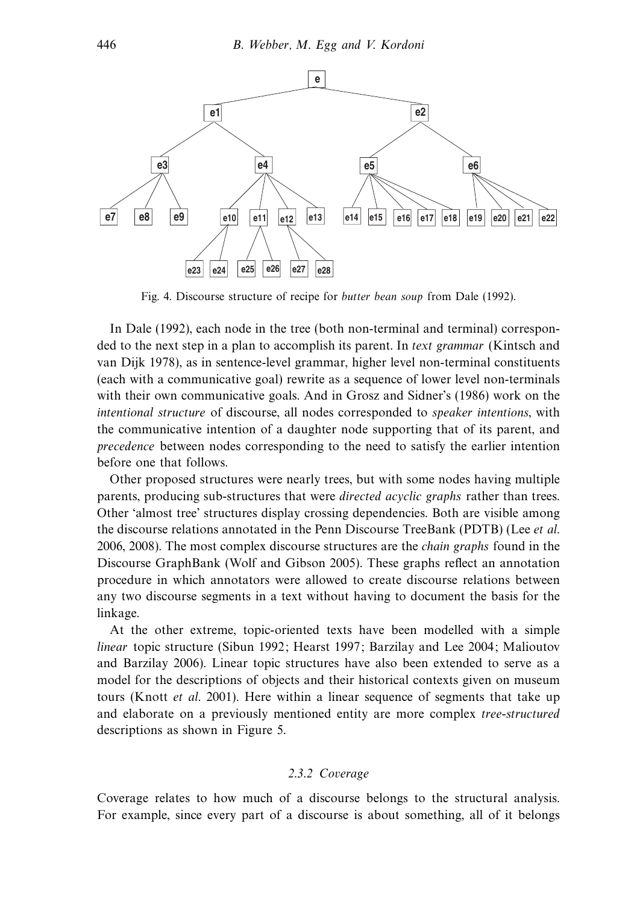Fig. 4. Discourse structure of recipe for *butter bean soup* from Dale (1992).

In Dale (1992), each node in the tree (both non-terminal and terminal) corresponded to the next step in a plan to accomplish its parent. In *text grammar* (Kintsch and van Dijk 1978), as in sentence-level grammar, higher level non-terminal constituents (each with a communicative goal) rewrite as a sequence of lower level non-terminals with their own communicative goals. And in Grosz and Sidner's (1986) work on the *intentional structure* of discourse, all nodes corresponded to *speaker intentions*, with the communicative intention of a daughter node supporting that of its parent, and *precedence* between nodes corresponding to the need to satisfy the earlier intention before one that follows.

Other proposed structures were nearly trees, but with some nodes having multiple parents, producing sub-structures that were *directed acyclic graphs* rather than trees. Other 'almost tree' structures display crossing dependencies. Both are visible among the discourse relations annotated in the Penn Discourse TreeBank (PDTB) (Lee *et al.* 2006, 2008). The most complex discourse structures are the *chain graphs* found in the Discourse GraphBank (Wolf and Gibson 2005). These graphs reflect an annotation procedure in which annotators were allowed to create discourse relations between any two discourse segments in a text without having to document the basis for the linkage.

At the other extreme, topic-oriented texts have been modelled with a simple *linear* topic structure (Sibun 1992; Hearst 1997; Barzilay and Lee 2004; Malioutov and Barzilay 2006). Linear topic structures have also been extended to serve as a model for the descriptions of objects and their historical contexts given on museum tours (Knott *et al.* 2001). Here within a linear sequence of segments that take up and elaborate on a previously mentioned entity are more complex *tree-structured* descriptions as shown in Figure 5.

### 2.3.2 Coverage

Coverage relates to how much of a discourse belongs to the structural analysis. For example, since every part of a discourse is about something, all of it belongs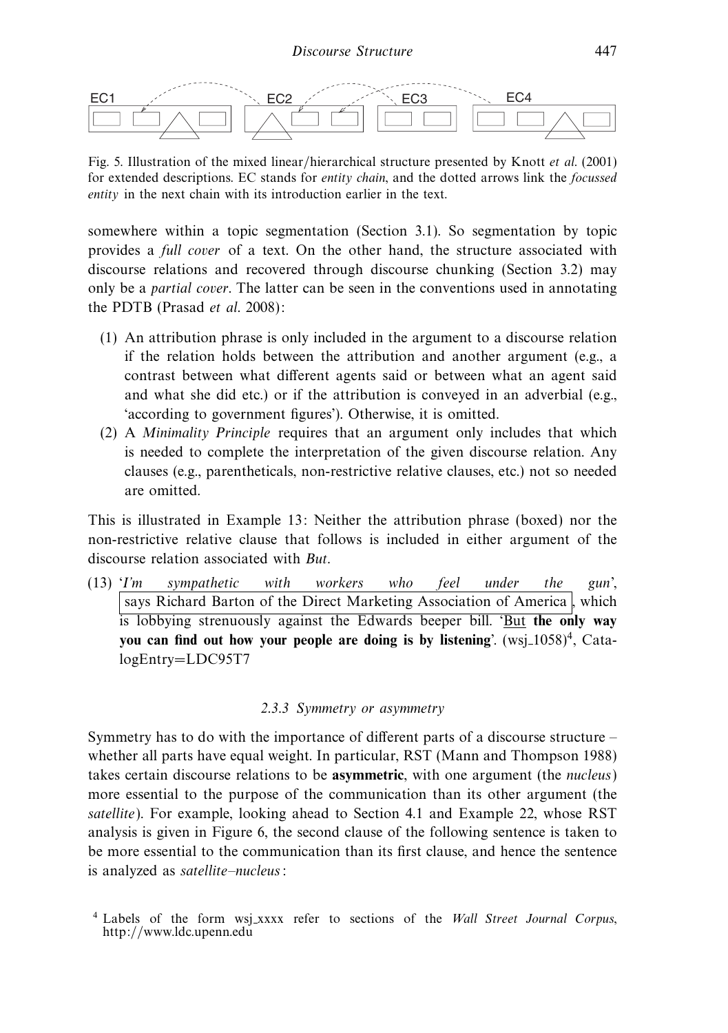Fig. 5. Illustration of the mixed linear/hierarchical structure presented by Knott *et al.* (2001) for extended descriptions. EC stands for *entity chain*, and the dotted arrows link the *focussed entity* in the next chain with its introduction earlier in the text.

somewhere within a topic segmentation (Section 3.1). So segmentation by topic provides a *full cover* of a text. On the other hand, the structure associated with discourse relations and recovered through discourse chunking (Section 3.2) may only be a *partial cover*. The latter can be seen in the conventions used in annotating the PDTB (Prasad *et al.* 2008):

(1) An attribution phrase is only included in the argument to a discourse relation if the relation holds between the attribution and another argument (e.g., a contrast between what different agents said or between what an agent said and what she did etc.) or if the attribution is conveyed in an adverbial (e.g., 'according to government figures'). Otherwise, it is omitted.

(2) A *Minimality Principle* requires that an argument only includes that which is needed to complete the interpretation of the given discourse relation. Any clauses (e.g., parentheticals, non-restrictive relative clauses, etc.) not so needed are omitted.

This is illustrated in Example 13: Neither the attribution phrase (boxed) nor the non-restrictive relative clause that follows is included in either argument of the discourse relation associated with *But*.

(13) '*I'm sympathetic with workers who feel under the gun*', [says Richard Barton of the Direct Marketing Association of America], which is lobbying strenuously against the Edwards beeper bill. '<u>But</u> **the only way you can find out how your people are doing is by listening**'. (wsj_1058)[4], CatalogEntry=LDC95T7

### 2.3.3 Symmetry or asymmetry

Symmetry has to do with the importance of different parts of a discourse structure – whether all parts have equal weight. In particular, RST (Mann and Thompson 1988) takes certain discourse relations to be **asymmetric**, with one argument (the *nucleus*) more essential to the purpose of the communication than its other argument (the *satellite*). For example, looking ahead to Section 4.1 and Example 22, whose RST analysis is given in Figure 6, the second clause of the following sentence is taken to be more essential to the communication than its first clause, and hence the sentence is analyzed as *satellite–nucleus*:

[4] Labels of the form wsj_xxxx refer to sections of the *Wall Street Journal Corpus*, http://www.ldc.upenn.edu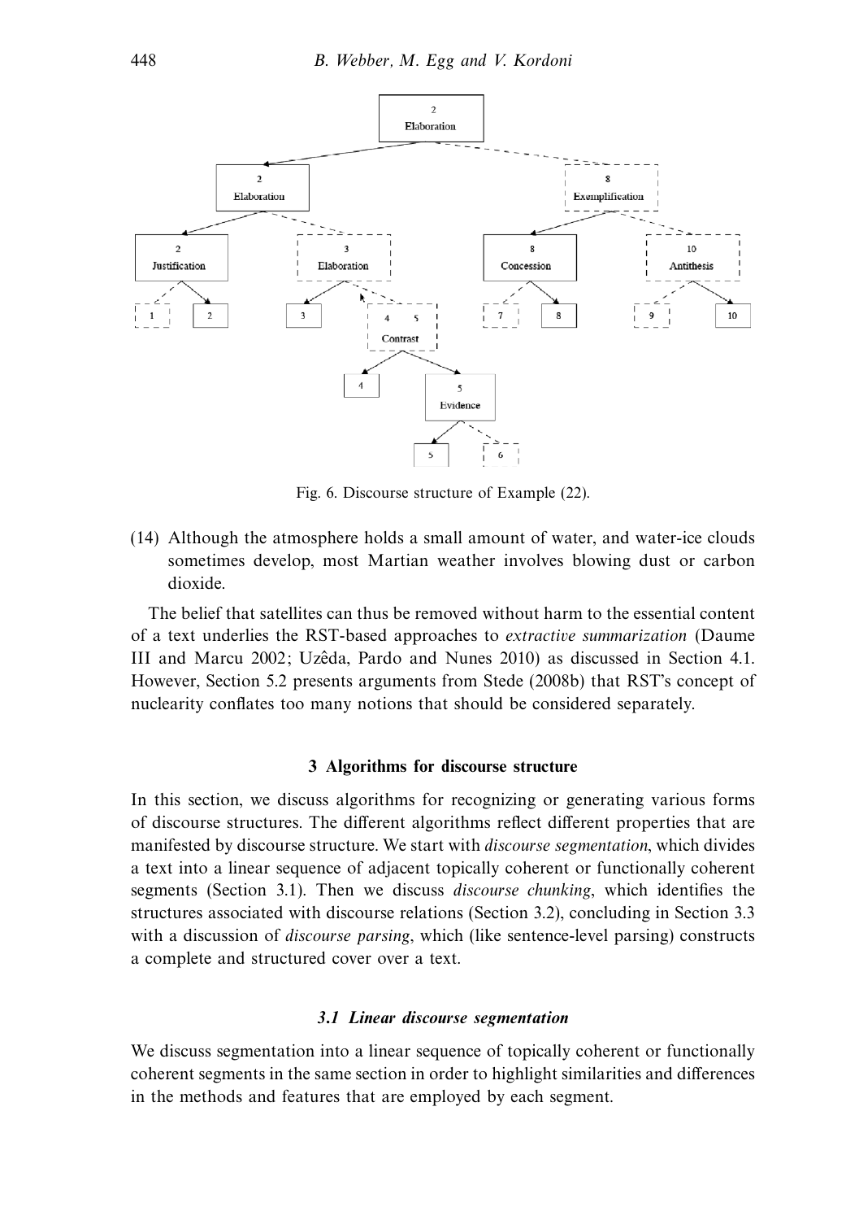Fig. 6. Discourse structure of Example (22).

(14) Although the atmosphere holds a small amount of water, and water-ice clouds sometimes develop, most Martian weather involves blowing dust or carbon dioxide.

The belief that satellites can thus be removed without harm to the essential content of a text underlies the RST-based approaches to *extractive summarization* (Daume III and Marcu 2002; Uzêda, Pardo and Nunes 2010) as discussed in Section 4.1. However, Section 5.2 presents arguments from Stede (2008b) that RST's concept of nuclearity conflates too many notions that should be considered separately.

## 3 Algorithms for discourse structure

In this section, we discuss algorithms for recognizing or generating various forms of discourse structures. The different algorithms reflect different properties that are manifested by discourse structure. We start with *discourse segmentation*, which divides a text into a linear sequence of adjacent topically coherent or functionally coherent segments (Section 3.1). Then we discuss *discourse chunking*, which identifies the structures associated with discourse relations (Section 3.2), concluding in Section 3.3 with a discussion of *discourse parsing*, which (like sentence-level parsing) constructs a complete and structured cover over a text.

### 3.1 Linear discourse segmentation

We discuss segmentation into a linear sequence of topically coherent or functionally coherent segments in the same section in order to highlight similarities and differences in the methods and features that are employed by each segment.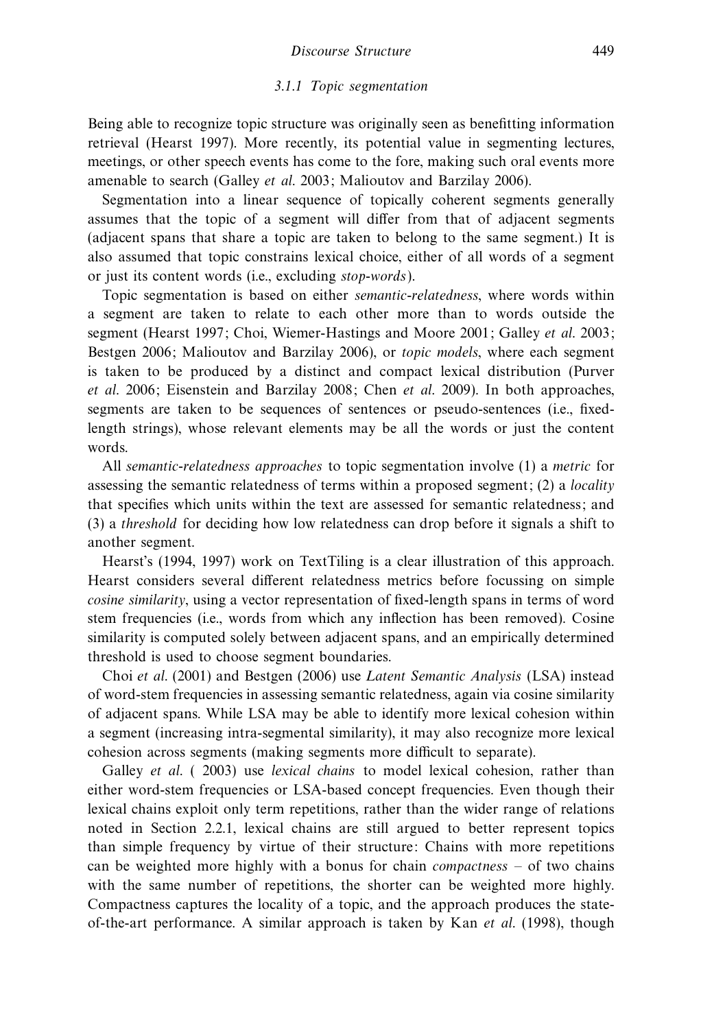### 3.1.1 Topic segmentation

Being able to recognize topic structure was originally seen as benefitting information retrieval (Hearst 1997). More recently, its potential value in segmenting lectures, meetings, or other speech events has come to the fore, making such oral events more amenable to search (Galley *et al.* 2003; Malioutov and Barzilay 2006).

Segmentation into a linear sequence of topically coherent segments generally assumes that the topic of a segment will differ from that of adjacent segments (adjacent spans that share a topic are taken to belong to the same segment.) It is also assumed that topic constrains lexical choice, either of all words of a segment or just its content words (i.e., excluding *stop-words*).

Topic segmentation is based on either *semantic-relatedness*, where words within a segment are taken to relate to each other more than to words outside the segment (Hearst 1997; Choi, Wiemer-Hastings and Moore 2001; Galley *et al.* 2003; Bestgen 2006; Malioutov and Barzilay 2006), or *topic models*, where each segment is taken to be produced by a distinct and compact lexical distribution (Purver *et al.* 2006; Eisenstein and Barzilay 2008; Chen *et al.* 2009). In both approaches, segments are taken to be sequences of sentences or pseudo-sentences (i.e., fixed-length strings), whose relevant elements may be all the words or just the content words.

All *semantic-relatedness approaches* to topic segmentation involve (1) a *metric* for assessing the semantic relatedness of terms within a proposed segment; (2) a *locality* that specifies which units within the text are assessed for semantic relatedness; and (3) a *threshold* for deciding how low relatedness can drop before it signals a shift to another segment.

Hearst's (1994, 1997) work on TextTiling is a clear illustration of this approach. Hearst considers several different relatedness metrics before focussing on simple *cosine similarity*, using a vector representation of fixed-length spans in terms of word stem frequencies (i.e., words from which any inflection has been removed). Cosine similarity is computed solely between adjacent spans, and an empirically determined threshold is used to choose segment boundaries.

Choi *et al.* (2001) and Bestgen (2006) use *Latent Semantic Analysis* (LSA) instead of word-stem frequencies in assessing semantic relatedness, again via cosine similarity of adjacent spans. While LSA may be able to identify more lexical cohesion within a segment (increasing intra-segmental similarity), it may also recognize more lexical cohesion across segments (making segments more difficult to separate).

Galley *et al.* ( 2003) use *lexical chains* to model lexical cohesion, rather than either word-stem frequencies or LSA-based concept frequencies. Even though their lexical chains exploit only term repetitions, rather than the wider range of relations noted in Section 2.2.1, lexical chains are still argued to better represent topics than simple frequency by virtue of their structure: Chains with more repetitions can be weighted more highly with a bonus for chain *compactness* – of two chains with the same number of repetitions, the shorter can be weighted more highly. Compactness captures the locality of a topic, and the approach produces the state-of-the-art performance. A similar approach is taken by Kan *et al.* (1998), though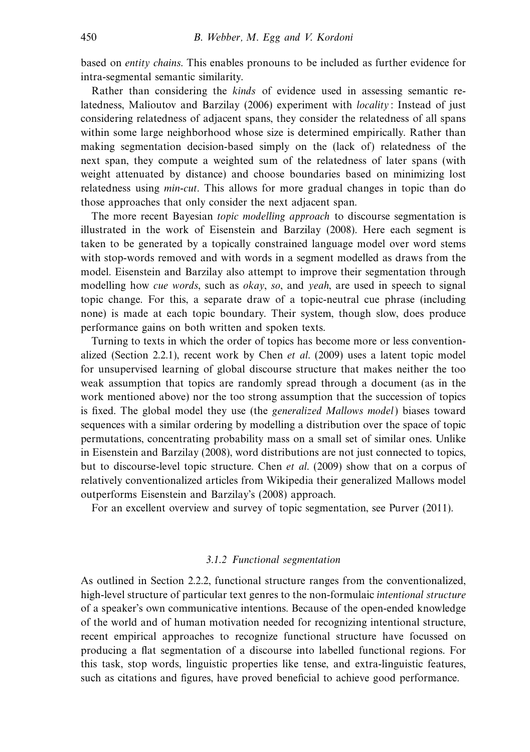based on *entity chains*. This enables pronouns to be included as further evidence for intra-segmental semantic similarity.

Rather than considering the *kinds* of evidence used in assessing semantic relatedness, Malioutov and Barzilay (2006) experiment with *locality*: Instead of just considering relatedness of adjacent spans, they consider the relatedness of all spans within some large neighborhood whose size is determined empirically. Rather than making segmentation decision-based simply on the (lack of) relatedness of the next span, they compute a weighted sum of the relatedness of later spans (with weight attenuated by distance) and choose boundaries based on minimizing lost relatedness using *min-cut*. This allows for more gradual changes in topic than do those approaches that only consider the next adjacent span.

The more recent Bayesian *topic modelling approach* to discourse segmentation is illustrated in the work of Eisenstein and Barzilay (2008). Here each segment is taken to be generated by a topically constrained language model over word stems with stop-words removed and with words in a segment modelled as draws from the model. Eisenstein and Barzilay also attempt to improve their segmentation through modelling how *cue words*, such as *okay*, *so*, and *yeah*, are used in speech to signal topic change. For this, a separate draw of a topic-neutral cue phrase (including none) is made at each topic boundary. Their system, though slow, does produce performance gains on both written and spoken texts.

Turning to texts in which the order of topics has become more or less conventionalized (Section 2.2.1), recent work by Chen *et al.* (2009) uses a latent topic model for unsupervised learning of global discourse structure that makes neither the too weak assumption that topics are randomly spread through a document (as in the work mentioned above) nor the too strong assumption that the succession of topics is fixed. The global model they use (the *generalized Mallows model*) biases toward sequences with a similar ordering by modelling a distribution over the space of topic permutations, concentrating probability mass on a small set of similar ones. Unlike in Eisenstein and Barzilay (2008), word distributions are not just connected to topics, but to discourse-level topic structure. Chen *et al.* (2009) show that on a corpus of relatively conventionalized articles from Wikipedia their generalized Mallows model outperforms Eisenstein and Barzilay's (2008) approach.

For an excellent overview and survey of topic segmentation, see Purver (2011).

#### 3.1.2 Functional segmentation

As outlined in Section 2.2.2, functional structure ranges from the conventionalized, high-level structure of particular text genres to the non-formulaic *intentional structure* of a speaker's own communicative intentions. Because of the open-ended knowledge of the world and of human motivation needed for recognizing intentional structure, recent empirical approaches to recognize functional structure have focussed on producing a flat segmentation of a discourse into labelled functional regions. For this task, stop words, linguistic properties like tense, and extra-linguistic features, such as citations and figures, have proved beneficial to achieve good performance.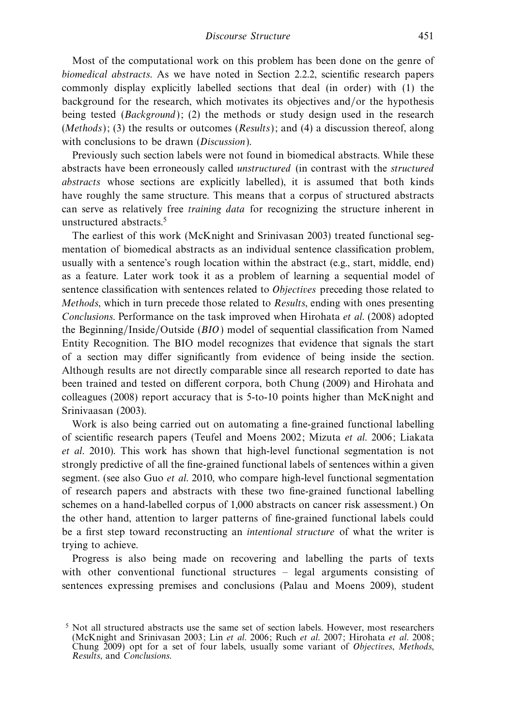Most of the computational work on this problem has been done on the genre of *biomedical abstracts*. As we have noted in Section 2.2.2, scientific research papers commonly display explicitly labelled sections that deal (in order) with (1) the background for the research, which motivates its objectives and/or the hypothesis being tested (*Background*); (2) the methods or study design used in the research (*Methods*); (3) the results or outcomes (*Results*); and (4) a discussion thereof, along with conclusions to be drawn (*Discussion*).

Previously such section labels were not found in biomedical abstracts. While these abstracts have been erroneously called *unstructured* (in contrast with the *structured abstracts* whose sections are explicitly labelled), it is assumed that both kinds have roughly the same structure. This means that a corpus of structured abstracts can serve as relatively free *training data* for recognizing the structure inherent in unstructured abstracts.[5]

The earliest of this work (McKnight and Srinivasan 2003) treated functional segmentation of biomedical abstracts as an individual sentence classification problem, usually with a sentence's rough location within the abstract (e.g., start, middle, end) as a feature. Later work took it as a problem of learning a sequential model of sentence classification with sentences related to *Objectives* preceding those related to *Methods*, which in turn precede those related to *Results*, ending with ones presenting *Conclusions*. Performance on the task improved when Hirohata *et al.* (2008) adopted the Beginning/Inside/Outside (*BIO*) model of sequential classification from Named Entity Recognition. The BIO model recognizes that evidence that signals the start of a section may differ significantly from evidence of being inside the section. Although results are not directly comparable since all research reported to date has been trained and tested on different corpora, both Chung (2009) and Hirohata and colleagues (2008) report accuracy that is 5-to-10 points higher than McKnight and Srinivaasan (2003).

Work is also being carried out on automating a fine-grained functional labelling of scientific research papers (Teufel and Moens 2002; Mizuta *et al.* 2006; Liakata *et al.* 2010). This work has shown that high-level functional segmentation is not strongly predictive of all the fine-grained functional labels of sentences within a given segment. (see also Guo *et al.* 2010, who compare high-level functional segmentation of research papers and abstracts with these two fine-grained functional labelling schemes on a hand-labelled corpus of 1,000 abstracts on cancer risk assessment.) On the other hand, attention to larger patterns of fine-grained functional labels could be a first step toward reconstructing an *intentional structure* of what the writer is trying to achieve.

Progress is also being made on recovering and labelling the parts of texts with other conventional functional structures – legal arguments consisting of sentences expressing premises and conclusions (Palau and Moens 2009), student

[5] Not all structured abstracts use the same set of section labels. However, most researchers (McKnight and Srinivasan 2003; Lin *et al.* 2006; Ruch *et al.* 2007; Hirohata *et al.* 2008; Chung 2009) opt for a set of four labels, usually some variant of *Objectives*, *Methods*, *Results*, and *Conclusions*.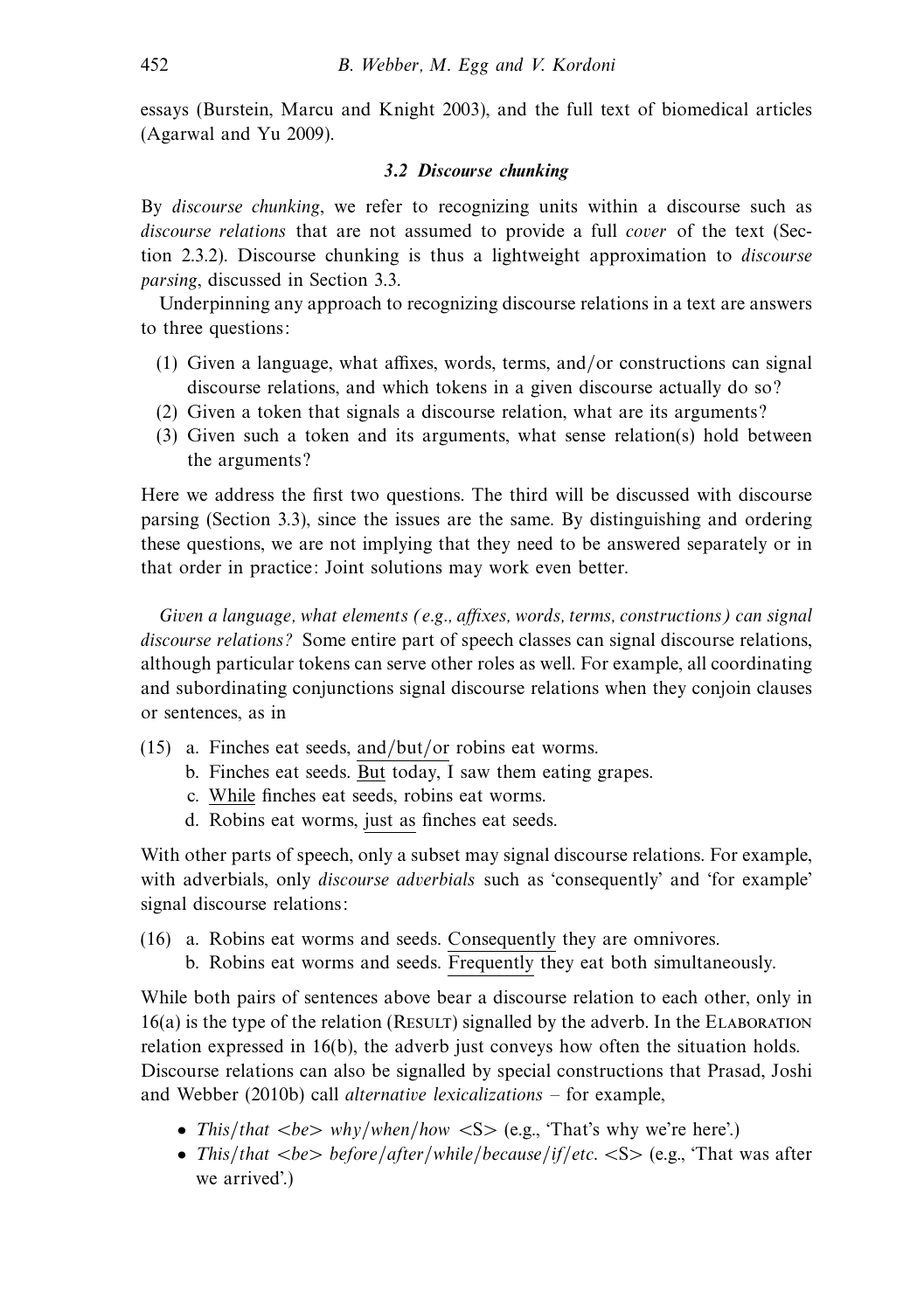essays (Burstein, Marcu and Knight 2003), and the full text of biomedical articles (Agarwal and Yu 2009).

### 3.2 Discourse chunking

By *discourse chunking*, we refer to recognizing units within a discourse such as *discourse relations* that are not assumed to provide a full *cover* of the text (Section 2.3.2). Discourse chunking is thus a lightweight approximation to *discourse parsing*, discussed in Section 3.3.

Underpinning any approach to recognizing discourse relations in a text are answers to three questions:

(1) Given a language, what affixes, words, terms, and/or constructions can signal discourse relations, and which tokens in a given discourse actually do so?
(2) Given a token that signals a discourse relation, what are its arguments?
(3) Given such a token and its arguments, what sense relation(s) hold between the arguments?

Here we address the first two questions. The third will be discussed with discourse parsing (Section 3.3), since the issues are the same. By distinguishing and ordering these questions, we are not implying that they need to be answered separately or in that order in practice: Joint solutions may work even better.

*Given a language, what elements (e.g., affixes, words, terms, constructions) can signal discourse relations?* Some entire part of speech classes can signal discourse relations, although particular tokens can serve other roles as well. For example, all coordinating and subordinating conjunctions signal discourse relations when they conjoin clauses or sentences, as in

(15) a. Finches eat seeds, <u>and/but/or</u> robins eat worms.
b. Finches eat seeds. <u>But</u> today, I saw them eating grapes.
c. <u>While</u> finches eat seeds, robins eat worms.
d. Robins eat worms, <u>just as</u> finches eat seeds.

With other parts of speech, only a subset may signal discourse relations. For example, with adverbials, only *discourse adverbials* such as 'consequently' and 'for example' signal discourse relations:

(16) a. Robins eat worms and seeds. <u>Consequently</u> they are omnivores.
b. Robins eat worms and seeds. <u>Frequently</u> they eat both simultaneously.

While both pairs of sentences above bear a discourse relation to each other, only in 16(a) is the type of the relation (RESULT) signalled by the adverb. In the ELABORATION relation expressed in 16(b), the adverb just conveys how often the situation holds. Discourse relations can also be signalled by special constructions that Prasad, Joshi and Webber (2010b) call *alternative lexicalizations* – for example,

- *This/that <be> why/when/how* <S> (e.g., 'That's why we're here'.)
- *This/that <be> before/after/while/because/if/etc.* <S> (e.g., 'That was after we arrived'.)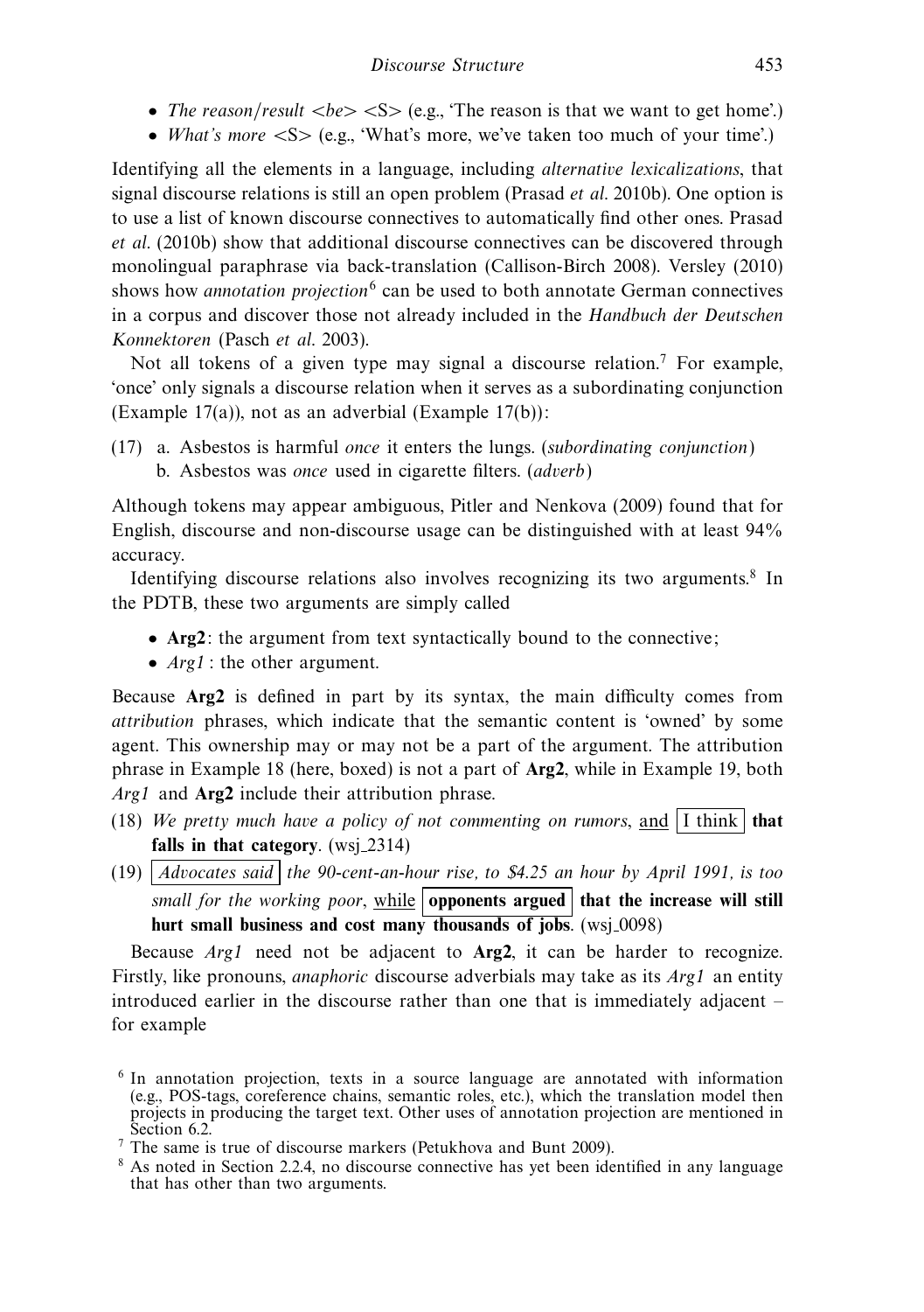- *The reason/result* <*be*> <S> (e.g., 'The reason is that we want to get home'.)
- *What's more* <S> (e.g., 'What's more, we've taken too much of your time'.)

Identifying all the elements in a language, including *alternative lexicalizations*, that signal discourse relations is still an open problem (Prasad *et al.* 2010b). One option is to use a list of known discourse connectives to automatically find other ones. Prasad *et al.* (2010b) show that additional discourse connectives can be discovered through monolingual paraphrase via back-translation (Callison-Birch 2008). Versley (2010) shows how *annotation projection*[6] can be used to both annotate German connectives in a corpus and discover those not already included in the *Handbuch der Deutschen Konnektoren* (Pasch *et al.* 2003).

Not all tokens of a given type may signal a discourse relation.[7] For example, 'once' only signals a discourse relation when it serves as a subordinating conjunction (Example 17(a)), not as an adverbial (Example 17(b)):

(17) a. Asbestos is harmful *once* it enters the lungs. (*subordinating conjunction*)
 b. Asbestos was *once* used in cigarette filters. (*adverb*)

Although tokens may appear ambiguous, Pitler and Nenkova (2009) found that for English, discourse and non-discourse usage can be distinguished with at least 94% accuracy.

Identifying discourse relations also involves recognizing its two arguments.[8] In the PDTB, these two arguments are simply called

- **Arg2**: the argument from text syntactically bound to the connective;
- *Arg1*: the other argument.

Because **Arg2** is defined in part by its syntax, the main difficulty comes from *attribution* phrases, which indicate that the semantic content is 'owned' by some agent. This ownership may or may not be a part of the argument. The attribution phrase in Example 18 (here, boxed) is not a part of **Arg2**, while in Example 19, both *Arg1* and **Arg2** include their attribution phrase.

(18) *We pretty much have a policy of not commenting on rumors*, <u>and</u> [I think] **that falls in that category**. (wsj_2314)

(19) [*Advocates said*] *the 90-cent-an-hour rise, to $4.25 an hour by April 1991, is too small for the working poor*, <u>while</u> [**opponents argued**] **that the increase will still hurt small business and cost many thousands of jobs**. (wsj_0098)

Because *Arg1* need not be adjacent to **Arg2**, it can be harder to recognize. Firstly, like pronouns, *anaphoric* discourse adverbials may take as its *Arg1* an entity introduced earlier in the discourse rather than one that is immediately adjacent – for example

[6] In annotation projection, texts in a source language are annotated with information (e.g., POS-tags, coreference chains, semantic roles, etc.), which the translation model then projects in producing the target text. Other uses of annotation projection are mentioned in Section 6.2.

[7] The same is true of discourse markers (Petukhova and Bunt 2009).

[8] As noted in Section 2.2.4, no discourse connective has yet been identified in any language that has other than two arguments.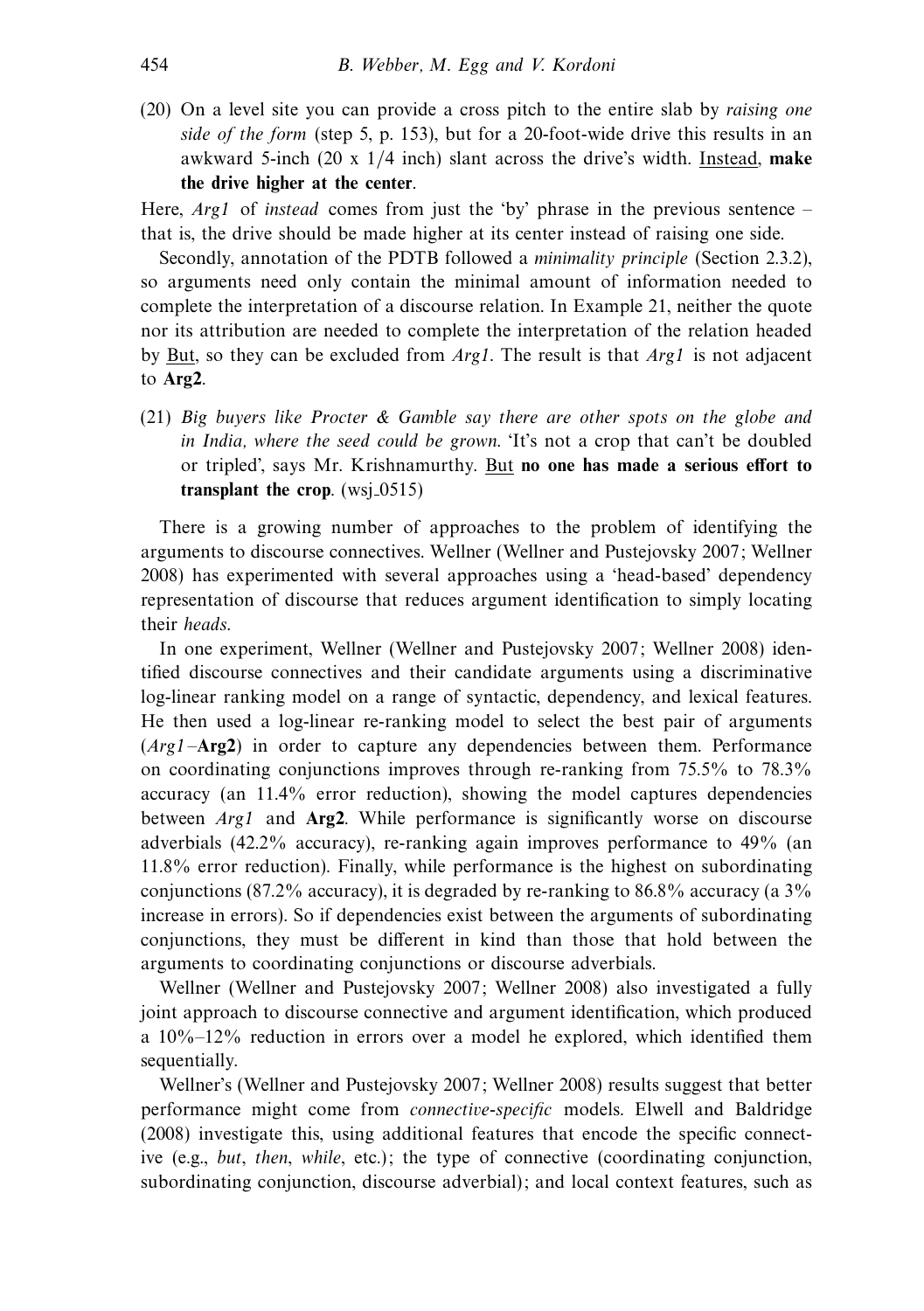(20) On a level site you can provide a cross pitch to the entire slab by *raising one side of the form* (step 5, p. 153), but for a 20-foot-wide drive this results in an awkward 5-inch (20 x 1/4 inch) slant across the drive's width. Instead, **make the drive higher at the center**.

Here, *Arg1* of *instead* comes from just the 'by' phrase in the previous sentence – that is, the drive should be made higher at its center instead of raising one side.

Secondly, annotation of the PDTB followed a *minimality principle* (Section 2.3.2), so arguments need only contain the minimal amount of information needed to complete the interpretation of a discourse relation. In Example 21, neither the quote nor its attribution are needed to complete the interpretation of the relation headed by But, so they can be excluded from *Arg1*. The result is that *Arg1* is not adjacent to **Arg2**.

(21) *Big buyers like Procter & Gamble say there are other spots on the globe and in India, where the seed could be grown.* 'It's not a crop that can't be doubled or tripled', says Mr. Krishnamurthy. But **no one has made a serious effort to transplant the crop**. (wsj_0515)

There is a growing number of approaches to the problem of identifying the arguments to discourse connectives. Wellner (Wellner and Pustejovsky 2007; Wellner 2008) has experimented with several approaches using a 'head-based' dependency representation of discourse that reduces argument identification to simply locating their *heads*.

In one experiment, Wellner (Wellner and Pustejovsky 2007; Wellner 2008) identified discourse connectives and their candidate arguments using a discriminative log-linear ranking model on a range of syntactic, dependency, and lexical features. He then used a log-linear re-ranking model to select the best pair of arguments (*Arg1*–**Arg2**) in order to capture any dependencies between them. Performance on coordinating conjunctions improves through re-ranking from 75.5% to 78.3% accuracy (an 11.4% error reduction), showing the model captures dependencies between *Arg1* and **Arg2**. While performance is significantly worse on discourse adverbials (42.2% accuracy), re-ranking again improves performance to 49% (an 11.8% error reduction). Finally, while performance is the highest on subordinating conjunctions (87.2% accuracy), it is degraded by re-ranking to 86.8% accuracy (a 3% increase in errors). So if dependencies exist between the arguments of subordinating conjunctions, they must be different in kind than those that hold between the arguments to coordinating conjunctions or discourse adverbials.

Wellner (Wellner and Pustejovsky 2007; Wellner 2008) also investigated a fully joint approach to discourse connective and argument identification, which produced a 10%–12% reduction in errors over a model he explored, which identified them sequentially.

Wellner's (Wellner and Pustejovsky 2007; Wellner 2008) results suggest that better performance might come from *connective-specific* models. Elwell and Baldridge (2008) investigate this, using additional features that encode the specific connective (e.g., *but*, *then*, *while*, etc.); the type of connective (coordinating conjunction, subordinating conjunction, discourse adverbial); and local context features, such as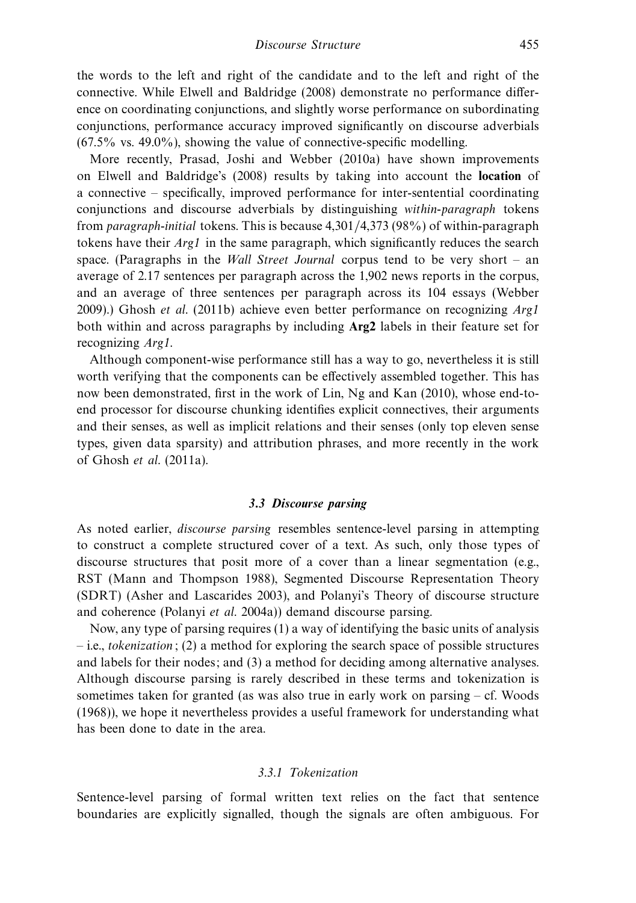the words to the left and right of the candidate and to the left and right of the connective. While Elwell and Baldridge (2008) demonstrate no performance difference on coordinating conjunctions, and slightly worse performance on subordinating conjunctions, performance accuracy improved significantly on discourse adverbials (67.5% vs. 49.0%), showing the value of connective-specific modelling.

More recently, Prasad, Joshi and Webber (2010a) have shown improvements on Elwell and Baldridge's (2008) results by taking into account the **location** of a connective – specifically, improved performance for inter-sentential coordinating conjunctions and discourse adverbials by distinguishing *within-paragraph* tokens from *paragraph-initial* tokens. This is because 4,301/4,373 (98%) of within-paragraph tokens have their *Arg1* in the same paragraph, which significantly reduces the search space. (Paragraphs in the *Wall Street Journal* corpus tend to be very short – an average of 2.17 sentences per paragraph across the 1,902 news reports in the corpus, and an average of three sentences per paragraph across its 104 essays (Webber 2009).) Ghosh *et al.* (2011b) achieve even better performance on recognizing *Arg1* both within and across paragraphs by including **Arg2** labels in their feature set for recognizing *Arg1*.

Although component-wise performance still has a way to go, nevertheless it is still worth verifying that the components can be effectively assembled together. This has now been demonstrated, first in the work of Lin, Ng and Kan (2010), whose end-to-end processor for discourse chunking identifies explicit connectives, their arguments and their senses, as well as implicit relations and their senses (only top eleven sense types, given data sparsity) and attribution phrases, and more recently in the work of Ghosh *et al.* (2011a).

### 3.3 Discourse parsing

As noted earlier, *discourse parsing* resembles sentence-level parsing in attempting to construct a complete structured cover of a text. As such, only those types of discourse structures that posit more of a cover than a linear segmentation (e.g., RST (Mann and Thompson 1988), Segmented Discourse Representation Theory (SDRT) (Asher and Lascarides 2003), and Polanyi's Theory of discourse structure and coherence (Polanyi *et al.* 2004a)) demand discourse parsing.

Now, any type of parsing requires (1) a way of identifying the basic units of analysis – i.e., *tokenization*; (2) a method for exploring the search space of possible structures and labels for their nodes; and (3) a method for deciding among alternative analyses. Although discourse parsing is rarely described in these terms and tokenization is sometimes taken for granted (as was also true in early work on parsing – cf. Woods (1968)), we hope it nevertheless provides a useful framework for understanding what has been done to date in the area.

#### 3.3.1 Tokenization

Sentence-level parsing of formal written text relies on the fact that sentence boundaries are explicitly signalled, though the signals are often ambiguous. For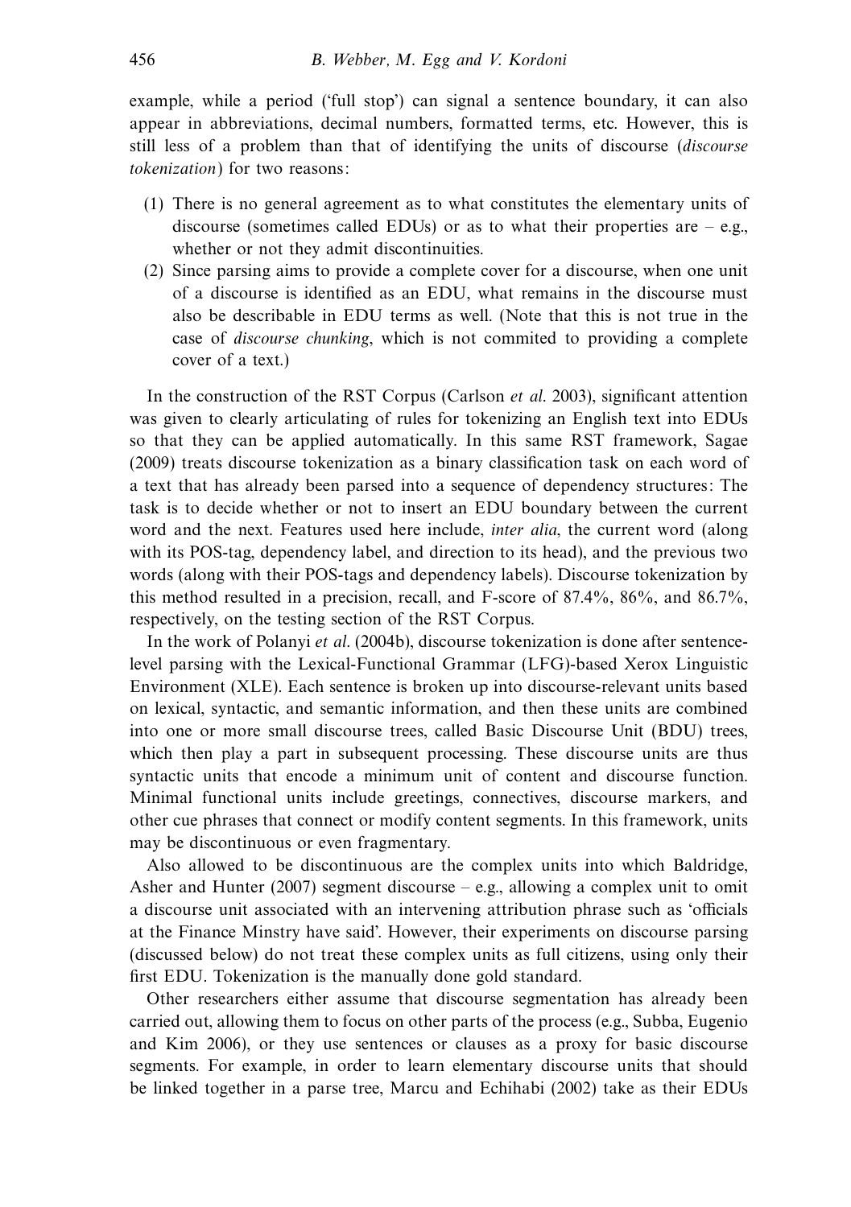example, while a period ('full stop') can signal a sentence boundary, it can also appear in abbreviations, decimal numbers, formatted terms, etc. However, this is still less of a problem than that of identifying the units of discourse (*discourse tokenization*) for two reasons:

(1) There is no general agreement as to what constitutes the elementary units of discourse (sometimes called EDUs) or as to what their properties are – e.g., whether or not they admit discontinuities.
(2) Since parsing aims to provide a complete cover for a discourse, when one unit of a discourse is identified as an EDU, what remains in the discourse must also be describable in EDU terms as well. (Note that this is not true in the case of *discourse chunking*, which is not commited to providing a complete cover of a text.)

In the construction of the RST Corpus (Carlson *et al.* 2003), significant attention was given to clearly articulating of rules for tokenizing an English text into EDUs so that they can be applied automatically. In this same RST framework, Sagae (2009) treats discourse tokenization as a binary classification task on each word of a text that has already been parsed into a sequence of dependency structures: The task is to decide whether or not to insert an EDU boundary between the current word and the next. Features used here include, *inter alia*, the current word (along with its POS-tag, dependency label, and direction to its head), and the previous two words (along with their POS-tags and dependency labels). Discourse tokenization by this method resulted in a precision, recall, and F-score of 87.4%, 86%, and 86.7%, respectively, on the testing section of the RST Corpus.

In the work of Polanyi *et al.* (2004b), discourse tokenization is done after sentence-level parsing with the Lexical-Functional Grammar (LFG)-based Xerox Linguistic Environment (XLE). Each sentence is broken up into discourse-relevant units based on lexical, syntactic, and semantic information, and then these units are combined into one or more small discourse trees, called Basic Discourse Unit (BDU) trees, which then play a part in subsequent processing. These discourse units are thus syntactic units that encode a minimum unit of content and discourse function. Minimal functional units include greetings, connectives, discourse markers, and other cue phrases that connect or modify content segments. In this framework, units may be discontinuous or even fragmentary.

Also allowed to be discontinuous are the complex units into which Baldridge, Asher and Hunter (2007) segment discourse – e.g., allowing a complex unit to omit a discourse unit associated with an intervening attribution phrase such as 'officials at the Finance Minstry have said'. However, their experiments on discourse parsing (discussed below) do not treat these complex units as full citizens, using only their first EDU. Tokenization is the manually done gold standard.

Other researchers either assume that discourse segmentation has already been carried out, allowing them to focus on other parts of the process (e.g., Subba, Eugenio and Kim 2006), or they use sentences or clauses as a proxy for basic discourse segments. For example, in order to learn elementary discourse units that should be linked together in a parse tree, Marcu and Echihabi (2002) take as their EDUs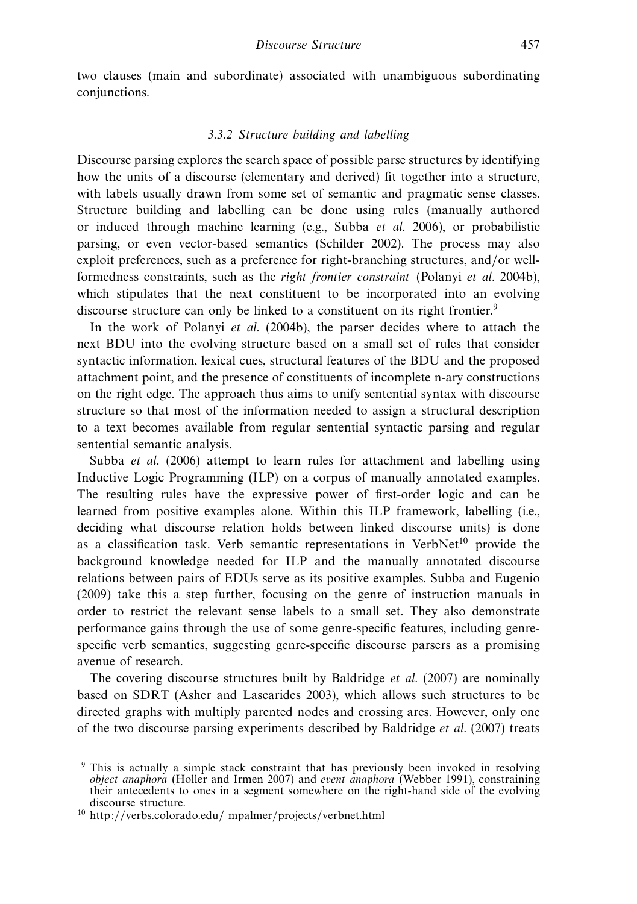two clauses (main and subordinate) associated with unambiguous subordinating conjunctions.

### 3.3.2 Structure building and labelling

Discourse parsing explores the search space of possible parse structures by identifying how the units of a discourse (elementary and derived) fit together into a structure, with labels usually drawn from some set of semantic and pragmatic sense classes. Structure building and labelling can be done using rules (manually authored or induced through machine learning (e.g., Subba *et al.* 2006), or probabilistic parsing, or even vector-based semantics (Schilder 2002). The process may also exploit preferences, such as a preference for right-branching structures, and/or well-formedness constraints, such as the *right frontier constraint* (Polanyi *et al.* 2004b), which stipulates that the next constituent to be incorporated into an evolving discourse structure can only be linked to a constituent on its right frontier.[9]

In the work of Polanyi *et al.* (2004b), the parser decides where to attach the next BDU into the evolving structure based on a small set of rules that consider syntactic information, lexical cues, structural features of the BDU and the proposed attachment point, and the presence of constituents of incomplete n-ary constructions on the right edge. The approach thus aims to unify sentential syntax with discourse structure so that most of the information needed to assign a structural description to a text becomes available from regular sentential syntactic parsing and regular sentential semantic analysis.

Subba *et al.* (2006) attempt to learn rules for attachment and labelling using Inductive Logic Programming (ILP) on a corpus of manually annotated examples. The resulting rules have the expressive power of first-order logic and can be learned from positive examples alone. Within this ILP framework, labelling (i.e., deciding what discourse relation holds between linked discourse units) is done as a classification task. Verb semantic representations in VerbNet[10] provide the background knowledge needed for ILP and the manually annotated discourse relations between pairs of EDUs serve as its positive examples. Subba and Eugenio (2009) take this a step further, focusing on the genre of instruction manuals in order to restrict the relevant sense labels to a small set. They also demonstrate performance gains through the use of some genre-specific features, including genre-specific verb semantics, suggesting genre-specific discourse parsers as a promising avenue of research.

The covering discourse structures built by Baldridge *et al.* (2007) are nominally based on SDRT (Asher and Lascarides 2003), which allows such structures to be directed graphs with multiply parented nodes and crossing arcs. However, only one of the two discourse parsing experiments described by Baldridge *et al.* (2007) treats

[9] This is actually a simple stack constraint that has previously been invoked in resolving *object anaphora* (Holler and Irmen 2007) and *event anaphora* (Webber 1991), constraining their antecedents to ones in a segment somewhere on the right-hand side of the evolving discourse structure.

[10] http://verbs.colorado.edu/ mpalmer/projects/verbnet.html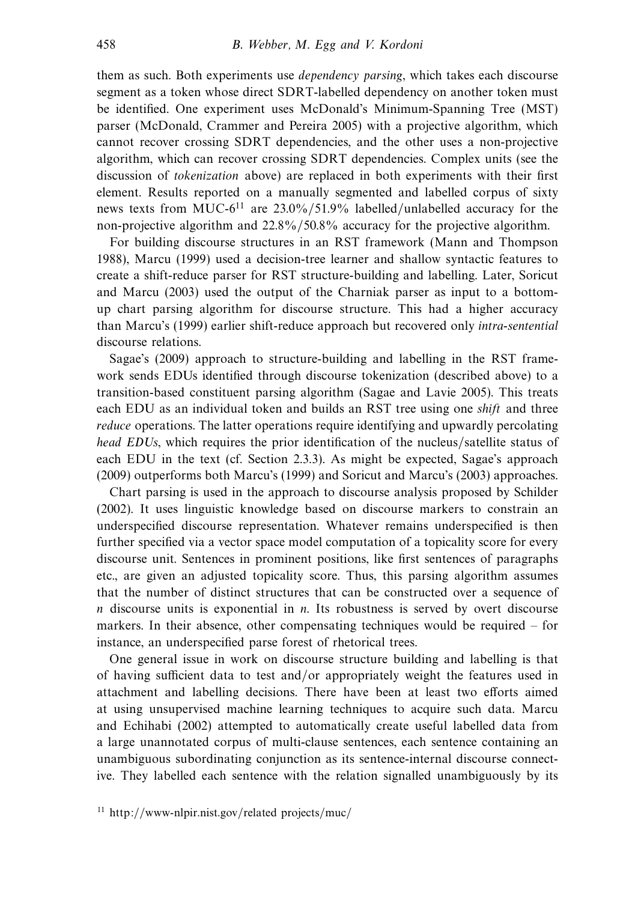them as such. Both experiments use *dependency parsing*, which takes each discourse segment as a token whose direct SDRT-labelled dependency on another token must be identified. One experiment uses McDonald's Minimum-Spanning Tree (MST) parser (McDonald, Crammer and Pereira 2005) with a projective algorithm, which cannot recover crossing SDRT dependencies, and the other uses a non-projective algorithm, which can recover crossing SDRT dependencies. Complex units (see the discussion of *tokenization* above) are replaced in both experiments with their first element. Results reported on a manually segmented and labelled corpus of sixty news texts from MUC-6[11] are 23.0%/51.9% labelled/unlabelled accuracy for the non-projective algorithm and 22.8%/50.8% accuracy for the projective algorithm.

For building discourse structures in an RST framework (Mann and Thompson 1988), Marcu (1999) used a decision-tree learner and shallow syntactic features to create a shift-reduce parser for RST structure-building and labelling. Later, Soricut and Marcu (2003) used the output of the Charniak parser as input to a bottom-up chart parsing algorithm for discourse structure. This had a higher accuracy than Marcu's (1999) earlier shift-reduce approach but recovered only *intra-sentential* discourse relations.

Sagae's (2009) approach to structure-building and labelling in the RST framework sends EDUs identified through discourse tokenization (described above) to a transition-based constituent parsing algorithm (Sagae and Lavie 2005). This treats each EDU as an individual token and builds an RST tree using one *shift* and three *reduce* operations. The latter operations require identifying and upwardly percolating *head EDUs*, which requires the prior identification of the nucleus/satellite status of each EDU in the text (cf. Section 2.3.3). As might be expected, Sagae's approach (2009) outperforms both Marcu's (1999) and Soricut and Marcu's (2003) approaches.

Chart parsing is used in the approach to discourse analysis proposed by Schilder (2002). It uses linguistic knowledge based on discourse markers to constrain an underspecified discourse representation. Whatever remains underspecified is then further specified via a vector space model computation of a topicality score for every discourse unit. Sentences in prominent positions, like first sentences of paragraphs etc., are given an adjusted topicality score. Thus, this parsing algorithm assumes that the number of distinct structures that can be constructed over a sequence of $n$ discourse units is exponential in $n$. Its robustness is served by overt discourse markers. In their absence, other compensating techniques would be required – for instance, an underspecified parse forest of rhetorical trees.

One general issue in work on discourse structure building and labelling is that of having sufficient data to test and/or appropriately weight the features used in attachment and labelling decisions. There have been at least two efforts aimed at using unsupervised machine learning techniques to acquire such data. Marcu and Echihabi (2002) attempted to automatically create useful labelled data from a large unannotated corpus of multi-clause sentences, each sentence containing an unambiguous subordinating conjunction as its sentence-internal discourse connective. They labelled each sentence with the relation signalled unambiguously by its

[11] http://www-nlpir.nist.gov/related projects/muc/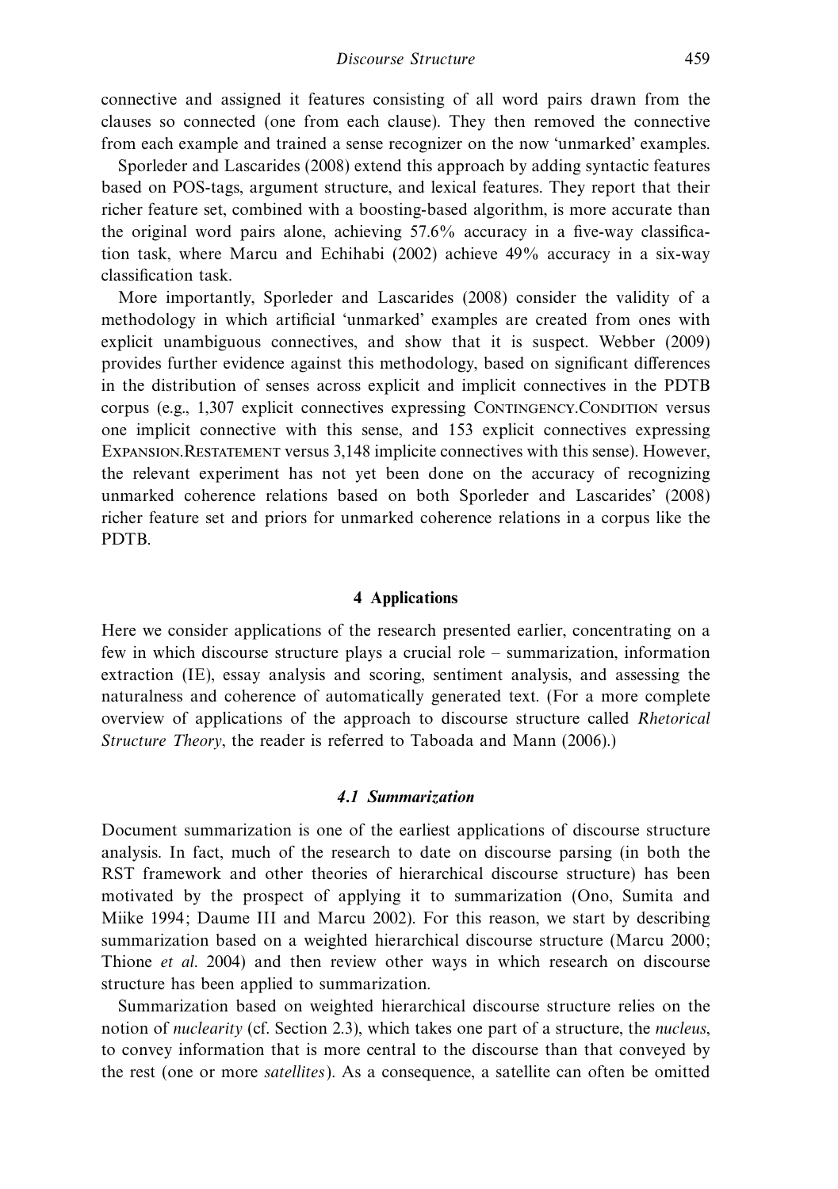connective and assigned it features consisting of all word pairs drawn from the clauses so connected (one from each clause). They then removed the connective from each example and trained a sense recognizer on the now 'unmarked' examples.

Sporleder and Lascarides (2008) extend this approach by adding syntactic features based on POS-tags, argument structure, and lexical features. They report that their richer feature set, combined with a boosting-based algorithm, is more accurate than the original word pairs alone, achieving 57.6% accuracy in a five-way classification task, where Marcu and Echihabi (2002) achieve 49% accuracy in a six-way classification task.

More importantly, Sporleder and Lascarides (2008) consider the validity of a methodology in which artificial 'unmarked' examples are created from ones with explicit unambiguous connectives, and show that it is suspect. Webber (2009) provides further evidence against this methodology, based on significant differences in the distribution of senses across explicit and implicit connectives in the PDTB corpus (e.g., 1,307 explicit connectives expressing CONTINGENCY.CONDITION versus one implicit connective with this sense, and 153 explicit connectives expressing EXPANSION.RESTATEMENT versus 3,148 implicite connectives with this sense). However, the relevant experiment has not yet been done on the accuracy of recognizing unmarked coherence relations based on both Sporleder and Lascarides' (2008) richer feature set and priors for unmarked coherence relations in a corpus like the PDTB.

## 4 Applications

Here we consider applications of the research presented earlier, concentrating on a few in which discourse structure plays a crucial role – summarization, information extraction (IE), essay analysis and scoring, sentiment analysis, and assessing the naturalness and coherence of automatically generated text. (For a more complete overview of applications of the approach to discourse structure called *Rhetorical Structure Theory*, the reader is referred to Taboada and Mann (2006).)

### 4.1 Summarization

Document summarization is one of the earliest applications of discourse structure analysis. In fact, much of the research to date on discourse parsing (in both the RST framework and other theories of hierarchical discourse structure) has been motivated by the prospect of applying it to summarization (Ono, Sumita and Miike 1994; Daume III and Marcu 2002). For this reason, we start by describing summarization based on a weighted hierarchical discourse structure (Marcu 2000; Thione *et al.* 2004) and then review other ways in which research on discourse structure has been applied to summarization.

Summarization based on weighted hierarchical discourse structure relies on the notion of *nuclearity* (cf. Section 2.3), which takes one part of a structure, the *nucleus*, to convey information that is more central to the discourse than that conveyed by the rest (one or more *satellites*). As a consequence, a satellite can often be omitted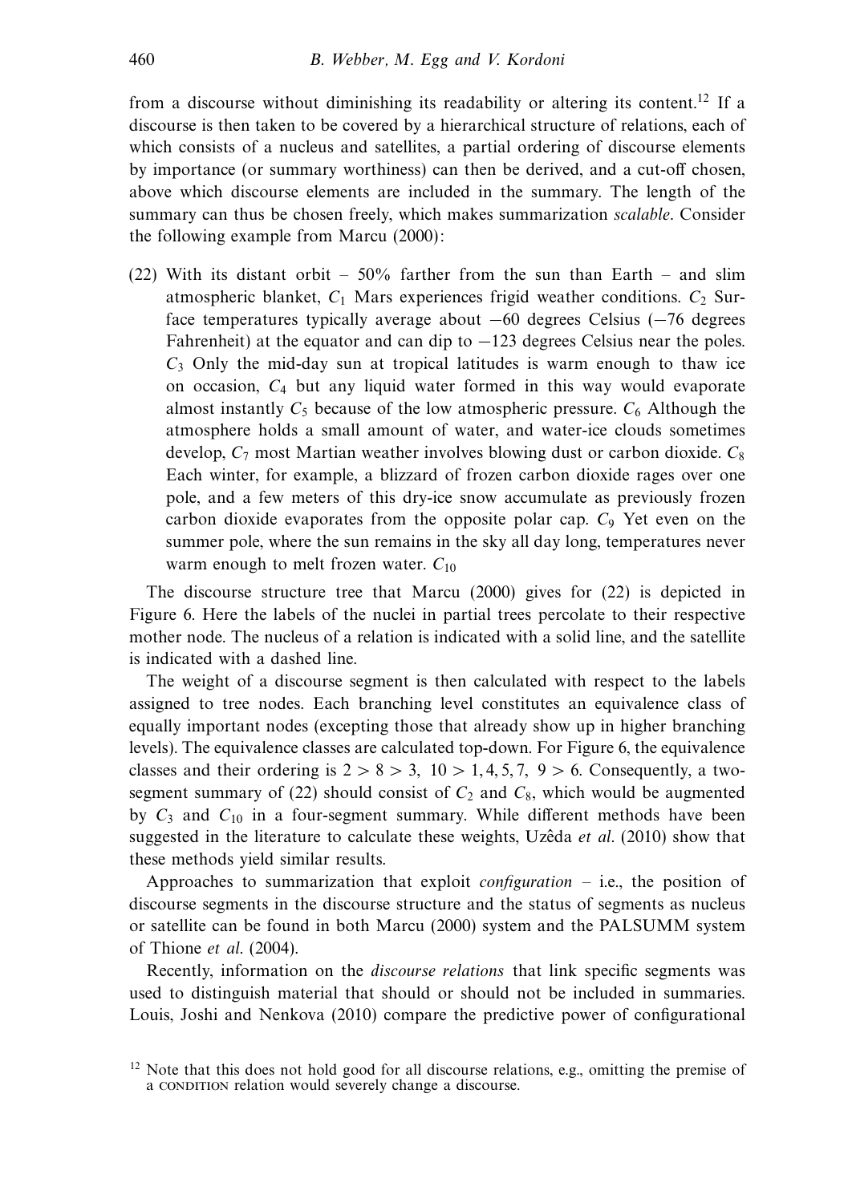from a discourse without diminishing its readability or altering its content.[12] If a discourse is then taken to be covered by a hierarchical structure of relations, each of which consists of a nucleus and satellites, a partial ordering of discourse elements by importance (or summary worthiness) can then be derived, and a cut-off chosen, above which discourse elements are included in the summary. The length of the summary can thus be chosen freely, which makes summarization *scalable*. Consider the following example from Marcu (2000):

(22) With its distant orbit – 50% farther from the sun than Earth – and slim atmospheric blanket, $C_1$ Mars experiences frigid weather conditions. $C_2$ Surface temperatures typically average about −60 degrees Celsius (−76 degrees Fahrenheit) at the equator and can dip to −123 degrees Celsius near the poles. $C_3$ Only the mid-day sun at tropical latitudes is warm enough to thaw ice on occasion, $C_4$ but any liquid water formed in this way would evaporate almost instantly $C_5$ because of the low atmospheric pressure. $C_6$ Although the atmosphere holds a small amount of water, and water-ice clouds sometimes develop, $C_7$ most Martian weather involves blowing dust or carbon dioxide. $C_8$ Each winter, for example, a blizzard of frozen carbon dioxide rages over one pole, and a few meters of this dry-ice snow accumulate as previously frozen carbon dioxide evaporates from the opposite polar cap. $C_9$ Yet even on the summer pole, where the sun remains in the sky all day long, temperatures never warm enough to melt frozen water. $C_{10}$

The discourse structure tree that Marcu (2000) gives for (22) is depicted in Figure 6. Here the labels of the nuclei in partial trees percolate to their respective mother node. The nucleus of a relation is indicated with a solid line, and the satellite is indicated with a dashed line.

The weight of a discourse segment is then calculated with respect to the labels assigned to tree nodes. Each branching level constitutes an equivalence class of equally important nodes (excepting those that already show up in higher branching levels). The equivalence classes are calculated top-down. For Figure 6, the equivalence classes and their ordering is $2 > 8 > 3,\ 10 > 1,4,5,7,\ 9 > 6$. Consequently, a two-segment summary of (22) should consist of $C_2$ and $C_8$, which would be augmented by $C_3$ and $C_{10}$ in a four-segment summary. While different methods have been suggested in the literature to calculate these weights, Uzêda *et al.* (2010) show that these methods yield similar results.

Approaches to summarization that exploit *configuration* – i.e., the position of discourse segments in the discourse structure and the status of segments as nucleus or satellite can be found in both Marcu (2000) system and the PALSUMM system of Thione *et al.* (2004).

Recently, information on the *discourse relations* that link specific segments was used to distinguish material that should or should not be included in summaries. Louis, Joshi and Nenkova (2010) compare the predictive power of configurational

[12] Note that this does not hold good for all discourse relations, e.g., omitting the premise of a CONDITION relation would severely change a discourse.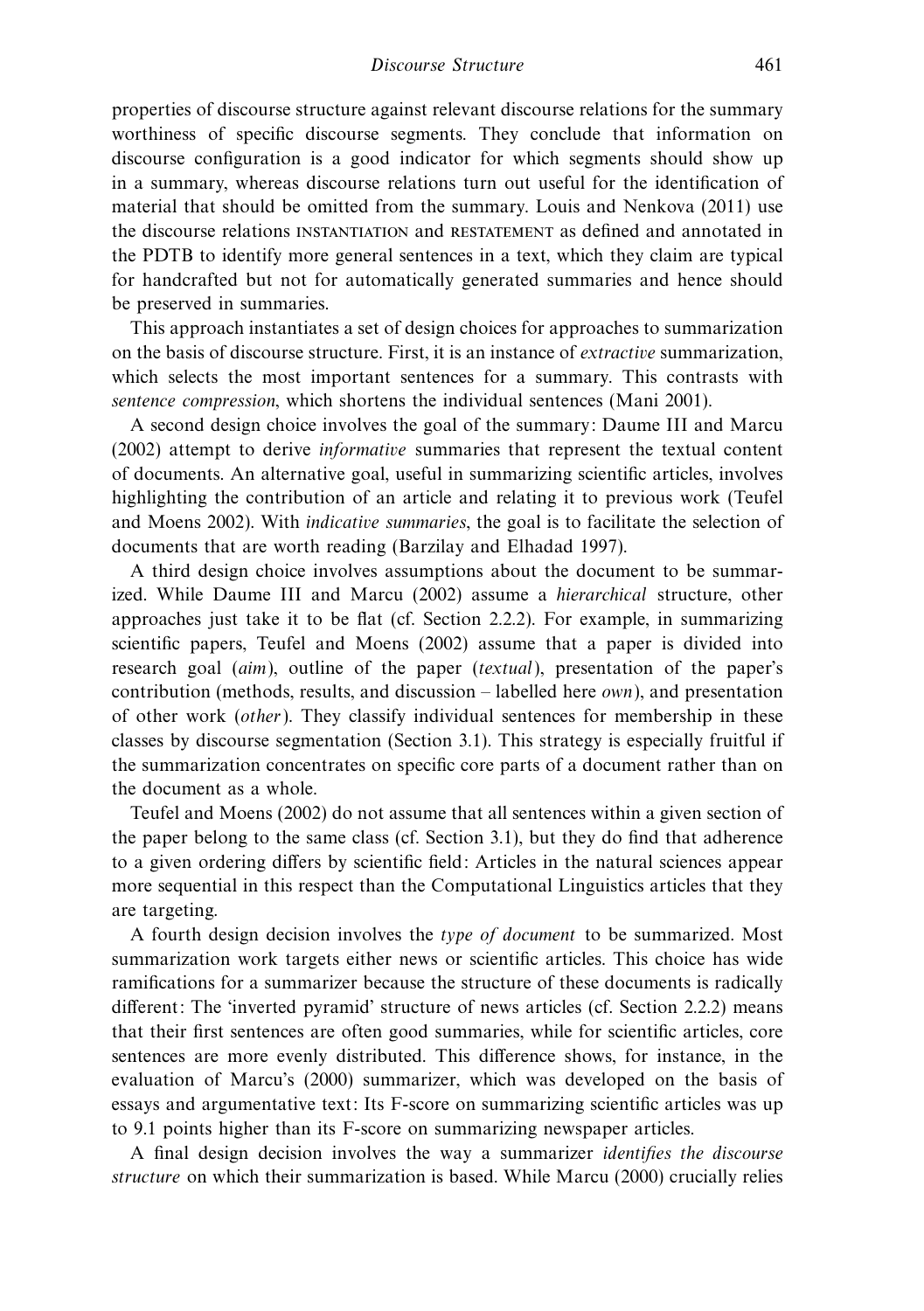properties of discourse structure against relevant discourse relations for the summary worthiness of specific discourse segments. They conclude that information on discourse configuration is a good indicator for which segments should show up in a summary, whereas discourse relations turn out useful for the identification of material that should be omitted from the summary. Louis and Nenkova (2011) use the discourse relations INSTANTIATION and RESTATEMENT as defined and annotated in the PDTB to identify more general sentences in a text, which they claim are typical for handcrafted but not for automatically generated summaries and hence should be preserved in summaries.

This approach instantiates a set of design choices for approaches to summarization on the basis of discourse structure. First, it is an instance of *extractive* summarization, which selects the most important sentences for a summary. This contrasts with *sentence compression*, which shortens the individual sentences (Mani 2001).

A second design choice involves the goal of the summary: Daume III and Marcu (2002) attempt to derive *informative* summaries that represent the textual content of documents. An alternative goal, useful in summarizing scientific articles, involves highlighting the contribution of an article and relating it to previous work (Teufel and Moens 2002). With *indicative summaries*, the goal is to facilitate the selection of documents that are worth reading (Barzilay and Elhadad 1997).

A third design choice involves assumptions about the document to be summarized. While Daume III and Marcu (2002) assume a *hierarchical* structure, other approaches just take it to be flat (cf. Section 2.2.2). For example, in summarizing scientific papers, Teufel and Moens (2002) assume that a paper is divided into research goal (*aim*), outline of the paper (*textual*), presentation of the paper's contribution (methods, results, and discussion – labelled here *own*), and presentation of other work (*other*). They classify individual sentences for membership in these classes by discourse segmentation (Section 3.1). This strategy is especially fruitful if the summarization concentrates on specific core parts of a document rather than on the document as a whole.

Teufel and Moens (2002) do not assume that all sentences within a given section of the paper belong to the same class (cf. Section 3.1), but they do find that adherence to a given ordering differs by scientific field: Articles in the natural sciences appear more sequential in this respect than the Computational Linguistics articles that they are targeting.

A fourth design decision involves the *type of document* to be summarized. Most summarization work targets either news or scientific articles. This choice has wide ramifications for a summarizer because the structure of these documents is radically different: The 'inverted pyramid' structure of news articles (cf. Section 2.2.2) means that their first sentences are often good summaries, while for scientific articles, core sentences are more evenly distributed. This difference shows, for instance, in the evaluation of Marcu's (2000) summarizer, which was developed on the basis of essays and argumentative text: Its F-score on summarizing scientific articles was up to 9.1 points higher than its F-score on summarizing newspaper articles.

A final design decision involves the way a summarizer *identifies the discourse structure* on which their summarization is based. While Marcu (2000) crucially relies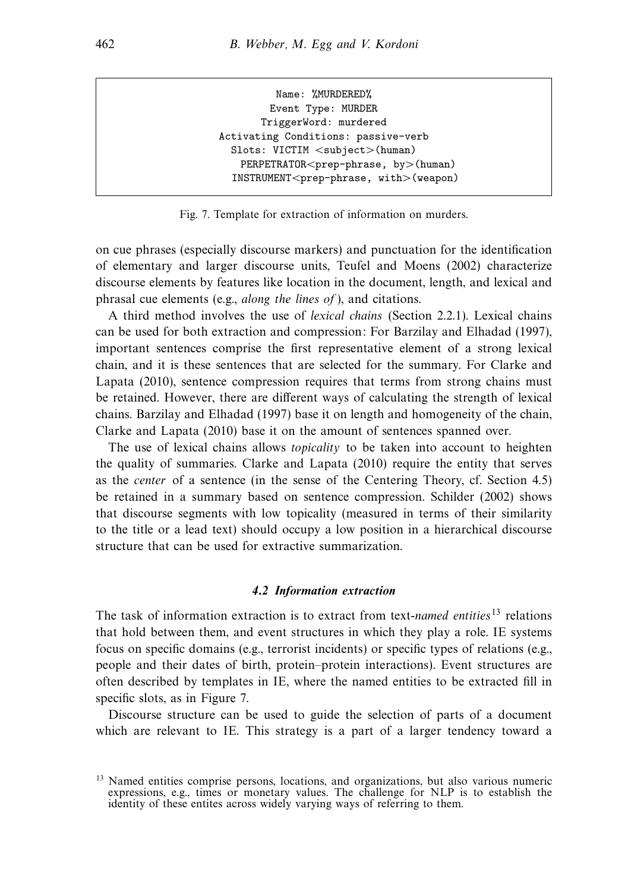```
Name: %MURDERED%
Event Type: MURDER
TriggerWord: murdered
Activating Conditions: passive-verb
Slots: VICTIM <subject>(human)
  PERPETRATOR<prep-phrase, by>(human)
  INSTRUMENT<prep-phrase, with>(weapon)
```

Fig. 7. Template for extraction of information on murders.

on cue phrases (especially discourse markers) and punctuation for the identification of elementary and larger discourse units, Teufel and Moens (2002) characterize discourse elements by features like location in the document, length, and lexical and phrasal cue elements (e.g., *along the lines of*), and citations.

A third method involves the use of *lexical chains* (Section 2.2.1). Lexical chains can be used for both extraction and compression: For Barzilay and Elhadad (1997), important sentences comprise the first representative element of a strong lexical chain, and it is these sentences that are selected for the summary. For Clarke and Lapata (2010), sentence compression requires that terms from strong chains must be retained. However, there are different ways of calculating the strength of lexical chains. Barzilay and Elhadad (1997) base it on length and homogeneity of the chain, Clarke and Lapata (2010) base it on the amount of sentences spanned over.

The use of lexical chains allows *topicality* to be taken into account to heighten the quality of summaries. Clarke and Lapata (2010) require the entity that serves as the *center* of a sentence (in the sense of the Centering Theory, cf. Section 4.5) be retained in a summary based on sentence compression. Schilder (2002) shows that discourse segments with low topicality (measured in terms of their similarity to the title or a lead text) should occupy a low position in a hierarchical discourse structure that can be used for extractive summarization.

### 4.2 Information extraction

The task of information extraction is to extract from text-*named entities*[13] relations that hold between them, and event structures in which they play a role. IE systems focus on specific domains (e.g., terrorist incidents) or specific types of relations (e.g., people and their dates of birth, protein–protein interactions). Event structures are often described by templates in IE, where the named entities to be extracted fill in specific slots, as in Figure 7.

Discourse structure can be used to guide the selection of parts of a document which are relevant to IE. This strategy is a part of a larger tendency toward a

[13] Named entities comprise persons, locations, and organizations, but also various numeric expressions, e.g., times or monetary values. The challenge for NLP is to establish the identity of these entites across widely varying ways of referring to them.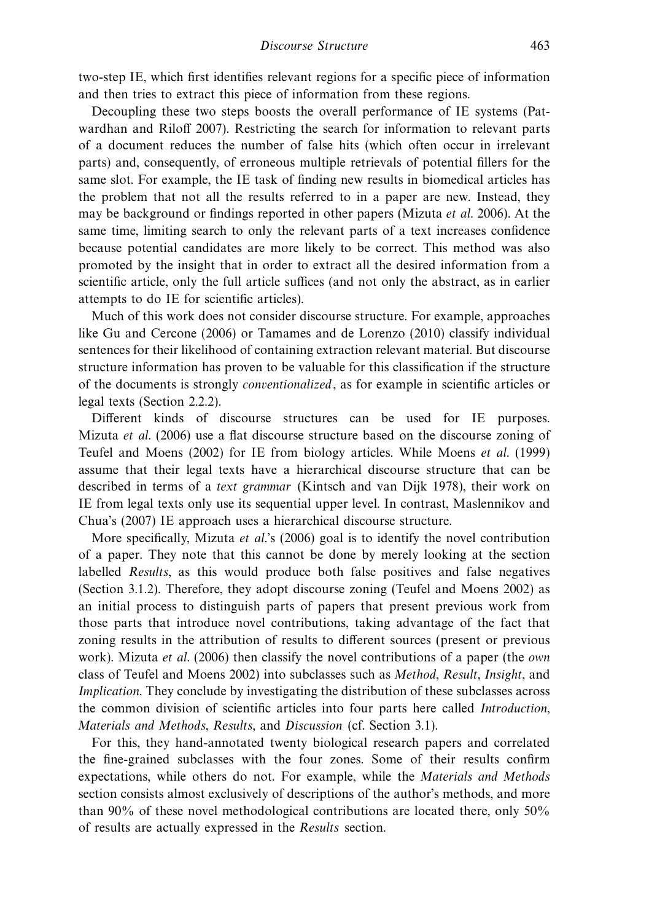two-step IE, which first identifies relevant regions for a specific piece of information and then tries to extract this piece of information from these regions.

Decoupling these two steps boosts the overall performance of IE systems (Patwardhan and Riloff 2007). Restricting the search for information to relevant parts of a document reduces the number of false hits (which often occur in irrelevant parts) and, consequently, of erroneous multiple retrievals of potential fillers for the same slot. For example, the IE task of finding new results in biomedical articles has the problem that not all the results referred to in a paper are new. Instead, they may be background or findings reported in other papers (Mizuta *et al.* 2006). At the same time, limiting search to only the relevant parts of a text increases confidence because potential candidates are more likely to be correct. This method was also promoted by the insight that in order to extract all the desired information from a scientific article, only the full article suffices (and not only the abstract, as in earlier attempts to do IE for scientific articles).

Much of this work does not consider discourse structure. For example, approaches like Gu and Cercone (2006) or Tamames and de Lorenzo (2010) classify individual sentences for their likelihood of containing extraction relevant material. But discourse structure information has proven to be valuable for this classification if the structure of the documents is strongly *conventionalized*, as for example in scientific articles or legal texts (Section 2.2.2).

Different kinds of discourse structures can be used for IE purposes. Mizuta *et al.* (2006) use a flat discourse structure based on the discourse zoning of Teufel and Moens (2002) for IE from biology articles. While Moens *et al.* (1999) assume that their legal texts have a hierarchical discourse structure that can be described in terms of a *text grammar* (Kintsch and van Dijk 1978), their work on IE from legal texts only use its sequential upper level. In contrast, Maslennikov and Chua's (2007) IE approach uses a hierarchical discourse structure.

More specifically, Mizuta *et al.*'s (2006) goal is to identify the novel contribution of a paper. They note that this cannot be done by merely looking at the section labelled *Results*, as this would produce both false positives and false negatives (Section 3.1.2). Therefore, they adopt discourse zoning (Teufel and Moens 2002) as an initial process to distinguish parts of papers that present previous work from those parts that introduce novel contributions, taking advantage of the fact that zoning results in the attribution of results to different sources (present or previous work). Mizuta *et al.* (2006) then classify the novel contributions of a paper (the *own* class of Teufel and Moens 2002) into subclasses such as *Method*, *Result*, *Insight*, and *Implication*. They conclude by investigating the distribution of these subclasses across the common division of scientific articles into four parts here called *Introduction*, *Materials and Methods*, *Results*, and *Discussion* (cf. Section 3.1).

For this, they hand-annotated twenty biological research papers and correlated the fine-grained subclasses with the four zones. Some of their results confirm expectations, while others do not. For example, while the *Materials and Methods* section consists almost exclusively of descriptions of the author's methods, and more than 90% of these novel methodological contributions are located there, only 50% of results are actually expressed in the *Results* section.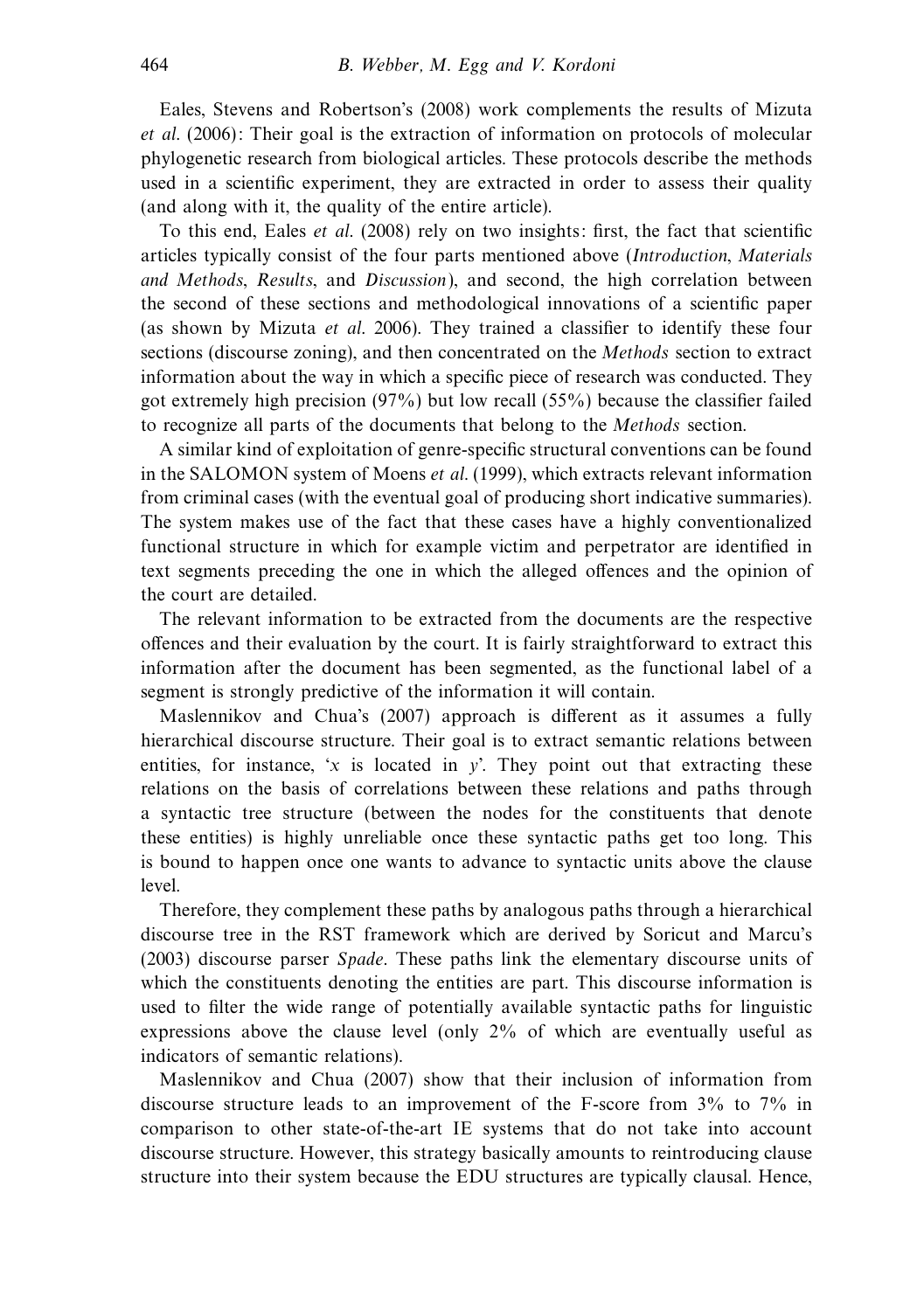Eales, Stevens and Robertson's (2008) work complements the results of Mizuta *et al.* (2006): Their goal is the extraction of information on protocols of molecular phylogenetic research from biological articles. These protocols describe the methods used in a scientific experiment, they are extracted in order to assess their quality (and along with it, the quality of the entire article).

To this end, Eales *et al.* (2008) rely on two insights: first, the fact that scientific articles typically consist of the four parts mentioned above (*Introduction*, *Materials and Methods*, *Results*, and *Discussion*), and second, the high correlation between the second of these sections and methodological innovations of a scientific paper (as shown by Mizuta *et al.* 2006). They trained a classifier to identify these four sections (discourse zoning), and then concentrated on the *Methods* section to extract information about the way in which a specific piece of research was conducted. They got extremely high precision (97%) but low recall (55%) because the classifier failed to recognize all parts of the documents that belong to the *Methods* section.

A similar kind of exploitation of genre-specific structural conventions can be found in the SALOMON system of Moens *et al.* (1999), which extracts relevant information from criminal cases (with the eventual goal of producing short indicative summaries). The system makes use of the fact that these cases have a highly conventionalized functional structure in which for example victim and perpetrator are identified in text segments preceding the one in which the alleged offences and the opinion of the court are detailed.

The relevant information to be extracted from the documents are the respective offences and their evaluation by the court. It is fairly straightforward to extract this information after the document has been segmented, as the functional label of a segment is strongly predictive of the information it will contain.

Maslennikov and Chua's (2007) approach is different as it assumes a fully hierarchical discourse structure. Their goal is to extract semantic relations between entities, for instance, '$x$ is located in $y$'. They point out that extracting these relations on the basis of correlations between these relations and paths through a syntactic tree structure (between the nodes for the constituents that denote these entities) is highly unreliable once these syntactic paths get too long. This is bound to happen once one wants to advance to syntactic units above the clause level.

Therefore, they complement these paths by analogous paths through a hierarchical discourse tree in the RST framework which are derived by Soricut and Marcu's (2003) discourse parser *Spade*. These paths link the elementary discourse units of which the constituents denoting the entities are part. This discourse information is used to filter the wide range of potentially available syntactic paths for linguistic expressions above the clause level (only 2% of which are eventually useful as indicators of semantic relations).

Maslennikov and Chua (2007) show that their inclusion of information from discourse structure leads to an improvement of the F-score from 3% to 7% in comparison to other state-of-the-art IE systems that do not take into account discourse structure. However, this strategy basically amounts to reintroducing clause structure into their system because the EDU structures are typically clausal. Hence,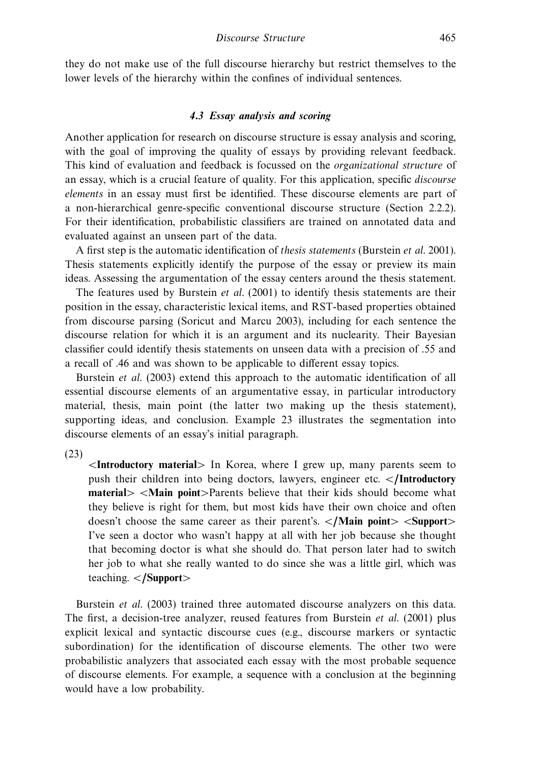they do not make use of the full discourse hierarchy but restrict themselves to the lower levels of the hierarchy within the confines of individual sentences.

### *4.3 Essay analysis and scoring*

Another application for research on discourse structure is essay analysis and scoring, with the goal of improving the quality of essays by providing relevant feedback. This kind of evaluation and feedback is focussed on the *organizational structure* of an essay, which is a crucial feature of quality. For this application, specific *discourse elements* in an essay must first be identified. These discourse elements are part of a non-hierarchical genre-specific conventional discourse structure (Section 2.2.2). For their identification, probabilistic classifiers are trained on annotated data and evaluated against an unseen part of the data.

A first step is the automatic identification of *thesis statements* (Burstein *et al.* 2001). Thesis statements explicitly identify the purpose of the essay or preview its main ideas. Assessing the argumentation of the essay centers around the thesis statement.

The features used by Burstein *et al.* (2001) to identify thesis statements are their position in the essay, characteristic lexical items, and RST-based properties obtained from discourse parsing (Soricut and Marcu 2003), including for each sentence the discourse relation for which it is an argument and its nuclearity. Their Bayesian classifier could identify thesis statements on unseen data with a precision of .55 and a recall of .46 and was shown to be applicable to different essay topics.

Burstein *et al.* (2003) extend this approach to the automatic identification of all essential discourse elements of an argumentative essay, in particular introductory material, thesis, main point (the latter two making up the thesis statement), supporting ideas, and conclusion. Example 23 illustrates the segmentation into discourse elements of an essay's initial paragraph.

(23)

> <**Introductory material**> In Korea, where I grew up, many parents seem to push their children into being doctors, lawyers, engineer etc. </**Introductory material**> <**Main point**>Parents believe that their kids should become what they believe is right for them, but most kids have their own choice and often doesn't choose the same career as their parent's. </**Main point**> <**Support**> I've seen a doctor who wasn't happy at all with her job because she thought that becoming doctor is what she should do. That person later had to switch her job to what she really wanted to do since she was a little girl, which was teaching. </**Support**>

Burstein *et al.* (2003) trained three automated discourse analyzers on this data. The first, a decision-tree analyzer, reused features from Burstein *et al.* (2001) plus explicit lexical and syntactic discourse cues (e.g., discourse markers or syntactic subordination) for the identification of discourse elements. The other two were probabilistic analyzers that associated each essay with the most probable sequence of discourse elements. For example, a sequence with a conclusion at the beginning would have a low probability.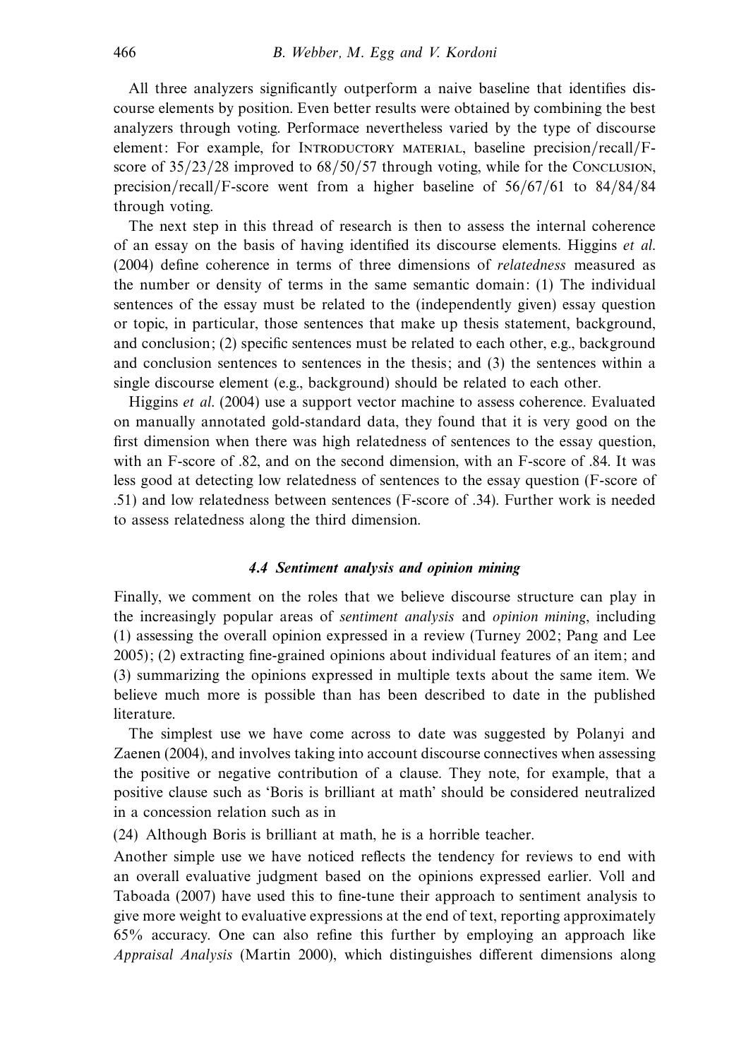All three analyzers significantly outperform a naive baseline that identifies discourse elements by position. Even better results were obtained by combining the best analyzers through voting. Performace nevertheless varied by the type of discourse element: For example, for Introductory material, baseline precision/recall/F-score of 35/23/28 improved to 68/50/57 through voting, while for the Conclusion, precision/recall/F-score went from a higher baseline of 56/67/61 to 84/84/84 through voting.

The next step in this thread of research is then to assess the internal coherence of an essay on the basis of having identified its discourse elements. Higgins *et al.* (2004) define coherence in terms of three dimensions of *relatedness* measured as the number or density of terms in the same semantic domain: (1) The individual sentences of the essay must be related to the (independently given) essay question or topic, in particular, those sentences that make up thesis statement, background, and conclusion; (2) specific sentences must be related to each other, e.g., background and conclusion sentences to sentences in the thesis; and (3) the sentences within a single discourse element (e.g., background) should be related to each other.

Higgins *et al.* (2004) use a support vector machine to assess coherence. Evaluated on manually annotated gold-standard data, they found that it is very good on the first dimension when there was high relatedness of sentences to the essay question, with an F-score of .82, and on the second dimension, with an F-score of .84. It was less good at detecting low relatedness of sentences to the essay question (F-score of .51) and low relatedness between sentences (F-score of .34). Further work is needed to assess relatedness along the third dimension.

### 4.4 Sentiment analysis and opinion mining

Finally, we comment on the roles that we believe discourse structure can play in the increasingly popular areas of *sentiment analysis* and *opinion mining*, including (1) assessing the overall opinion expressed in a review (Turney 2002; Pang and Lee 2005); (2) extracting fine-grained opinions about individual features of an item; and (3) summarizing the opinions expressed in multiple texts about the same item. We believe much more is possible than has been described to date in the published literature.

The simplest use we have come across to date was suggested by Polanyi and Zaenen (2004), and involves taking into account discourse connectives when assessing the positive or negative contribution of a clause. They note, for example, that a positive clause such as 'Boris is brilliant at math' should be considered neutralized in a concession relation such as in

(24) Although Boris is brilliant at math, he is a horrible teacher.

Another simple use we have noticed reflects the tendency for reviews to end with an overall evaluative judgment based on the opinions expressed earlier. Voll and Taboada (2007) have used this to fine-tune their approach to sentiment analysis to give more weight to evaluative expressions at the end of text, reporting approximately 65% accuracy. One can also refine this further by employing an approach like *Appraisal Analysis* (Martin 2000), which distinguishes different dimensions along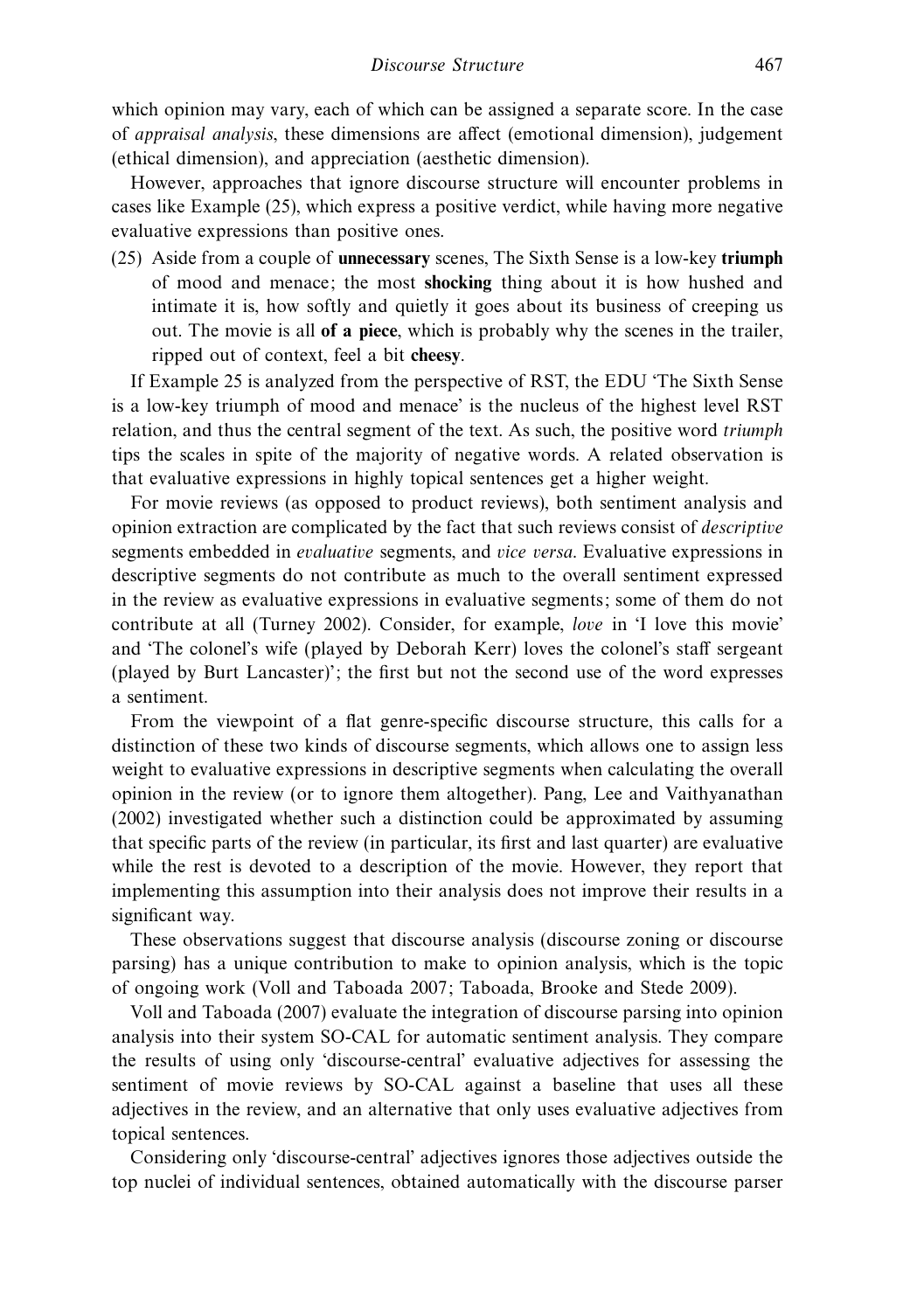which opinion may vary, each of which can be assigned a separate score. In the case of *appraisal analysis*, these dimensions are affect (emotional dimension), judgement (ethical dimension), and appreciation (aesthetic dimension).

However, approaches that ignore discourse structure will encounter problems in cases like Example (25), which express a positive verdict, while having more negative evaluative expressions than positive ones.

(25) Aside from a couple of **unnecessary** scenes, The Sixth Sense is a low-key **triumph** of mood and menace; the most **shocking** thing about it is how hushed and intimate it is, how softly and quietly it goes about its business of creeping us out. The movie is all **of a piece**, which is probably why the scenes in the trailer, ripped out of context, feel a bit **cheesy**.

If Example 25 is analyzed from the perspective of RST, the EDU 'The Sixth Sense is a low-key triumph of mood and menace' is the nucleus of the highest level RST relation, and thus the central segment of the text. As such, the positive word *triumph* tips the scales in spite of the majority of negative words. A related observation is that evaluative expressions in highly topical sentences get a higher weight.

For movie reviews (as opposed to product reviews), both sentiment analysis and opinion extraction are complicated by the fact that such reviews consist of *descriptive* segments embedded in *evaluative* segments, and *vice versa*. Evaluative expressions in descriptive segments do not contribute as much to the overall sentiment expressed in the review as evaluative expressions in evaluative segments; some of them do not contribute at all (Turney 2002). Consider, for example, *love* in 'I love this movie' and 'The colonel's wife (played by Deborah Kerr) loves the colonel's staff sergeant (played by Burt Lancaster)'; the first but not the second use of the word expresses a sentiment.

From the viewpoint of a flat genre-specific discourse structure, this calls for a distinction of these two kinds of discourse segments, which allows one to assign less weight to evaluative expressions in descriptive segments when calculating the overall opinion in the review (or to ignore them altogether). Pang, Lee and Vaithyanathan (2002) investigated whether such a distinction could be approximated by assuming that specific parts of the review (in particular, its first and last quarter) are evaluative while the rest is devoted to a description of the movie. However, they report that implementing this assumption into their analysis does not improve their results in a significant way.

These observations suggest that discourse analysis (discourse zoning or discourse parsing) has a unique contribution to make to opinion analysis, which is the topic of ongoing work (Voll and Taboada 2007; Taboada, Brooke and Stede 2009).

Voll and Taboada (2007) evaluate the integration of discourse parsing into opinion analysis into their system SO-CAL for automatic sentiment analysis. They compare the results of using only 'discourse-central' evaluative adjectives for assessing the sentiment of movie reviews by SO-CAL against a baseline that uses all these adjectives in the review, and an alternative that only uses evaluative adjectives from topical sentences.

Considering only 'discourse-central' adjectives ignores those adjectives outside the top nuclei of individual sentences, obtained automatically with the discourse parser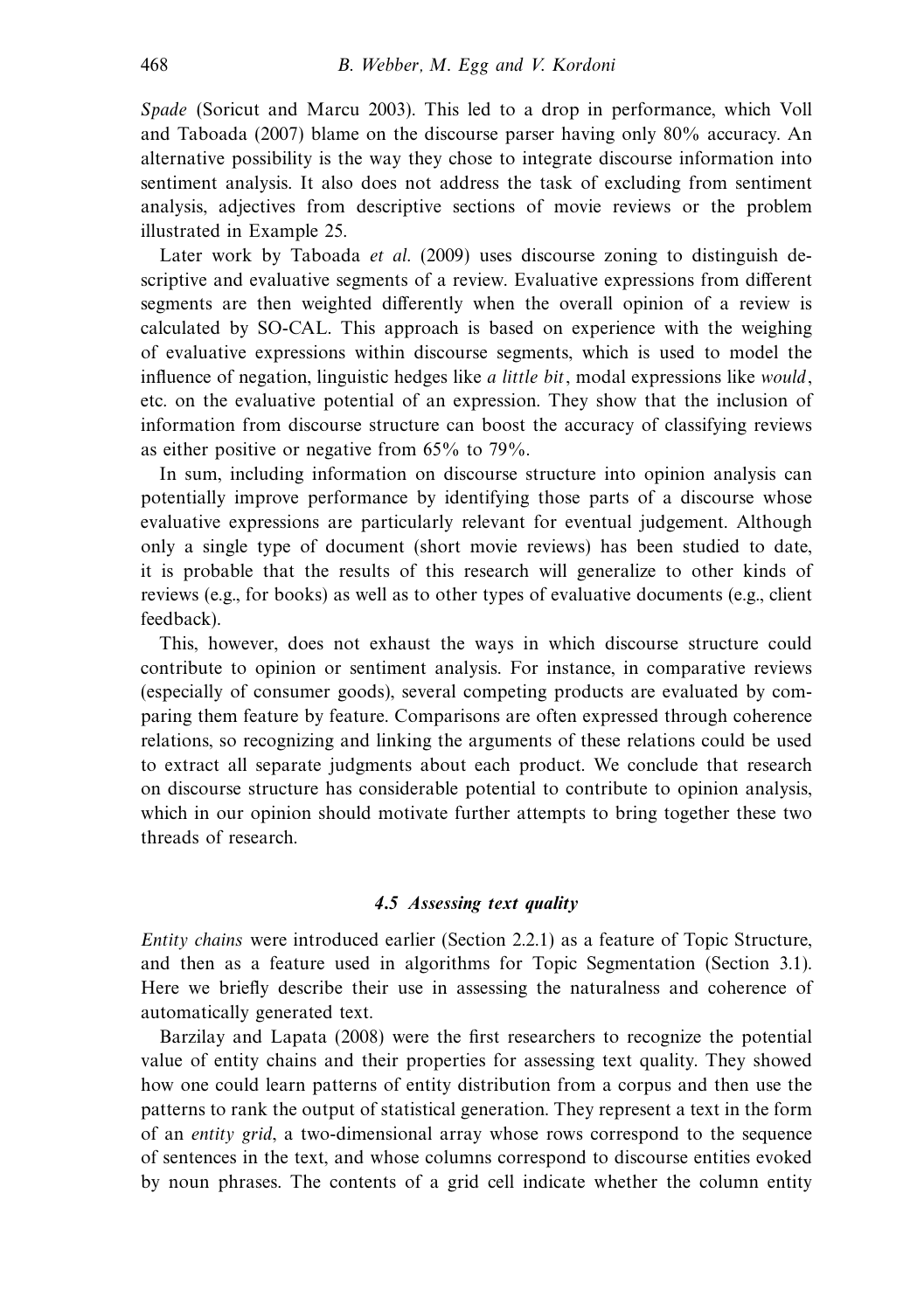*Spade* (Soricut and Marcu 2003). This led to a drop in performance, which Voll and Taboada (2007) blame on the discourse parser having only 80% accuracy. An alternative possibility is the way they chose to integrate discourse information into sentiment analysis. It also does not address the task of excluding from sentiment analysis, adjectives from descriptive sections of movie reviews or the problem illustrated in Example 25.

Later work by Taboada *et al.* (2009) uses discourse zoning to distinguish descriptive and evaluative segments of a review. Evaluative expressions from different segments are then weighted differently when the overall opinion of a review is calculated by SO-CAL. This approach is based on experience with the weighing of evaluative expressions within discourse segments, which is used to model the influence of negation, linguistic hedges like *a little bit*, modal expressions like *would*, etc. on the evaluative potential of an expression. They show that the inclusion of information from discourse structure can boost the accuracy of classifying reviews as either positive or negative from 65% to 79%.

In sum, including information on discourse structure into opinion analysis can potentially improve performance by identifying those parts of a discourse whose evaluative expressions are particularly relevant for eventual judgement. Although only a single type of document (short movie reviews) has been studied to date, it is probable that the results of this research will generalize to other kinds of reviews (e.g., for books) as well as to other types of evaluative documents (e.g., client feedback).

This, however, does not exhaust the ways in which discourse structure could contribute to opinion or sentiment analysis. For instance, in comparative reviews (especially of consumer goods), several competing products are evaluated by comparing them feature by feature. Comparisons are often expressed through coherence relations, so recognizing and linking the arguments of these relations could be used to extract all separate judgments about each product. We conclude that research on discourse structure has considerable potential to contribute to opinion analysis, which in our opinion should motivate further attempts to bring together these two threads of research.

### 4.5 Assessing text quality

*Entity chains* were introduced earlier (Section 2.2.1) as a feature of Topic Structure, and then as a feature used in algorithms for Topic Segmentation (Section 3.1). Here we briefly describe their use in assessing the naturalness and coherence of automatically generated text.

Barzilay and Lapata (2008) were the first researchers to recognize the potential value of entity chains and their properties for assessing text quality. They showed how one could learn patterns of entity distribution from a corpus and then use the patterns to rank the output of statistical generation. They represent a text in the form of an *entity grid*, a two-dimensional array whose rows correspond to the sequence of sentences in the text, and whose columns correspond to discourse entities evoked by noun phrases. The contents of a grid cell indicate whether the column entity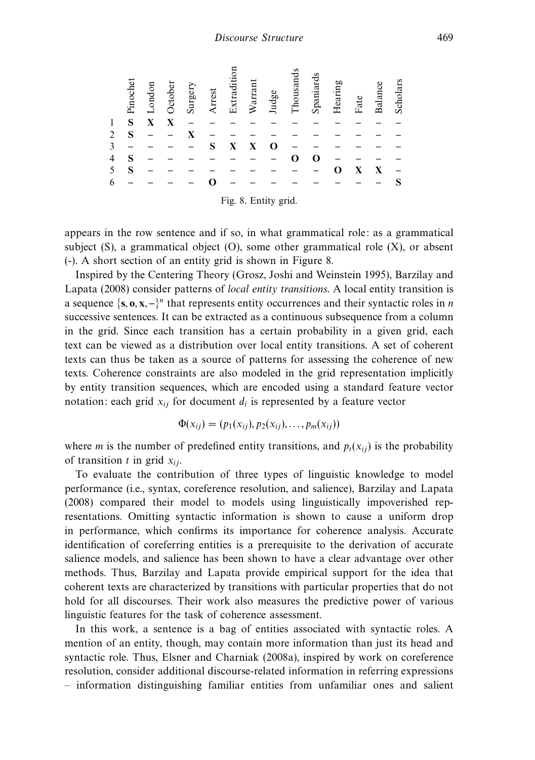| | Pinochet | London | October | Surgery | Arrest | Extradition | Warrant | Judge | Thousands | Spaniards | Hearing | Fate | Balance | Scholars |
|---|---|---|---|---|---|---|---|---|---|---|---|---|---|---|
| 1 | **S** | **X** | **X** | – | – | – | – | – | – | – | – | – | – | – |
| 2 | **S** | – | – | **X** | – | – | – | – | – | – | – | – | – | – |
| 3 | – | – | – | – | **S** | **X** | **X** | **O** | – | – | – | – | – | – |
| 4 | **S** | – | – | – | – | – | – | – | **O** | **O** | – | – | – | – |
| 5 | **S** | – | – | – | – | – | – | – | – | – | **O** | **X** | **X** | – |
| 6 | – | – | – | – | **O** | – | – | – | – | – | – | – | – | **S** |

Fig. 8. Entity grid.

appears in the row sentence and if so, in what grammatical role: as a grammatical subject (S), a grammatical object (O), some other grammatical role (X), or absent (-). A short section of an entity grid is shown in Figure 8.

Inspired by the Centering Theory (Grosz, Joshi and Weinstein 1995), Barzilay and Lapata (2008) consider patterns of *local entity transitions*. A local entity transition is a sequence $\{\mathbf{s}, \mathbf{o}, \mathbf{x}, -\}^n$ that represents entity occurrences and their syntactic roles in $n$ successive sentences. It can be extracted as a continuous subsequence from a column in the grid. Since each transition has a certain probability in a given grid, each text can be viewed as a distribution over local entity transitions. A set of coherent texts can thus be taken as a source of patterns for assessing the coherence of new texts. Coherence constraints are also modeled in the grid representation implicitly by entity transition sequences, which are encoded using a standard feature vector notation: each grid $x_{ij}$ for document $d_i$ is represented by a feature vector

$$\Phi(x_{ij}) = (p_1(x_{ij}), p_2(x_{ij}), \ldots, p_m(x_{ij}))$$

where $m$ is the number of predefined entity transitions, and $p_t(x_{ij})$ is the probability of transition $t$ in grid $x_{ij}$.

To evaluate the contribution of three types of linguistic knowledge to model performance (i.e., syntax, coreference resolution, and salience), Barzilay and Lapata (2008) compared their model to models using linguistically impoverished representations. Omitting syntactic information is shown to cause a uniform drop in performance, which confirms its importance for coherence analysis. Accurate identification of coreferring entities is a prerequisite to the derivation of accurate salience models, and salience has been shown to have a clear advantage over other methods. Thus, Barzilay and Lapata provide empirical support for the idea that coherent texts are characterized by transitions with particular properties that do not hold for all discourses. Their work also measures the predictive power of various linguistic features for the task of coherence assessment.

In this work, a sentence is a bag of entities associated with syntactic roles. A mention of an entity, though, may contain more information than just its head and syntactic role. Thus, Elsner and Charniak (2008a), inspired by work on coreference resolution, consider additional discourse-related information in referring expressions – information distinguishing familiar entities from unfamiliar ones and salient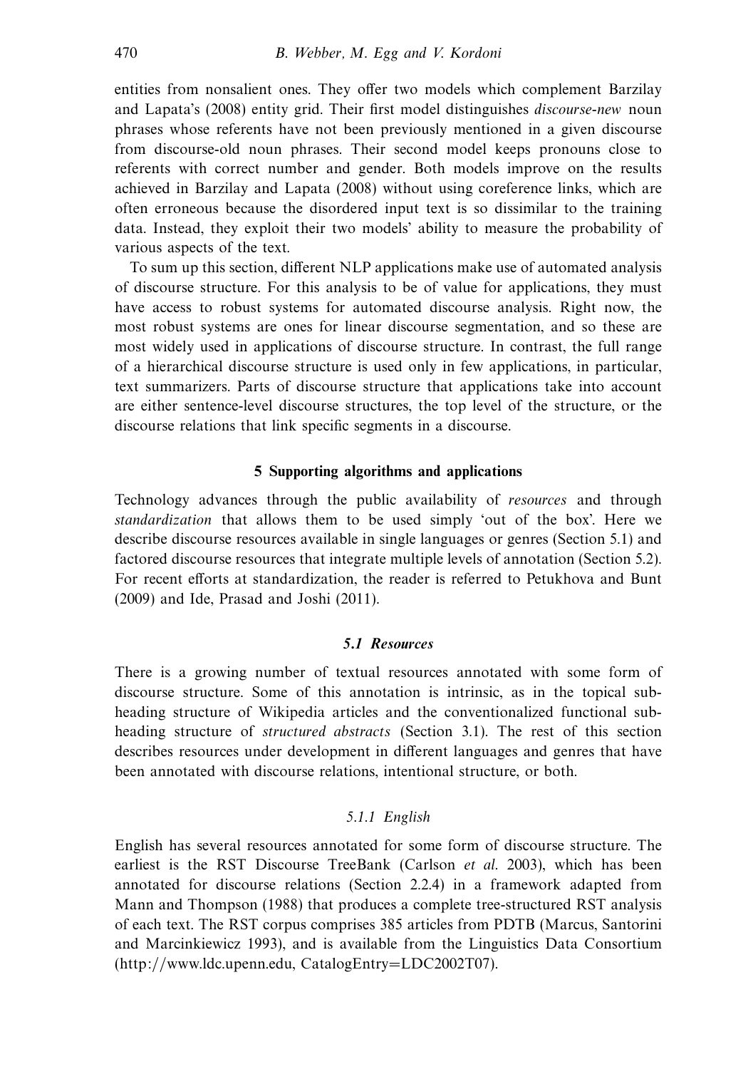entities from nonsalient ones. They offer two models which complement Barzilay and Lapata's (2008) entity grid. Their first model distinguishes *discourse-new* noun phrases whose referents have not been previously mentioned in a given discourse from discourse-old noun phrases. Their second model keeps pronouns close to referents with correct number and gender. Both models improve on the results achieved in Barzilay and Lapata (2008) without using coreference links, which are often erroneous because the disordered input text is so dissimilar to the training data. Instead, they exploit their two models' ability to measure the probability of various aspects of the text.

To sum up this section, different NLP applications make use of automated analysis of discourse structure. For this analysis to be of value for applications, they must have access to robust systems for automated discourse analysis. Right now, the most robust systems are ones for linear discourse segmentation, and so these are most widely used in applications of discourse structure. In contrast, the full range of a hierarchical discourse structure is used only in few applications, in particular, text summarizers. Parts of discourse structure that applications take into account are either sentence-level discourse structures, the top level of the structure, or the discourse relations that link specific segments in a discourse.

## 5 Supporting algorithms and applications

Technology advances through the public availability of *resources* and through *standardization* that allows them to be used simply 'out of the box'. Here we describe discourse resources available in single languages or genres (Section 5.1) and factored discourse resources that integrate multiple levels of annotation (Section 5.2). For recent efforts at standardization, the reader is referred to Petukhova and Bunt (2009) and Ide, Prasad and Joshi (2011).

### 5.1 Resources

There is a growing number of textual resources annotated with some form of discourse structure. Some of this annotation is intrinsic, as in the topical sub-heading structure of Wikipedia articles and the conventionalized functional sub-heading structure of *structured abstracts* (Section 3.1). The rest of this section describes resources under development in different languages and genres that have been annotated with discourse relations, intentional structure, or both.

#### 5.1.1 English

English has several resources annotated for some form of discourse structure. The earliest is the RST Discourse TreeBank (Carlson *et al.* 2003), which has been annotated for discourse relations (Section 2.2.4) in a framework adapted from Mann and Thompson (1988) that produces a complete tree-structured RST analysis of each text. The RST corpus comprises 385 articles from PDTB (Marcus, Santorini and Marcinkiewicz 1993), and is available from the Linguistics Data Consortium (http://www.ldc.upenn.edu, CatalogEntry=LDC2002T07).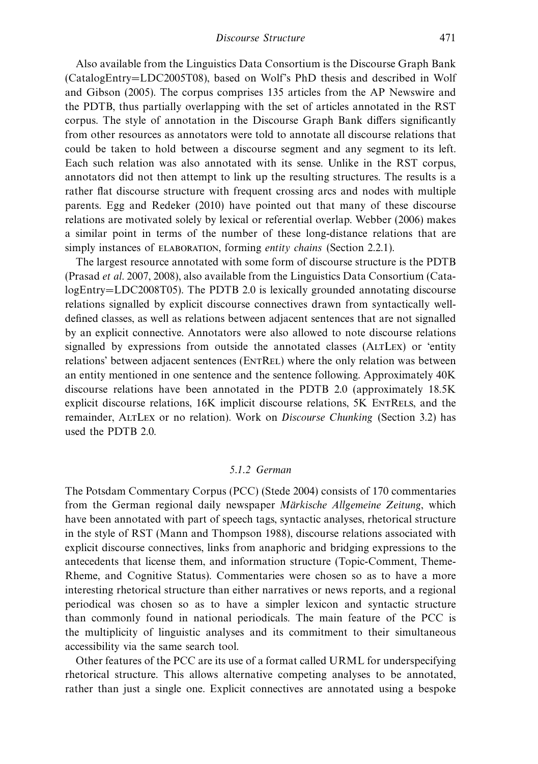Also available from the Linguistics Data Consortium is the Discourse Graph Bank (CatalogEntry=LDC2005T08), based on Wolf's PhD thesis and described in Wolf and Gibson (2005). The corpus comprises 135 articles from the AP Newswire and the PDTB, thus partially overlapping with the set of articles annotated in the RST corpus. The style of annotation in the Discourse Graph Bank differs significantly from other resources as annotators were told to annotate all discourse relations that could be taken to hold between a discourse segment and any segment to its left. Each such relation was also annotated with its sense. Unlike in the RST corpus, annotators did not then attempt to link up the resulting structures. The results is a rather flat discourse structure with frequent crossing arcs and nodes with multiple parents. Egg and Redeker (2010) have pointed out that many of these discourse relations are motivated solely by lexical or referential overlap. Webber (2006) makes a similar point in terms of the number of these long-distance relations that are simply instances of ELABORATION, forming *entity chains* (Section 2.2.1).

The largest resource annotated with some form of discourse structure is the PDTB (Prasad *et al.* 2007, 2008), also available from the Linguistics Data Consortium (CatalogEntry=LDC2008T05). The PDTB 2.0 is lexically grounded annotating discourse relations signalled by explicit discourse connectives drawn from syntactically well-defined classes, as well as relations between adjacent sentences that are not signalled by an explicit connective. Annotators were also allowed to note discourse relations signalled by expressions from outside the annotated classes (ALTLEX) or 'entity relations' between adjacent sentences (ENTREL) where the only relation was between an entity mentioned in one sentence and the sentence following. Approximately 40K discourse relations have been annotated in the PDTB 2.0 (approximately 18.5K explicit discourse relations, 16K implicit discourse relations, 5K ENTRELS, and the remainder, ALTLEX or no relation). Work on *Discourse Chunking* (Section 3.2) has used the PDTB 2.0.

### *5.1.2 German*

The Potsdam Commentary Corpus (PCC) (Stede 2004) consists of 170 commentaries from the German regional daily newspaper *Märkische Allgemeine Zeitung*, which have been annotated with part of speech tags, syntactic analyses, rhetorical structure in the style of RST (Mann and Thompson 1988), discourse relations associated with explicit discourse connectives, links from anaphoric and bridging expressions to the antecedents that license them, and information structure (Topic-Comment, Theme-Rheme, and Cognitive Status). Commentaries were chosen so as to have a more interesting rhetorical structure than either narratives or news reports, and a regional periodical was chosen so as to have a simpler lexicon and syntactic structure than commonly found in national periodicals. The main feature of the PCC is the multiplicity of linguistic analyses and its commitment to their simultaneous accessibility via the same search tool.

Other features of the PCC are its use of a format called URML for underspecifying rhetorical structure. This allows alternative competing analyses to be annotated, rather than just a single one. Explicit connectives are annotated using a bespoke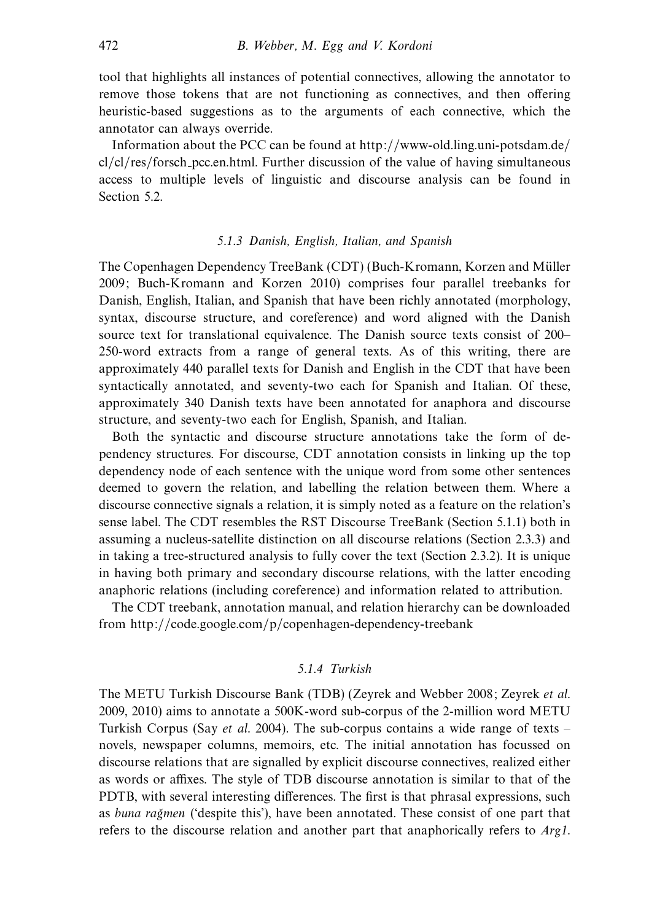tool that highlights all instances of potential connectives, allowing the annotator to remove those tokens that are not functioning as connectives, and then offering heuristic-based suggestions as to the arguments of each connective, which the annotator can always override.

Information about the PCC can be found at http://www-old.ling.uni-potsdam.de/cl/cl/res/forsch_pcc.en.html. Further discussion of the value of having simultaneous access to multiple levels of linguistic and discourse analysis can be found in Section 5.2.

### 5.1.3 Danish, English, Italian, and Spanish

The Copenhagen Dependency TreeBank (CDT) (Buch-Kromann, Korzen and Müller 2009; Buch-Kromann and Korzen 2010) comprises four parallel treebanks for Danish, English, Italian, and Spanish that have been richly annotated (morphology, syntax, discourse structure, and coreference) and word aligned with the Danish source text for translational equivalence. The Danish source texts consist of 200–250-word extracts from a range of general texts. As of this writing, there are approximately 440 parallel texts for Danish and English in the CDT that have been syntactically annotated, and seventy-two each for Spanish and Italian. Of these, approximately 340 Danish texts have been annotated for anaphora and discourse structure, and seventy-two each for English, Spanish, and Italian.

Both the syntactic and discourse structure annotations take the form of dependency structures. For discourse, CDT annotation consists in linking up the top dependency node of each sentence with the unique word from some other sentences deemed to govern the relation, and labelling the relation between them. Where a discourse connective signals a relation, it is simply noted as a feature on the relation's sense label. The CDT resembles the RST Discourse TreeBank (Section 5.1.1) both in assuming a nucleus-satellite distinction on all discourse relations (Section 2.3.3) and in taking a tree-structured analysis to fully cover the text (Section 2.3.2). It is unique in having both primary and secondary discourse relations, with the latter encoding anaphoric relations (including coreference) and information related to attribution.

The CDT treebank, annotation manual, and relation hierarchy can be downloaded from http://code.google.com/p/copenhagen-dependency-treebank

### 5.1.4 Turkish

The METU Turkish Discourse Bank (TDB) (Zeyrek and Webber 2008; Zeyrek *et al.* 2009, 2010) aims to annotate a 500K-word sub-corpus of the 2-million word METU Turkish Corpus (Say *et al.* 2004). The sub-corpus contains a wide range of texts – novels, newspaper columns, memoirs, etc. The initial annotation has focussed on discourse relations that are signalled by explicit discourse connectives, realized either as words or affixes. The style of TDB discourse annotation is similar to that of the PDTB, with several interesting differences. The first is that phrasal expressions, such as *buna rağmen* ('despite this'), have been annotated. These consist of one part that refers to the discourse relation and another part that anaphorically refers to *Arg1*.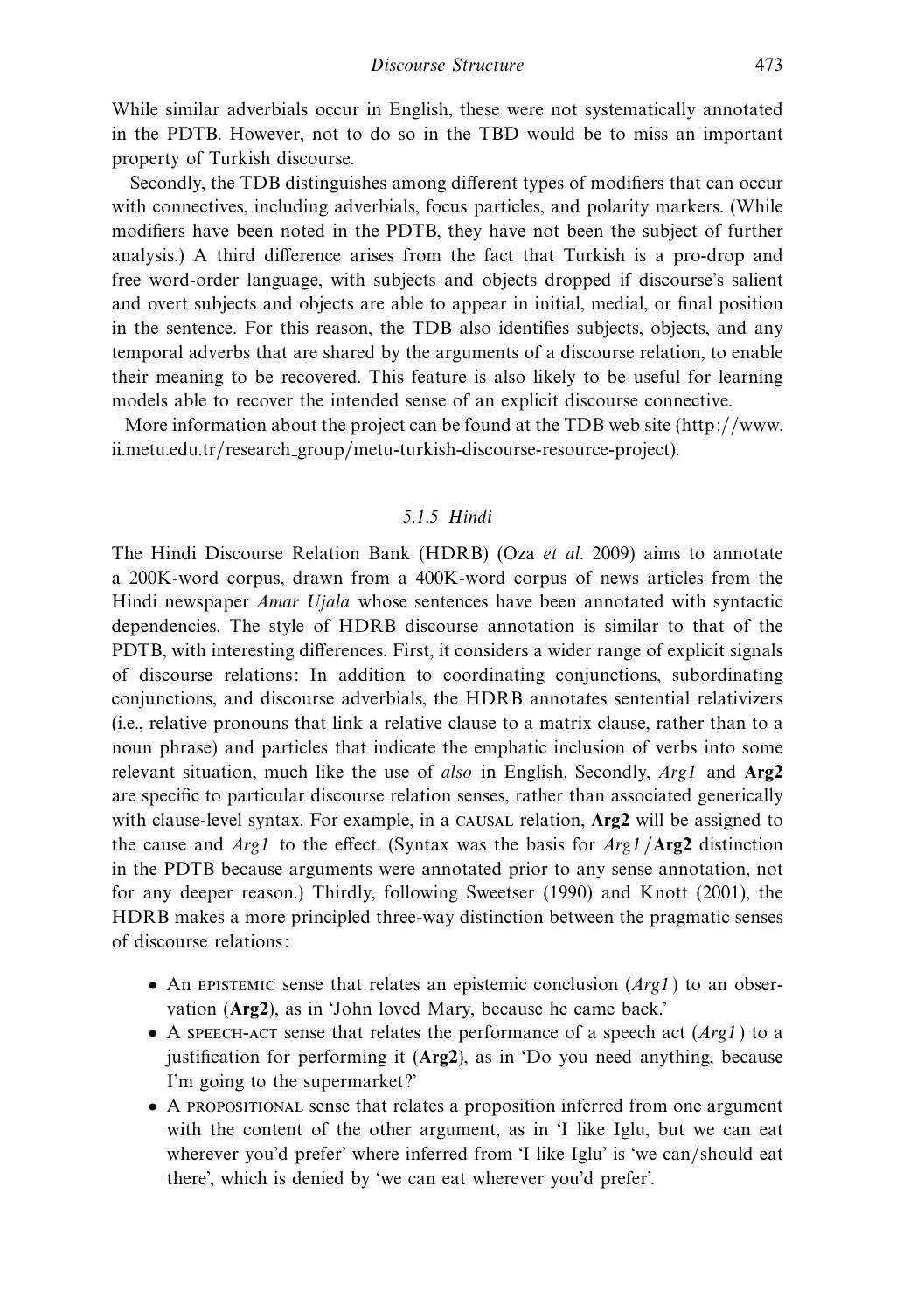While similar adverbials occur in English, these were not systematically annotated in the PDTB. However, not to do so in the TBD would be to miss an important property of Turkish discourse.

Secondly, the TDB distinguishes among different types of modifiers that can occur with connectives, including adverbials, focus particles, and polarity markers. (While modifiers have been noted in the PDTB, they have not been the subject of further analysis.) A third difference arises from the fact that Turkish is a pro-drop and free word-order language, with subjects and objects dropped if discourse's salient and overt subjects and objects are able to appear in initial, medial, or final position in the sentence. For this reason, the TDB also identifies subjects, objects, and any temporal adverbs that are shared by the arguments of a discourse relation, to enable their meaning to be recovered. This feature is also likely to be useful for learning models able to recover the intended sense of an explicit discourse connective.

More information about the project can be found at the TDB web site (http://www.ii.metu.edu.tr/research_group/metu-turkish-discourse-resource-project).

### 5.1.5 Hindi

The Hindi Discourse Relation Bank (HDRB) (Oza *et al.* 2009) aims to annotate a 200K-word corpus, drawn from a 400K-word corpus of news articles from the Hindi newspaper *Amar Ujala* whose sentences have been annotated with syntactic dependencies. The style of HDRB discourse annotation is similar to that of the PDTB, with interesting differences. First, it considers a wider range of explicit signals of discourse relations: In addition to coordinating conjunctions, subordinating conjunctions, and discourse adverbials, the HDRB annotates sentential relativizers (i.e., relative pronouns that link a relative clause to a matrix clause, rather than to a noun phrase) and particles that indicate the emphatic inclusion of verbs into some relevant situation, much like the use of *also* in English. Secondly, *Arg1* and **Arg2** are specific to particular discourse relation senses, rather than associated generically with clause-level syntax. For example, in a CAUSAL relation, **Arg2** will be assigned to the cause and *Arg1* to the effect. (Syntax was the basis for *Arg1*/**Arg2** distinction in the PDTB because arguments were annotated prior to any sense annotation, not for any deeper reason.) Thirdly, following Sweetser (1990) and Knott (2001), the HDRB makes a more principled three-way distinction between the pragmatic senses of discourse relations:

- An EPISTEMIC sense that relates an epistemic conclusion (*Arg1*) to an observation (**Arg2**), as in 'John loved Mary, because he came back.'
- A SPEECH-ACT sense that relates the performance of a speech act (*Arg1*) to a justification for performing it (**Arg2**), as in 'Do you need anything, because I'm going to the supermarket?'
- A PROPOSITIONAL sense that relates a proposition inferred from one argument with the content of the other argument, as in 'I like Iglu, but we can eat wherever you'd prefer' where inferred from 'I like Iglu' is 'we can/should eat there', which is denied by 'we can eat wherever you'd prefer'.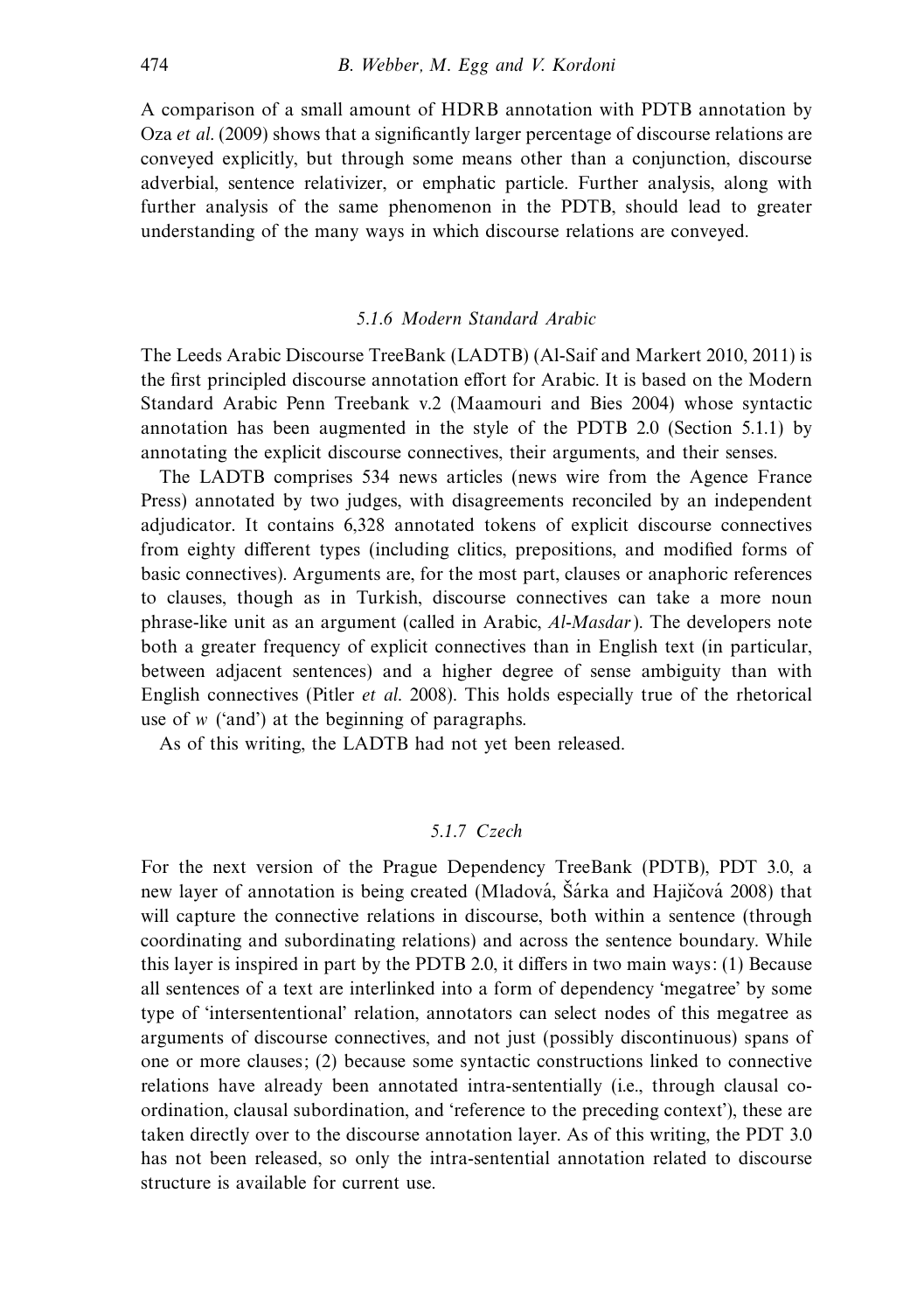A comparison of a small amount of HDRB annotation with PDTB annotation by Oza *et al.* (2009) shows that a significantly larger percentage of discourse relations are conveyed explicitly, but through some means other than a conjunction, discourse adverbial, sentence relativizer, or emphatic particle. Further analysis, along with further analysis of the same phenomenon in the PDTB, should lead to greater understanding of the many ways in which discourse relations are conveyed.

### *5.1.6 Modern Standard Arabic*

The Leeds Arabic Discourse TreeBank (LADTB) (Al-Saif and Markert 2010, 2011) is the first principled discourse annotation effort for Arabic. It is based on the Modern Standard Arabic Penn Treebank v.2 (Maamouri and Bies 2004) whose syntactic annotation has been augmented in the style of the PDTB 2.0 (Section 5.1.1) by annotating the explicit discourse connectives, their arguments, and their senses.

The LADTB comprises 534 news articles (news wire from the Agence France Press) annotated by two judges, with disagreements reconciled by an independent adjudicator. It contains 6,328 annotated tokens of explicit discourse connectives from eighty different types (including clitics, prepositions, and modified forms of basic connectives). Arguments are, for the most part, clauses or anaphoric references to clauses, though as in Turkish, discourse connectives can take a more noun phrase-like unit as an argument (called in Arabic, *Al-Masdar*). The developers note both a greater frequency of explicit connectives than in English text (in particular, between adjacent sentences) and a higher degree of sense ambiguity than with English connectives (Pitler *et al.* 2008). This holds especially true of the rhetorical use of *w* ('and') at the beginning of paragraphs.

As of this writing, the LADTB had not yet been released.

### *5.1.7 Czech*

For the next version of the Prague Dependency TreeBank (PDTB), PDT 3.0, a new layer of annotation is being created (Mladová, Šárka and Hajičová 2008) that will capture the connective relations in discourse, both within a sentence (through coordinating and subordinating relations) and across the sentence boundary. While this layer is inspired in part by the PDTB 2.0, it differs in two main ways: (1) Because all sentences of a text are interlinked into a form of dependency 'megatree' by some type of 'intersententional' relation, annotators can select nodes of this megatree as arguments of discourse connectives, and not just (possibly discontinuous) spans of one or more clauses; (2) because some syntactic constructions linked to connective relations have already been annotated intra-sententially (i.e., through clausal co-ordination, clausal subordination, and 'reference to the preceding context'), these are taken directly over to the discourse annotation layer. As of this writing, the PDT 3.0 has not been released, so only the intra-sentential annotation related to discourse structure is available for current use.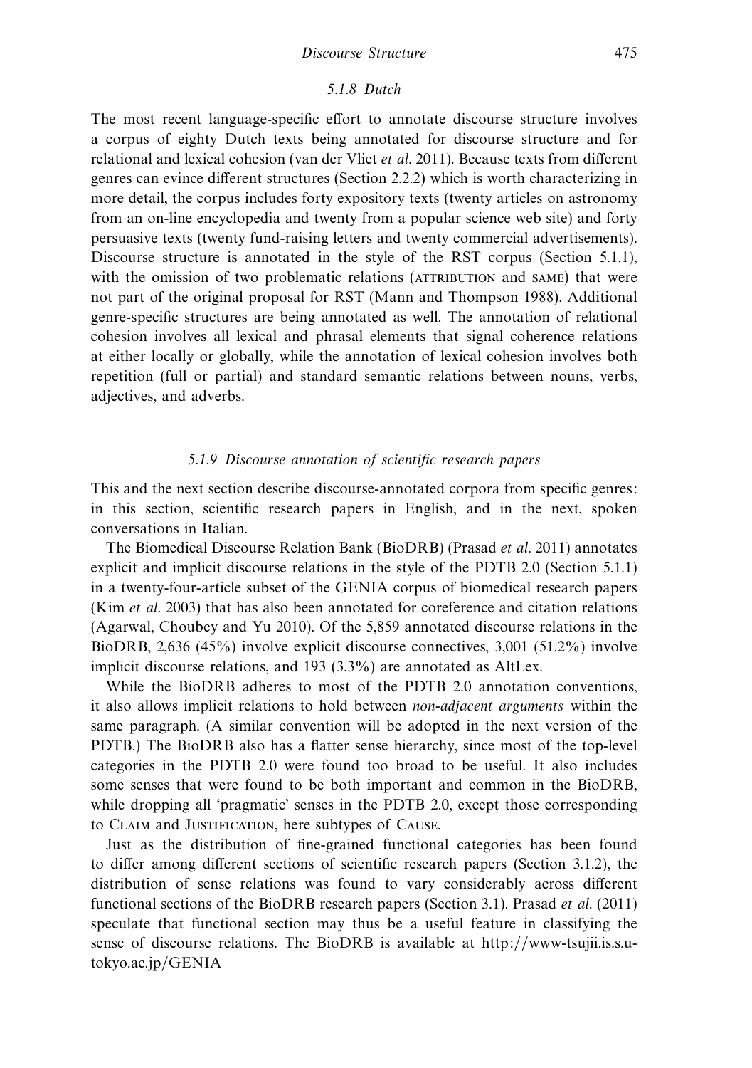### 5.1.8 Dutch

The most recent language-specific effort to annotate discourse structure involves a corpus of eighty Dutch texts being annotated for discourse structure and for relational and lexical cohesion (van der Vliet *et al.* 2011). Because texts from different genres can evince different structures (Section 2.2.2) which is worth characterizing in more detail, the corpus includes forty expository texts (twenty articles on astronomy from an on-line encyclopedia and twenty from a popular science web site) and forty persuasive texts (twenty fund-raising letters and twenty commercial advertisements). Discourse structure is annotated in the style of the RST corpus (Section 5.1.1), with the omission of two problematic relations (ATTRIBUTION and SAME) that were not part of the original proposal for RST (Mann and Thompson 1988). Additional genre-specific structures are being annotated as well. The annotation of relational cohesion involves all lexical and phrasal elements that signal coherence relations at either locally or globally, while the annotation of lexical cohesion involves both repetition (full or partial) and standard semantic relations between nouns, verbs, adjectives, and adverbs.

### 5.1.9 Discourse annotation of scientific research papers

This and the next section describe discourse-annotated corpora from specific genres: in this section, scientific research papers in English, and in the next, spoken conversations in Italian.

The Biomedical Discourse Relation Bank (BioDRB) (Prasad *et al.* 2011) annotates explicit and implicit discourse relations in the style of the PDTB 2.0 (Section 5.1.1) in a twenty-four-article subset of the GENIA corpus of biomedical research papers (Kim *et al.* 2003) that has also been annotated for coreference and citation relations (Agarwal, Choubey and Yu 2010). Of the 5,859 annotated discourse relations in the BioDRB, 2,636 (45%) involve explicit discourse connectives, 3,001 (51.2%) involve implicit discourse relations, and 193 (3.3%) are annotated as AltLex.

While the BioDRB adheres to most of the PDTB 2.0 annotation conventions, it also allows implicit relations to hold between *non-adjacent arguments* within the same paragraph. (A similar convention will be adopted in the next version of the PDTB.) The BioDRB also has a flatter sense hierarchy, since most of the top-level categories in the PDTB 2.0 were found too broad to be useful. It also includes some senses that were found to be both important and common in the BioDRB, while dropping all 'pragmatic' senses in the PDTB 2.0, except those corresponding to CLAIM and JUSTIFICATION, here subtypes of CAUSE.

Just as the distribution of fine-grained functional categories has been found to differ among different sections of scientific research papers (Section 3.1.2), the distribution of sense relations was found to vary considerably across different functional sections of the BioDRB research papers (Section 3.1). Prasad *et al.* (2011) speculate that functional section may thus be a useful feature in classifying the sense of discourse relations. The BioDRB is available at http://www-tsujii.is.s.u-tokyo.ac.jp/GENIA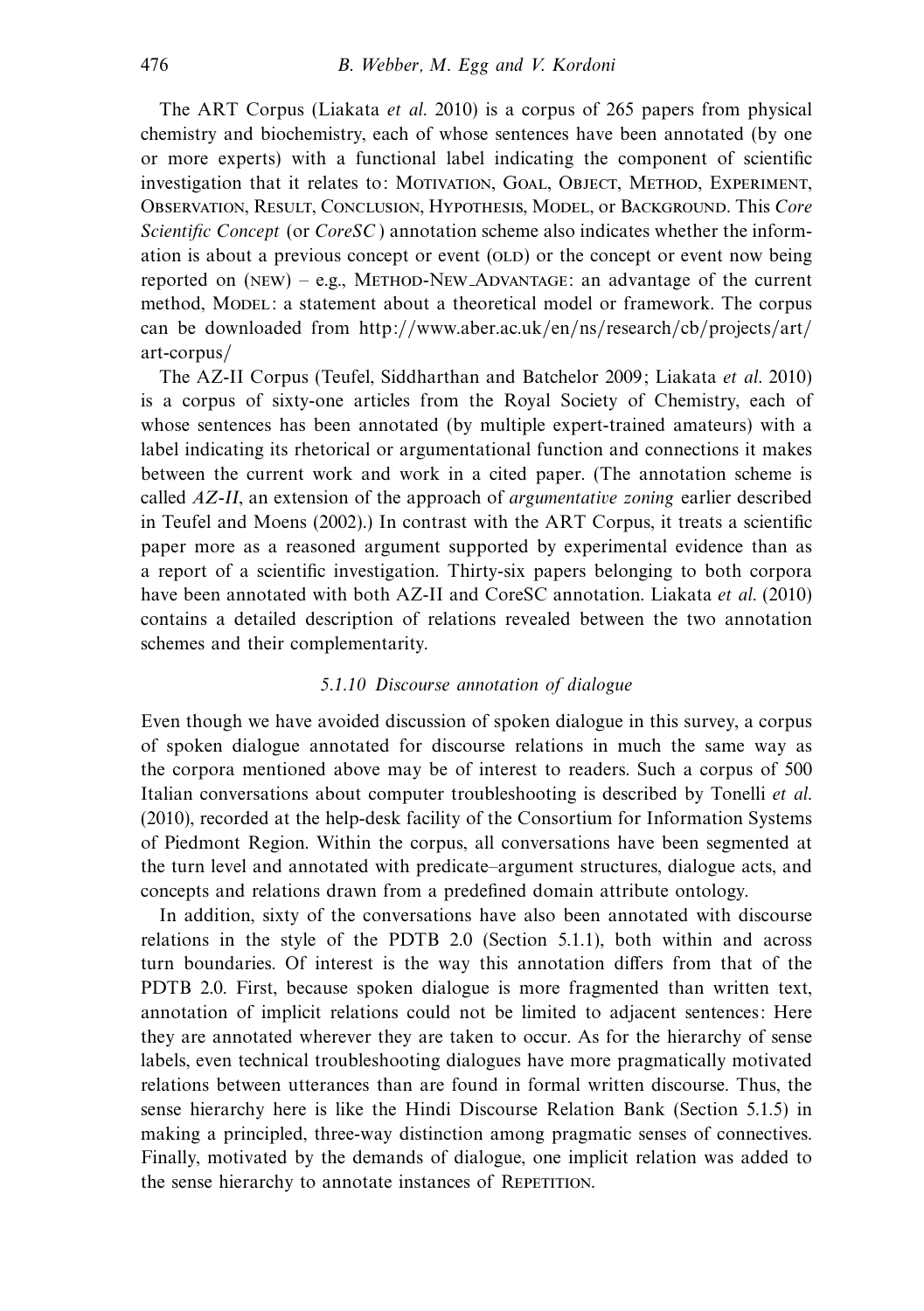The ART Corpus (Liakata *et al.* 2010) is a corpus of 265 papers from physical chemistry and biochemistry, each of whose sentences have been annotated (by one or more experts) with a functional label indicating the component of scientific investigation that it relates to: MOTIVATION, GOAL, OBJECT, METHOD, EXPERIMENT, OBSERVATION, RESULT, CONCLUSION, HYPOTHESIS, MODEL, or BACKGROUND. This *Core Scientific Concept* (or *CoreSC*) annotation scheme also indicates whether the information is about a previous concept or event (OLD) or the concept or event now being reported on (NEW) – e.g., METHOD-NEW_ADVANTAGE: an advantage of the current method, MODEL: a statement about a theoretical model or framework. The corpus can be downloaded from http://www.aber.ac.uk/en/ns/research/cb/projects/art/art-corpus/

The AZ-II Corpus (Teufel, Siddharthan and Batchelor 2009; Liakata *et al.* 2010) is a corpus of sixty-one articles from the Royal Society of Chemistry, each of whose sentences has been annotated (by multiple expert-trained amateurs) with a label indicating its rhetorical or argumentational function and connections it makes between the current work and work in a cited paper. (The annotation scheme is called *AZ-II*, an extension of the approach of *argumentative zoning* earlier described in Teufel and Moens (2002).) In contrast with the ART Corpus, it treats a scientific paper more as a reasoned argument supported by experimental evidence than as a report of a scientific investigation. Thirty-six papers belonging to both corpora have been annotated with both AZ-II and CoreSC annotation. Liakata *et al.* (2010) contains a detailed description of relations revealed between the two annotation schemes and their complementarity.

#### *5.1.10 Discourse annotation of dialogue*

Even though we have avoided discussion of spoken dialogue in this survey, a corpus of spoken dialogue annotated for discourse relations in much the same way as the corpora mentioned above may be of interest to readers. Such a corpus of 500 Italian conversations about computer troubleshooting is described by Tonelli *et al.* (2010), recorded at the help-desk facility of the Consortium for Information Systems of Piedmont Region. Within the corpus, all conversations have been segmented at the turn level and annotated with predicate–argument structures, dialogue acts, and concepts and relations drawn from a predefined domain attribute ontology.

In addition, sixty of the conversations have also been annotated with discourse relations in the style of the PDTB 2.0 (Section 5.1.1), both within and across turn boundaries. Of interest is the way this annotation differs from that of the PDTB 2.0. First, because spoken dialogue is more fragmented than written text, annotation of implicit relations could not be limited to adjacent sentences: Here they are annotated wherever they are taken to occur. As for the hierarchy of sense labels, even technical troubleshooting dialogues have more pragmatically motivated relations between utterances than are found in formal written discourse. Thus, the sense hierarchy here is like the Hindi Discourse Relation Bank (Section 5.1.5) in making a principled, three-way distinction among pragmatic senses of connectives. Finally, motivated by the demands of dialogue, one implicit relation was added to the sense hierarchy to annotate instances of REPETITION.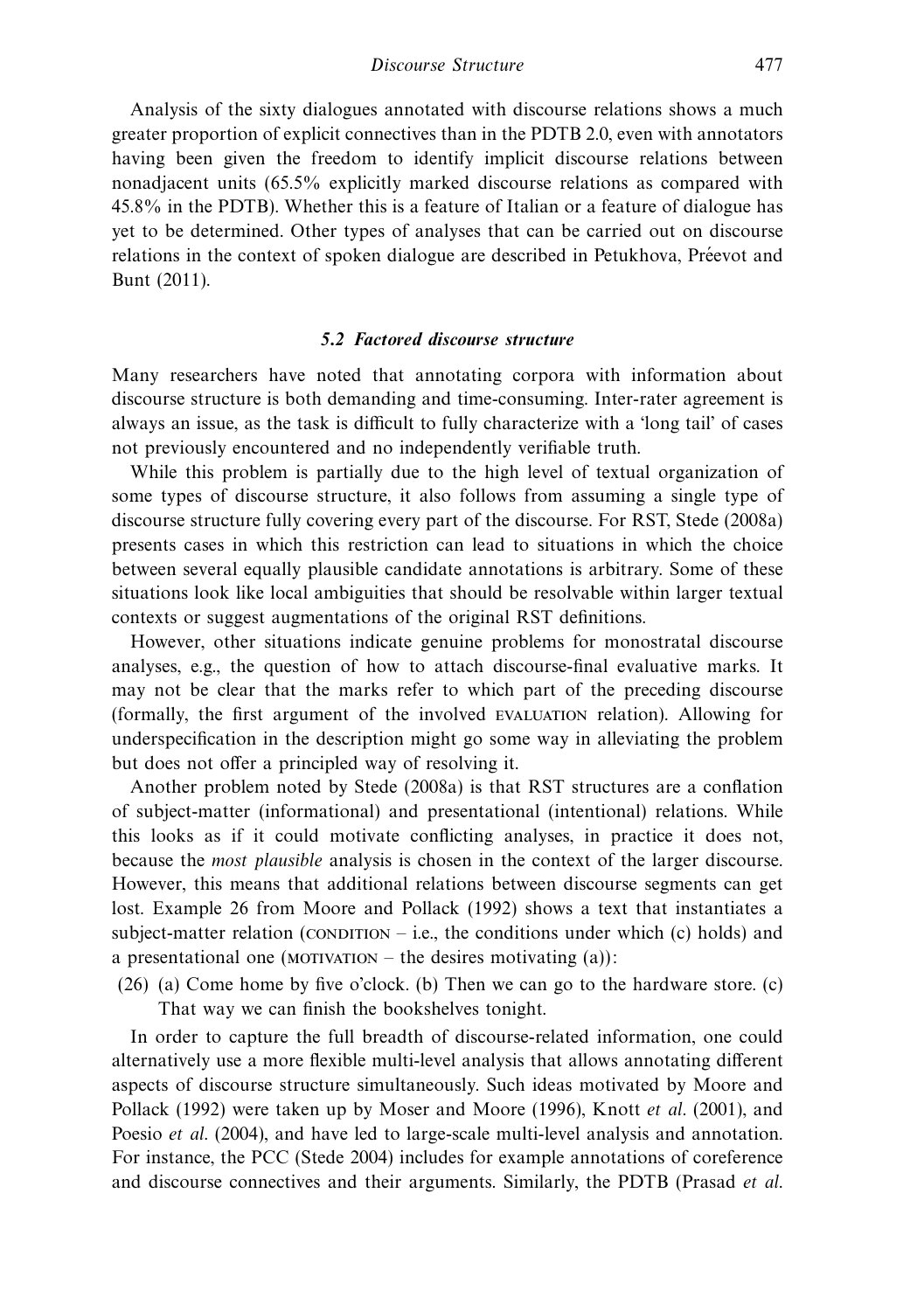Analysis of the sixty dialogues annotated with discourse relations shows a much greater proportion of explicit connectives than in the PDTB 2.0, even with annotators having been given the freedom to identify implicit discourse relations between nonadjacent units (65.5% explicitly marked discourse relations as compared with 45.8% in the PDTB). Whether this is a feature of Italian or a feature of dialogue has yet to be determined. Other types of analyses that can be carried out on discourse relations in the context of spoken dialogue are described in Petukhova, Préevot and Bunt (2011).

### *5.2 Factored discourse structure*

Many researchers have noted that annotating corpora with information about discourse structure is both demanding and time-consuming. Inter-rater agreement is always an issue, as the task is difficult to fully characterize with a 'long tail' of cases not previously encountered and no independently verifiable truth.

While this problem is partially due to the high level of textual organization of some types of discourse structure, it also follows from assuming a single type of discourse structure fully covering every part of the discourse. For RST, Stede (2008a) presents cases in which this restriction can lead to situations in which the choice between several equally plausible candidate annotations is arbitrary. Some of these situations look like local ambiguities that should be resolvable within larger textual contexts or suggest augmentations of the original RST definitions.

However, other situations indicate genuine problems for monostratal discourse analyses, e.g., the question of how to attach discourse-final evaluative marks. It may not be clear that the marks refer to which part of the preceding discourse (formally, the first argument of the involved EVALUATION relation). Allowing for underspecification in the description might go some way in alleviating the problem but does not offer a principled way of resolving it.

Another problem noted by Stede (2008a) is that RST structures are a conflation of subject-matter (informational) and presentational (intentional) relations. While this looks as if it could motivate conflicting analyses, in practice it does not, because the *most plausible* analysis is chosen in the context of the larger discourse. However, this means that additional relations between discourse segments can get lost. Example 26 from Moore and Pollack (1992) shows a text that instantiates a subject-matter relation (CONDITION – i.e., the conditions under which (c) holds) and a presentational one (MOTIVATION – the desires motivating (a)):

(26) (a) Come home by five o'clock. (b) Then we can go to the hardware store. (c) That way we can finish the bookshelves tonight.

In order to capture the full breadth of discourse-related information, one could alternatively use a more flexible multi-level analysis that allows annotating different aspects of discourse structure simultaneously. Such ideas motivated by Moore and Pollack (1992) were taken up by Moser and Moore (1996), Knott *et al.* (2001), and Poesio *et al.* (2004), and have led to large-scale multi-level analysis and annotation. For instance, the PCC (Stede 2004) includes for example annotations of coreference and discourse connectives and their arguments. Similarly, the PDTB (Prasad *et al.*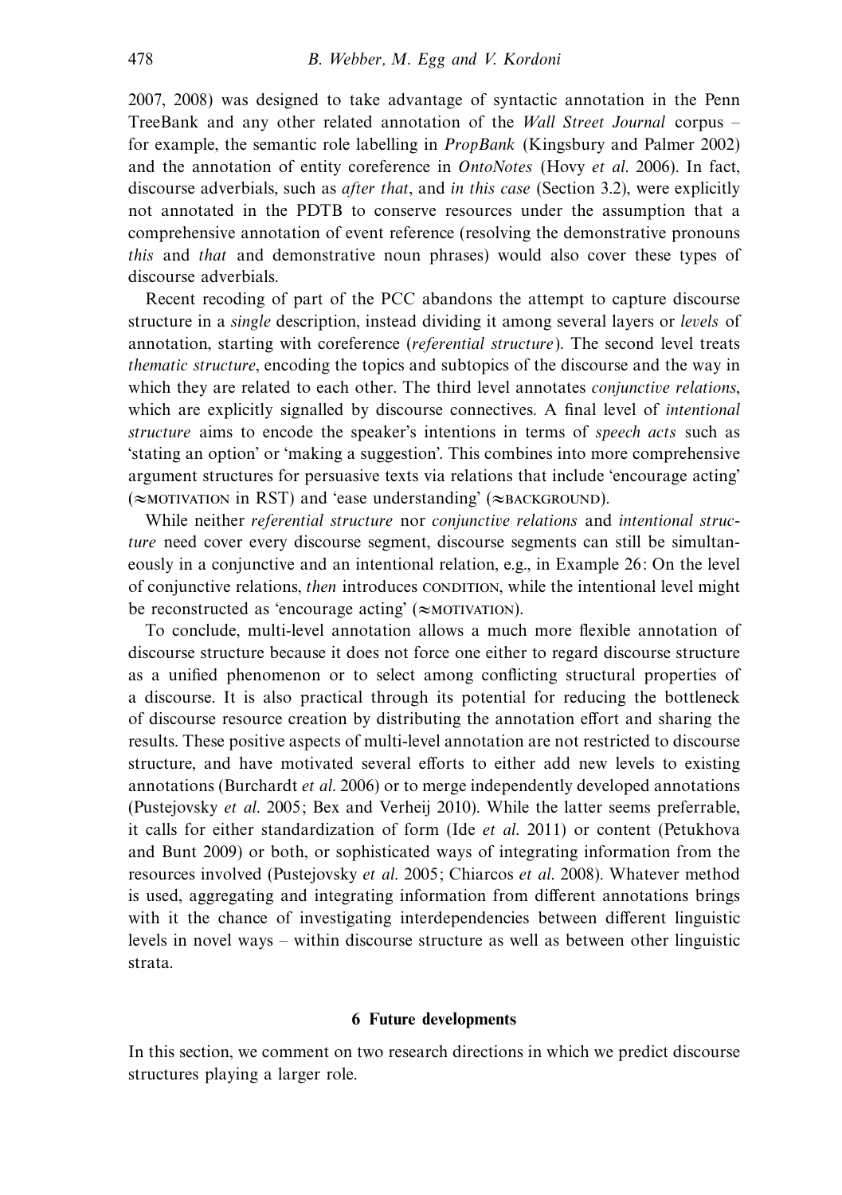2007, 2008) was designed to take advantage of syntactic annotation in the Penn TreeBank and any other related annotation of the *Wall Street Journal* corpus – for example, the semantic role labelling in *PropBank* (Kingsbury and Palmer 2002) and the annotation of entity coreference in *OntoNotes* (Hovy *et al.* 2006). In fact, discourse adverbials, such as *after that*, and *in this case* (Section 3.2), were explicitly not annotated in the PDTB to conserve resources under the assumption that a comprehensive annotation of event reference (resolving the demonstrative pronouns *this* and *that* and demonstrative noun phrases) would also cover these types of discourse adverbials.

Recent recoding of part of the PCC abandons the attempt to capture discourse structure in a *single* description, instead dividing it among several layers or *levels* of annotation, starting with coreference (*referential structure*). The second level treats *thematic structure*, encoding the topics and subtopics of the discourse and the way in which they are related to each other. The third level annotates *conjunctive relations*, which are explicitly signalled by discourse connectives. A final level of *intentional structure* aims to encode the speaker's intentions in terms of *speech acts* such as 'stating an option' or 'making a suggestion'. This combines into more comprehensive argument structures for persuasive texts via relations that include 'encourage acting' (≈MOTIVATION in RST) and 'ease understanding' (≈BACKGROUND).

While neither *referential structure* nor *conjunctive relations* and *intentional structure* need cover every discourse segment, discourse segments can still be simultaneously in a conjunctive and an intentional relation, e.g., in Example 26: On the level of conjunctive relations, *then* introduces CONDITION, while the intentional level might be reconstructed as 'encourage acting' (≈MOTIVATION).

To conclude, multi-level annotation allows a much more flexible annotation of discourse structure because it does not force one either to regard discourse structure as a unified phenomenon or to select among conflicting structural properties of a discourse. It is also practical through its potential for reducing the bottleneck of discourse resource creation by distributing the annotation effort and sharing the results. These positive aspects of multi-level annotation are not restricted to discourse structure, and have motivated several efforts to either add new levels to existing annotations (Burchardt *et al.* 2006) or to merge independently developed annotations (Pustejovsky *et al.* 2005; Bex and Verheij 2010). While the latter seems preferrable, it calls for either standardization of form (Ide *et al.* 2011) or content (Petukhova and Bunt 2009) or both, or sophisticated ways of integrating information from the resources involved (Pustejovsky *et al.* 2005; Chiarcos *et al.* 2008). Whatever method is used, aggregating and integrating information from different annotations brings with it the chance of investigating interdependencies between different linguistic levels in novel ways – within discourse structure as well as between other linguistic strata.

## 6 Future developments

In this section, we comment on two research directions in which we predict discourse structures playing a larger role.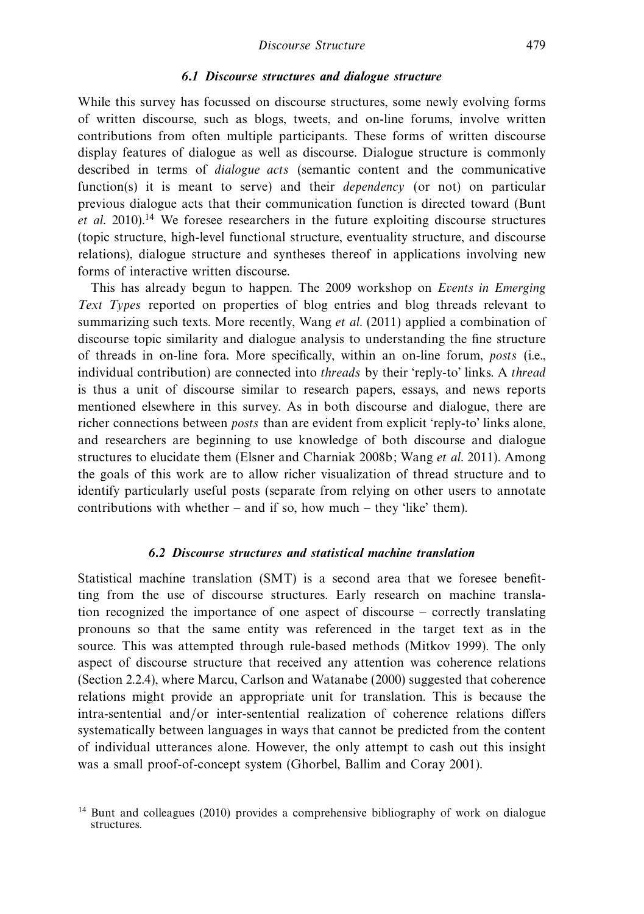### 6.1 Discourse structures and dialogue structure

While this survey has focussed on discourse structures, some newly evolving forms of written discourse, such as blogs, tweets, and on-line forums, involve written contributions from often multiple participants. These forms of written discourse display features of dialogue as well as discourse. Dialogue structure is commonly described in terms of *dialogue acts* (semantic content and the communicative function(s) it is meant to serve) and their *dependency* (or not) on particular previous dialogue acts that their communication function is directed toward (Bunt *et al.* 2010).[14] We foresee researchers in the future exploiting discourse structures (topic structure, high-level functional structure, eventuality structure, and discourse relations), dialogue structure and syntheses thereof in applications involving new forms of interactive written discourse.

This has already begun to happen. The 2009 workshop on *Events in Emerging Text Types* reported on properties of blog entries and blog threads relevant to summarizing such texts. More recently, Wang *et al.* (2011) applied a combination of discourse topic similarity and dialogue analysis to understanding the fine structure of threads in on-line fora. More specifically, within an on-line forum, *posts* (i.e., individual contribution) are connected into *threads* by their 'reply-to' links. A *thread* is thus a unit of discourse similar to research papers, essays, and news reports mentioned elsewhere in this survey. As in both discourse and dialogue, there are richer connections between *posts* than are evident from explicit 'reply-to' links alone, and researchers are beginning to use knowledge of both discourse and dialogue structures to elucidate them (Elsner and Charniak 2008b; Wang *et al.* 2011). Among the goals of this work are to allow richer visualization of thread structure and to identify particularly useful posts (separate from relying on other users to annotate contributions with whether – and if so, how much – they 'like' them).

### 6.2 Discourse structures and statistical machine translation

Statistical machine translation (SMT) is a second area that we foresee benefitting from the use of discourse structures. Early research on machine translation recognized the importance of one aspect of discourse – correctly translating pronouns so that the same entity was referenced in the target text as in the source. This was attempted through rule-based methods (Mitkov 1999). The only aspect of discourse structure that received any attention was coherence relations (Section 2.2.4), where Marcu, Carlson and Watanabe (2000) suggested that coherence relations might provide an appropriate unit for translation. This is because the intra-sentential and/or inter-sentential realization of coherence relations differs systematically between languages in ways that cannot be predicted from the content of individual utterances alone. However, the only attempt to cash out this insight was a small proof-of-concept system (Ghorbel, Ballim and Coray 2001).

[14] Bunt and colleagues (2010) provides a comprehensive bibliography of work on dialogue structures.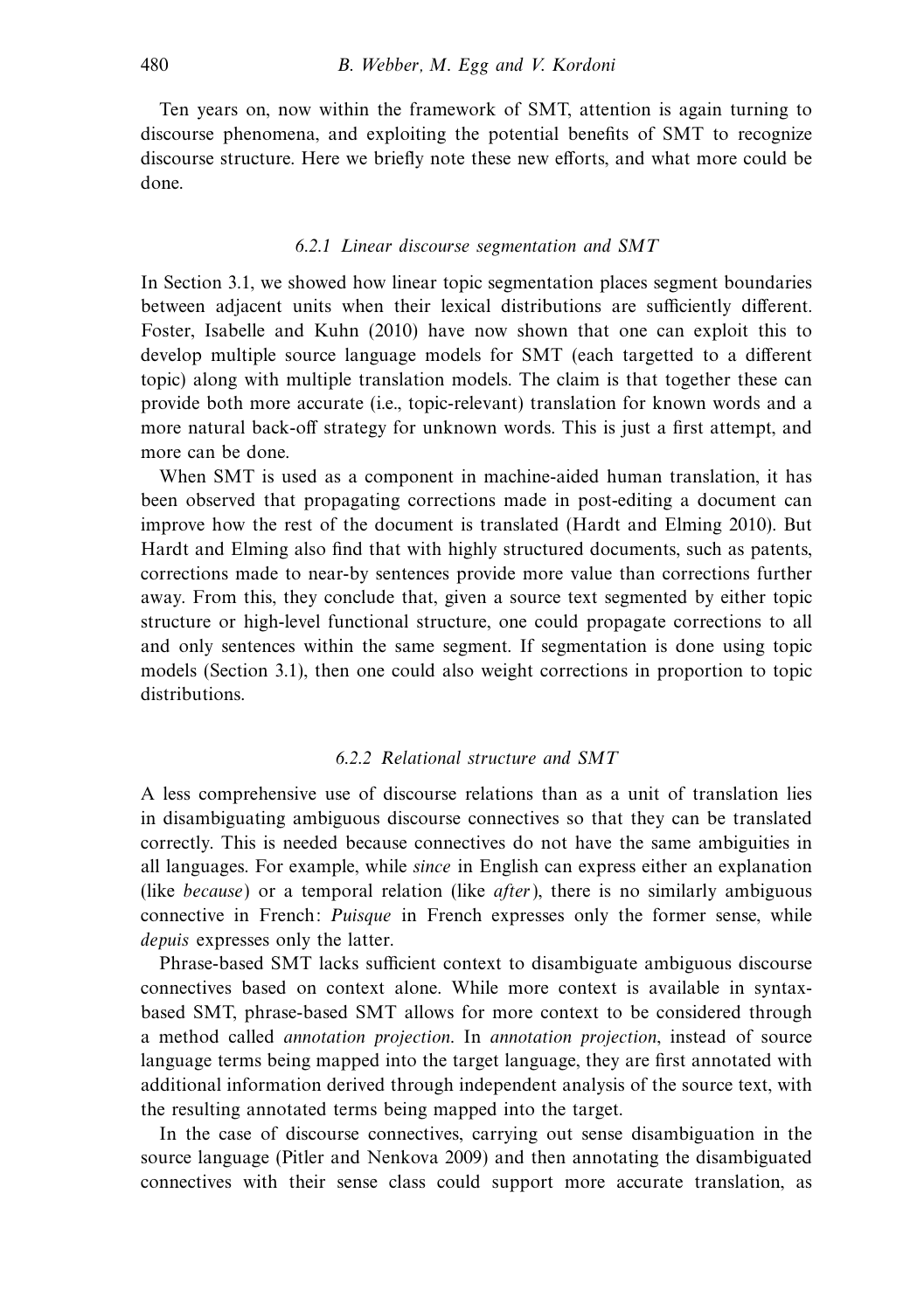Ten years on, now within the framework of SMT, attention is again turning to discourse phenomena, and exploiting the potential benefits of SMT to recognize discourse structure. Here we briefly note these new efforts, and what more could be done.

### *6.2.1 Linear discourse segmentation and SMT*

In Section 3.1, we showed how linear topic segmentation places segment boundaries between adjacent units when their lexical distributions are sufficiently different. Foster, Isabelle and Kuhn (2010) have now shown that one can exploit this to develop multiple source language models for SMT (each targetted to a different topic) along with multiple translation models. The claim is that together these can provide both more accurate (i.e., topic-relevant) translation for known words and a more natural back-off strategy for unknown words. This is just a first attempt, and more can be done.

When SMT is used as a component in machine-aided human translation, it has been observed that propagating corrections made in post-editing a document can improve how the rest of the document is translated (Hardt and Elming 2010). But Hardt and Elming also find that with highly structured documents, such as patents, corrections made to near-by sentences provide more value than corrections further away. From this, they conclude that, given a source text segmented by either topic structure or high-level functional structure, one could propagate corrections to all and only sentences within the same segment. If segmentation is done using topic models (Section 3.1), then one could also weight corrections in proportion to topic distributions.

### *6.2.2 Relational structure and SMT*

A less comprehensive use of discourse relations than as a unit of translation lies in disambiguating ambiguous discourse connectives so that they can be translated correctly. This is needed because connectives do not have the same ambiguities in all languages. For example, while *since* in English can express either an explanation (like *because*) or a temporal relation (like *after*), there is no similarly ambiguous connective in French: *Puisque* in French expresses only the former sense, while *depuis* expresses only the latter.

Phrase-based SMT lacks sufficient context to disambiguate ambiguous discourse connectives based on context alone. While more context is available in syntax-based SMT, phrase-based SMT allows for more context to be considered through a method called *annotation projection*. In *annotation projection*, instead of source language terms being mapped into the target language, they are first annotated with additional information derived through independent analysis of the source text, with the resulting annotated terms being mapped into the target.

In the case of discourse connectives, carrying out sense disambiguation in the source language (Pitler and Nenkova 2009) and then annotating the disambiguated connectives with their sense class could support more accurate translation, as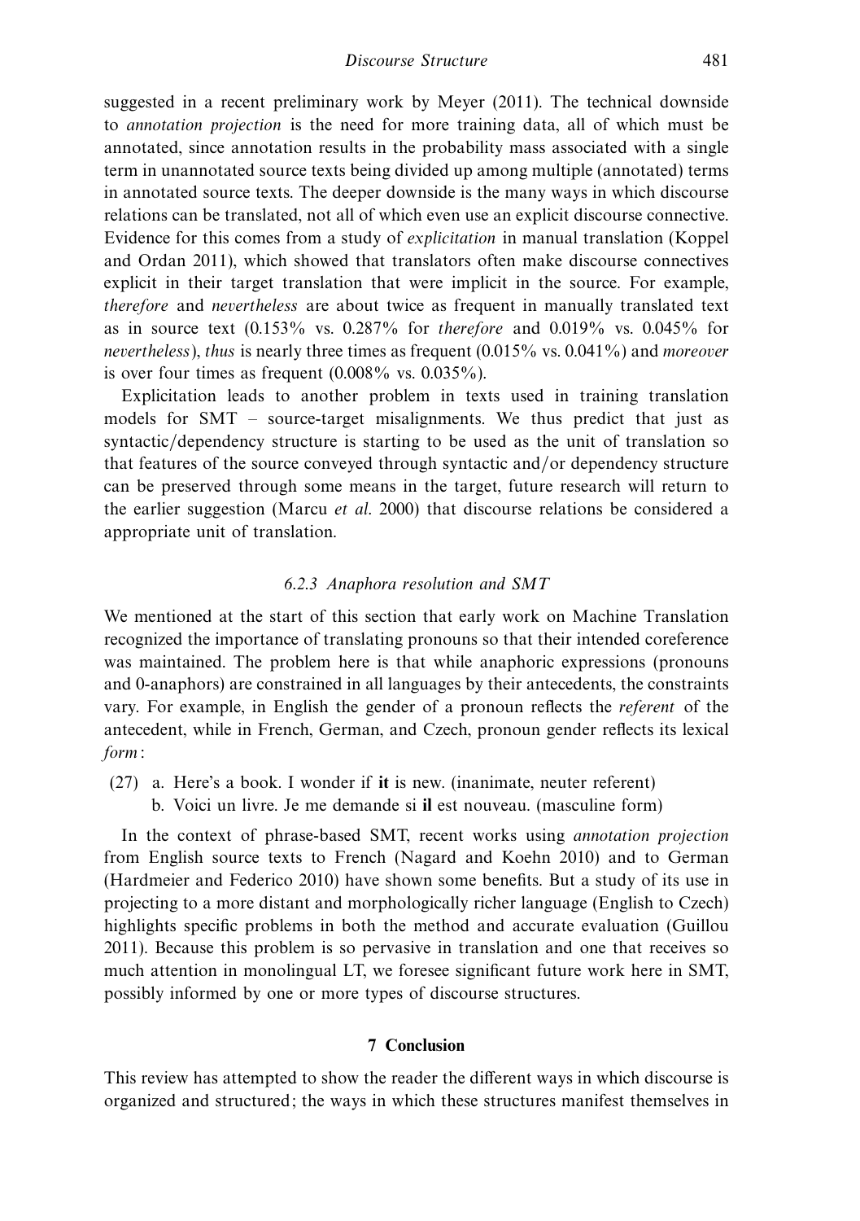suggested in a recent preliminary work by Meyer (2011). The technical downside to *annotation projection* is the need for more training data, all of which must be annotated, since annotation results in the probability mass associated with a single term in unannotated source texts being divided up among multiple (annotated) terms in annotated source texts. The deeper downside is the many ways in which discourse relations can be translated, not all of which even use an explicit discourse connective. Evidence for this comes from a study of *explicitation* in manual translation (Koppel and Ordan 2011), which showed that translators often make discourse connectives explicit in their target translation that were implicit in the source. For example, *therefore* and *nevertheless* are about twice as frequent in manually translated text as in source text (0.153% vs. 0.287% for *therefore* and 0.019% vs. 0.045% for *nevertheless*), *thus* is nearly three times as frequent (0.015% vs. 0.041%) and *moreover* is over four times as frequent (0.008% vs. 0.035%).

Explicitation leads to another problem in texts used in training translation models for SMT – source-target misalignments. We thus predict that just as syntactic/dependency structure is starting to be used as the unit of translation so that features of the source conveyed through syntactic and/or dependency structure can be preserved through some means in the target, future research will return to the earlier suggestion (Marcu *et al.* 2000) that discourse relations be considered a appropriate unit of translation.

### 6.2.3 Anaphora resolution and SMT

We mentioned at the start of this section that early work on Machine Translation recognized the importance of translating pronouns so that their intended coreference was maintained. The problem here is that while anaphoric expressions (pronouns and 0-anaphors) are constrained in all languages by their antecedents, the constraints vary. For example, in English the gender of a pronoun reflects the *referent* of the antecedent, while in French, German, and Czech, pronoun gender reflects its lexical *form*:

(27) a. Here's a book. I wonder if **it** is new. (inanimate, neuter referent)
 b. Voici un livre. Je me demande si **il** est nouveau. (masculine form)

In the context of phrase-based SMT, recent works using *annotation projection* from English source texts to French (Nagard and Koehn 2010) and to German (Hardmeier and Federico 2010) have shown some benefits. But a study of its use in projecting to a more distant and morphologically richer language (English to Czech) highlights specific problems in both the method and accurate evaluation (Guillou 2011). Because this problem is so pervasive in translation and one that receives so much attention in monolingual LT, we foresee significant future work here in SMT, possibly informed by one or more types of discourse structures.

## 7 Conclusion

This review has attempted to show the reader the different ways in which discourse is organized and structured; the ways in which these structures manifest themselves in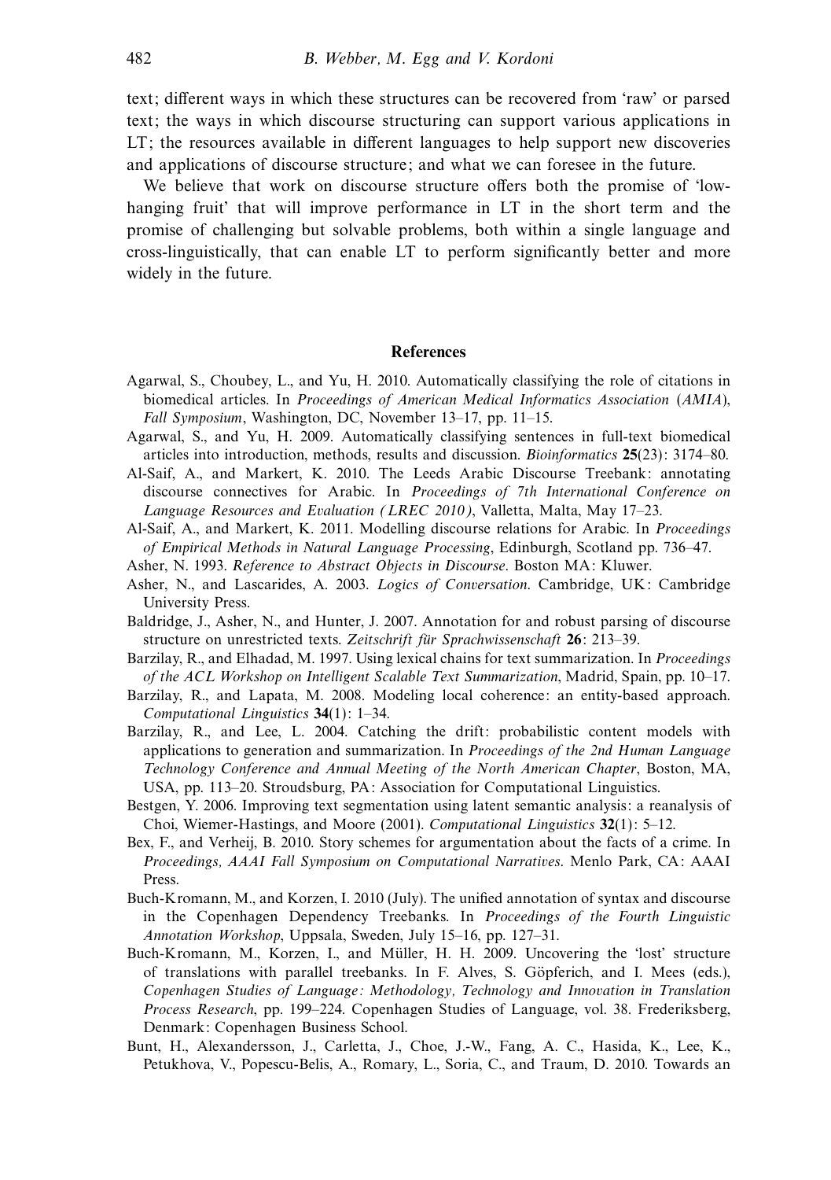text; different ways in which these structures can be recovered from 'raw' or parsed text; the ways in which discourse structuring can support various applications in LT; the resources available in different languages to help support new discoveries and applications of discourse structure; and what we can foresee in the future.

We believe that work on discourse structure offers both the promise of 'low-hanging fruit' that will improve performance in LT in the short term and the promise of challenging but solvable problems, both within a single language and cross-linguistically, that can enable LT to perform significantly better and more widely in the future.

## References

Agarwal, S., Choubey, L., and Yu, H. 2010. Automatically classifying the role of citations in biomedical articles. In *Proceedings of American Medical Informatics Association* (*AMIA*), *Fall Symposium*, Washington, DC, November 13–17, pp. 11–15.

Agarwal, S., and Yu, H. 2009. Automatically classifying sentences in full-text biomedical articles into introduction, methods, results and discussion. *Bioinformatics* **25**(23): 3174–80.

Al-Saif, A., and Markert, K. 2010. The Leeds Arabic Discourse Treebank: annotating discourse connectives for Arabic. In *Proceedings of 7th International Conference on Language Resources and Evaluation (LREC 2010)*, Valletta, Malta, May 17–23.

Al-Saif, A., and Markert, K. 2011. Modelling discourse relations for Arabic. In *Proceedings of Empirical Methods in Natural Language Processing*, Edinburgh, Scotland pp. 736–47.

Asher, N. 1993. *Reference to Abstract Objects in Discourse*. Boston MA: Kluwer.

Asher, N., and Lascarides, A. 2003. *Logics of Conversation*. Cambridge, UK: Cambridge University Press.

Baldridge, J., Asher, N., and Hunter, J. 2007. Annotation for and robust parsing of discourse structure on unrestricted texts. *Zeitschrift für Sprachwissenschaft* **26**: 213–39.

Barzilay, R., and Elhadad, M. 1997. Using lexical chains for text summarization. In *Proceedings of the ACL Workshop on Intelligent Scalable Text Summarization*, Madrid, Spain, pp. 10–17.

Barzilay, R., and Lapata, M. 2008. Modeling local coherence: an entity-based approach. *Computational Linguistics* **34**(1): 1–34.

Barzilay, R., and Lee, L. 2004. Catching the drift: probabilistic content models with applications to generation and summarization. In *Proceedings of the 2nd Human Language Technology Conference and Annual Meeting of the North American Chapter*, Boston, MA, USA, pp. 113–20. Stroudsburg, PA: Association for Computational Linguistics.

Bestgen, Y. 2006. Improving text segmentation using latent semantic analysis: a reanalysis of Choi, Wiemer-Hastings, and Moore (2001). *Computational Linguistics* **32**(1): 5–12.

Bex, F., and Verheij, B. 2010. Story schemes for argumentation about the facts of a crime. In *Proceedings, AAAI Fall Symposium on Computational Narratives*. Menlo Park, CA: AAAI Press.

Buch-Kromann, M., and Korzen, I. 2010 (July). The unified annotation of syntax and discourse in the Copenhagen Dependency Treebanks. In *Proceedings of the Fourth Linguistic Annotation Workshop*, Uppsala, Sweden, July 15–16, pp. 127–31.

Buch-Kromann, M., Korzen, I., and Müller, H. H. 2009. Uncovering the 'lost' structure of translations with parallel treebanks. In F. Alves, S. Göpferich, and I. Mees (eds.), *Copenhagen Studies of Language: Methodology, Technology and Innovation in Translation Process Research*, pp. 199–224. Copenhagen Studies of Language, vol. 38. Frederiksberg, Denmark: Copenhagen Business School.

Bunt, H., Alexandersson, J., Carletta, J., Choe, J.-W., Fang, A. C., Hasida, K., Lee, K., Petukhova, V., Popescu-Belis, A., Romary, L., Soria, C., and Traum, D. 2010. Towards an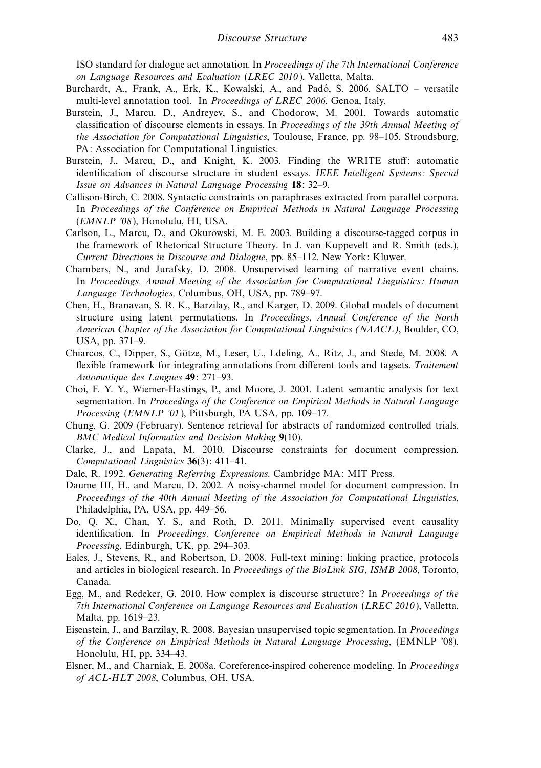ISO standard for dialogue act annotation. In *Proceedings of the 7th International Conference on Language Resources and Evaluation* (*LREC 2010*), Valletta, Malta.

Burchardt, A., Frank, A., Erk, K., Kowalski, A., and Padó, S. 2006. SALTO – versatile multi-level annotation tool. In *Proceedings of LREC 2006*, Genoa, Italy.

Burstein, J., Marcu, D., Andreyev, S., and Chodorow, M. 2001. Towards automatic classification of discourse elements in essays. In *Proceedings of the 39th Annual Meeting of the Association for Computational Linguistics*, Toulouse, France, pp. 98–105. Stroudsburg, PA: Association for Computational Linguistics.

Burstein, J., Marcu, D., and Knight, K. 2003. Finding the WRITE stuff: automatic identification of discourse structure in student essays. *IEEE Intelligent Systems: Special Issue on Advances in Natural Language Processing* **18**: 32–9.

Callison-Birch, C. 2008. Syntactic constraints on paraphrases extracted from parallel corpora. In *Proceedings of the Conference on Empirical Methods in Natural Language Processing* (*EMNLP '08*), Honolulu, HI, USA.

Carlson, L., Marcu, D., and Okurowski, M. E. 2003. Building a discourse-tagged corpus in the framework of Rhetorical Structure Theory. In J. van Kuppevelt and R. Smith (eds.), *Current Directions in Discourse and Dialogue*, pp. 85–112. New York: Kluwer.

Chambers, N., and Jurafsky, D. 2008. Unsupervised learning of narrative event chains. In *Proceedings, Annual Meeting of the Association for Computational Linguistics: Human Language Technologies,* Columbus, OH, USA, pp. 789–97.

Chen, H., Branavan, S. R. K., Barzilay, R., and Karger, D. 2009. Global models of document structure using latent permutations. In *Proceedings, Annual Conference of the North American Chapter of the Association for Computational Linguistics (NAACL)*, Boulder, CO, USA, pp. 371–9.

Chiarcos, C., Dipper, S., Götze, M., Leser, U., Ldeling, A., Ritz, J., and Stede, M. 2008. A flexible framework for integrating annotations from different tools and tagsets. *Traitement Automatique des Langues* **49**: 271–93.

Choi, F. Y. Y., Wiemer-Hastings, P., and Moore, J. 2001. Latent semantic analysis for text segmentation. In *Proceedings of the Conference on Empirical Methods in Natural Language Processing* (*EMNLP '01*), Pittsburgh, PA USA, pp. 109–17.

Chung, G. 2009 (February). Sentence retrieval for abstracts of randomized controlled trials. *BMC Medical Informatics and Decision Making* **9**(10).

Clarke, J., and Lapata, M. 2010. Discourse constraints for document compression. *Computational Linguistics* **36**(3): 411–41.

Dale, R. 1992. *Generating Referring Expressions.* Cambridge MA: MIT Press.

Daume III, H., and Marcu, D. 2002. A noisy-channel model for document compression. In *Proceedings of the 40th Annual Meeting of the Association for Computational Linguistics*, Philadelphia, PA, USA, pp. 449–56.

Do, Q. X., Chan, Y. S., and Roth, D. 2011. Minimally supervised event causality identification. In *Proceedings, Conference on Empirical Methods in Natural Language Processing*, Edinburgh, UK, pp. 294–303.

Eales, J., Stevens, R., and Robertson, D. 2008. Full-text mining: linking practice, protocols and articles in biological research. In *Proceedings of the BioLink SIG, ISMB 2008*, Toronto, Canada.

Egg, M., and Redeker, G. 2010. How complex is discourse structure? In *Proceedings of the 7th International Conference on Language Resources and Evaluation* (*LREC 2010*), Valletta, Malta, pp. 1619–23.

Eisenstein, J., and Barzilay, R. 2008. Bayesian unsupervised topic segmentation. In *Proceedings of the Conference on Empirical Methods in Natural Language Processing*, (EMNLP '08), Honolulu, HI, pp. 334–43.

Elsner, M., and Charniak, E. 2008a. Coreference-inspired coherence modeling. In *Proceedings of ACL-HLT 2008*, Columbus, OH, USA.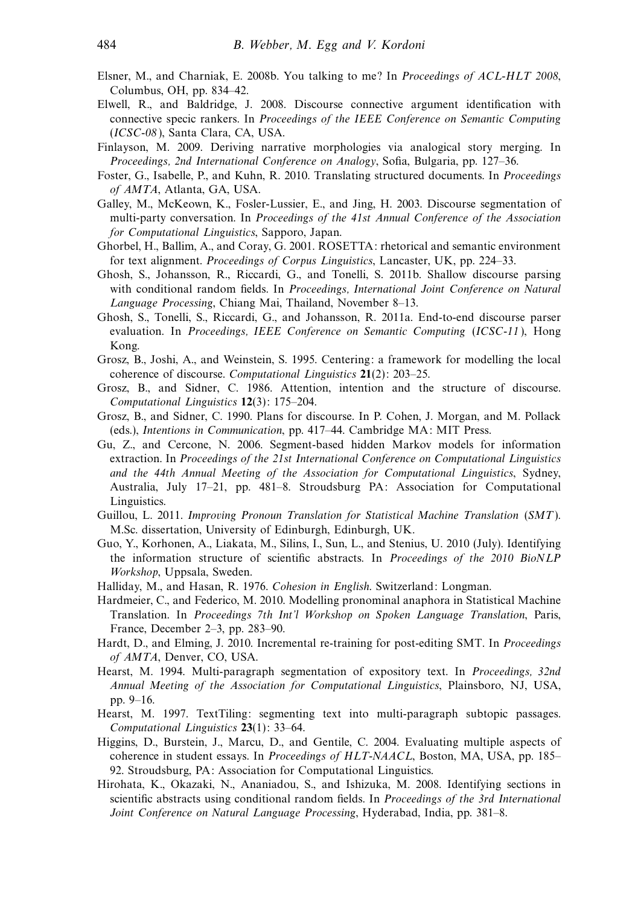Elsner, M., and Charniak, E. 2008b. You talking to me? In *Proceedings of ACL-HLT 2008*, Columbus, OH, pp. 834–42.

Elwell, R., and Baldridge, J. 2008. Discourse connective argument identification with connective specic rankers. In *Proceedings of the IEEE Conference on Semantic Computing (ICSC-08)*, Santa Clara, CA, USA.

Finlayson, M. 2009. Deriving narrative morphologies via analogical story merging. In *Proceedings, 2nd International Conference on Analogy*, Sofia, Bulgaria, pp. 127–36.

Foster, G., Isabelle, P., and Kuhn, R. 2010. Translating structured documents. In *Proceedings of AMTA*, Atlanta, GA, USA.

Galley, M., McKeown, K., Fosler-Lussier, E., and Jing, H. 2003. Discourse segmentation of multi-party conversation. In *Proceedings of the 41st Annual Conference of the Association for Computational Linguistics*, Sapporo, Japan.

Ghorbel, H., Ballim, A., and Coray, G. 2001. ROSETTA: rhetorical and semantic environment for text alignment. *Proceedings of Corpus Linguistics*, Lancaster, UK, pp. 224–33.

Ghosh, S., Johansson, R., Riccardi, G., and Tonelli, S. 2011b. Shallow discourse parsing with conditional random fields. In *Proceedings, International Joint Conference on Natural Language Processing*, Chiang Mai, Thailand, November 8–13.

Ghosh, S., Tonelli, S., Riccardi, G., and Johansson, R. 2011a. End-to-end discourse parser evaluation. In *Proceedings, IEEE Conference on Semantic Computing (ICSC-11)*, Hong Kong.

Grosz, B., Joshi, A., and Weinstein, S. 1995. Centering: a framework for modelling the local coherence of discourse. *Computational Linguistics* **21**(2): 203–25.

Grosz, B., and Sidner, C. 1986. Attention, intention and the structure of discourse. *Computational Linguistics* **12**(3): 175–204.

Grosz, B., and Sidner, C. 1990. Plans for discourse. In P. Cohen, J. Morgan, and M. Pollack (eds.), *Intentions in Communication*, pp. 417–44. Cambridge MA: MIT Press.

Gu, Z., and Cercone, N. 2006. Segment-based hidden Markov models for information extraction. In *Proceedings of the 21st International Conference on Computational Linguistics and the 44th Annual Meeting of the Association for Computational Linguistics*, Sydney, Australia, July 17–21, pp. 481–8. Stroudsburg PA: Association for Computational Linguistics.

Guillou, L. 2011. *Improving Pronoun Translation for Statistical Machine Translation (SMT)*. M.Sc. dissertation, University of Edinburgh, Edinburgh, UK.

Guo, Y., Korhonen, A., Liakata, M., Silins, I., Sun, L., and Stenius, U. 2010 (July). Identifying the information structure of scientific abstracts. In *Proceedings of the 2010 BioNLP Workshop*, Uppsala, Sweden.

Halliday, M., and Hasan, R. 1976. *Cohesion in English*. Switzerland: Longman.

Hardmeier, C., and Federico, M. 2010. Modelling pronominal anaphora in Statistical Machine Translation. In *Proceedings 7th Int'l Workshop on Spoken Language Translation*, Paris, France, December 2–3, pp. 283–90.

Hardt, D., and Elming, J. 2010. Incremental re-training for post-editing SMT. In *Proceedings of AMTA*, Denver, CO, USA.

Hearst, M. 1994. Multi-paragraph segmentation of expository text. In *Proceedings, 32nd Annual Meeting of the Association for Computational Linguistics*, Plainsboro, NJ, USA, pp. 9–16.

Hearst, M. 1997. TextTiling: segmenting text into multi-paragraph subtopic passages. *Computational Linguistics* **23**(1): 33–64.

Higgins, D., Burstein, J., Marcu, D., and Gentile, C. 2004. Evaluating multiple aspects of coherence in student essays. In *Proceedings of HLT-NAACL*, Boston, MA, USA, pp. 185–92. Stroudsburg, PA: Association for Computational Linguistics.

Hirohata, K., Okazaki, N., Ananiadou, S., and Ishizuka, M. 2008. Identifying sections in scientific abstracts using conditional random fields. In *Proceedings of the 3rd International Joint Conference on Natural Language Processing*, Hyderabad, India, pp. 381–8.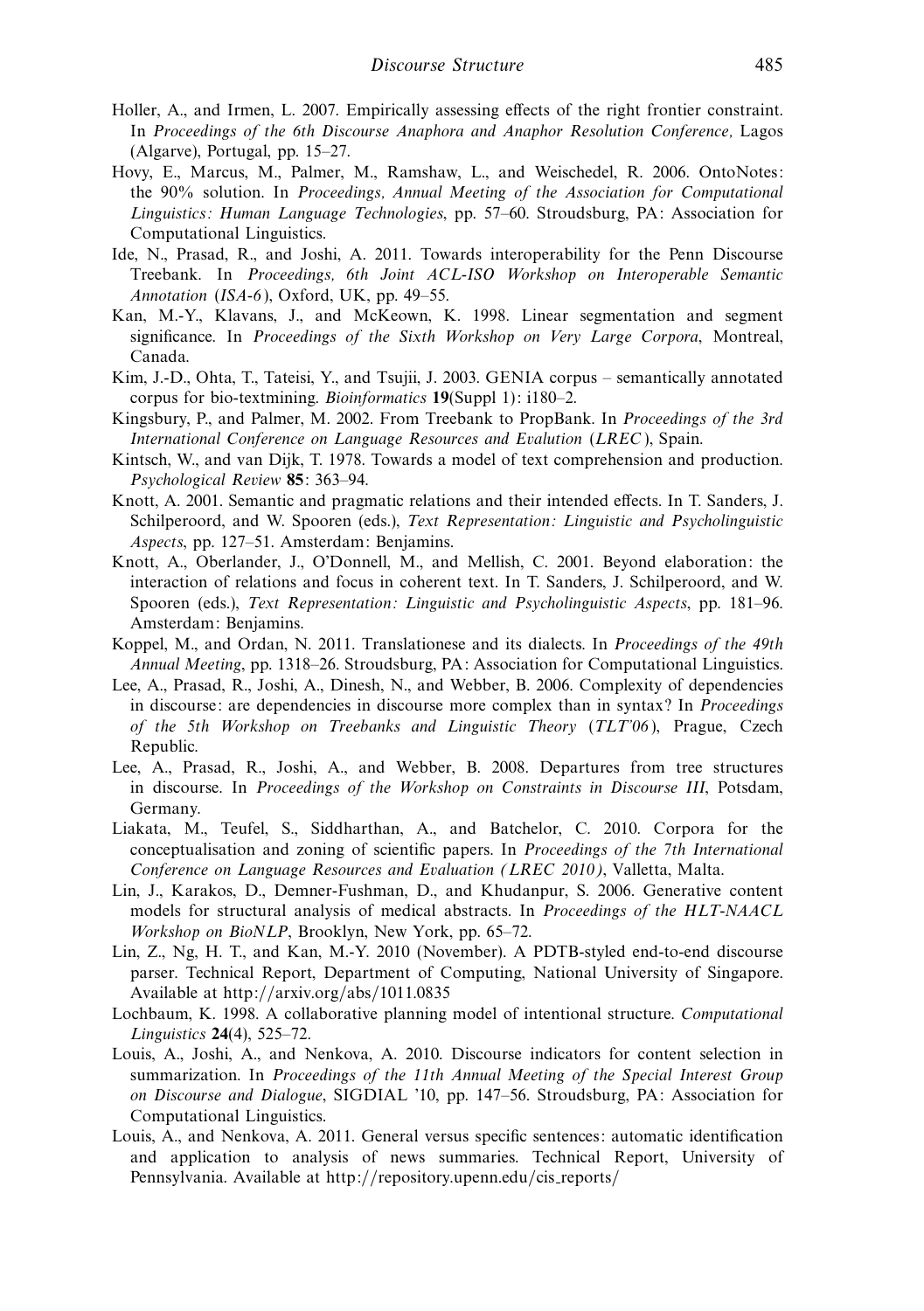Holler, A., and Irmen, L. 2007. Empirically assessing effects of the right frontier constraint. In *Proceedings of the 6th Discourse Anaphora and Anaphor Resolution Conference,* Lagos (Algarve), Portugal, pp. 15–27.

Hovy, E., Marcus, M., Palmer, M., Ramshaw, L., and Weischedel, R. 2006. OntoNotes: the 90% solution. In *Proceedings, Annual Meeting of the Association for Computational Linguistics: Human Language Technologies*, pp. 57–60. Stroudsburg, PA: Association for Computational Linguistics.

Ide, N., Prasad, R., and Joshi, A. 2011. Towards interoperability for the Penn Discourse Treebank. In *Proceedings, 6th Joint ACL-ISO Workshop on Interoperable Semantic Annotation* (*ISA-6*), Oxford, UK, pp. 49–55.

Kan, M.-Y., Klavans, J., and McKeown, K. 1998. Linear segmentation and segment significance. In *Proceedings of the Sixth Workshop on Very Large Corpora*, Montreal, Canada.

Kim, J.-D., Ohta, T., Tateisi, Y., and Tsujii, J. 2003. GENIA corpus – semantically annotated corpus for bio-textmining. *Bioinformatics* **19**(Suppl 1): i180–2.

Kingsbury, P., and Palmer, M. 2002. From Treebank to PropBank. In *Proceedings of the 3rd International Conference on Language Resources and Evalution* (*LREC*), Spain.

Kintsch, W., and van Dijk, T. 1978. Towards a model of text comprehension and production. *Psychological Review* **85**: 363–94.

Knott, A. 2001. Semantic and pragmatic relations and their intended effects. In T. Sanders, J. Schilperoord, and W. Spooren (eds.), *Text Representation: Linguistic and Psycholinguistic Aspects*, pp. 127–51. Amsterdam: Benjamins.

Knott, A., Oberlander, J., O'Donnell, M., and Mellish, C. 2001. Beyond elaboration: the interaction of relations and focus in coherent text. In T. Sanders, J. Schilperoord, and W. Spooren (eds.), *Text Representation: Linguistic and Psycholinguistic Aspects*, pp. 181–96. Amsterdam: Benjamins.

Koppel, M., and Ordan, N. 2011. Translationese and its dialects. In *Proceedings of the 49th Annual Meeting*, pp. 1318–26. Stroudsburg, PA: Association for Computational Linguistics.

Lee, A., Prasad, R., Joshi, A., Dinesh, N., and Webber, B. 2006. Complexity of dependencies in discourse: are dependencies in discourse more complex than in syntax? In *Proceedings of the 5th Workshop on Treebanks and Linguistic Theory* (*TLT'06*), Prague, Czech Republic.

Lee, A., Prasad, R., Joshi, A., and Webber, B. 2008. Departures from tree structures in discourse. In *Proceedings of the Workshop on Constraints in Discourse III*, Potsdam, Germany.

Liakata, M., Teufel, S., Siddharthan, A., and Batchelor, C. 2010. Corpora for the conceptualisation and zoning of scientific papers. In *Proceedings of the 7th International Conference on Language Resources and Evaluation (LREC 2010)*, Valletta, Malta.

Lin, J., Karakos, D., Demner-Fushman, D., and Khudanpur, S. 2006. Generative content models for structural analysis of medical abstracts. In *Proceedings of the HLT-NAACL Workshop on BioNLP*, Brooklyn, New York, pp. 65–72.

Lin, Z., Ng, H. T., and Kan, M.-Y. 2010 (November). A PDTB-styled end-to-end discourse parser. Technical Report, Department of Computing, National University of Singapore. Available at http://arxiv.org/abs/1011.0835

Lochbaum, K. 1998. A collaborative planning model of intentional structure. *Computational Linguistics* **24**(4), 525–72.

Louis, A., Joshi, A., and Nenkova, A. 2010. Discourse indicators for content selection in summarization. In *Proceedings of the 11th Annual Meeting of the Special Interest Group on Discourse and Dialogue*, SIGDIAL '10, pp. 147–56. Stroudsburg, PA: Association for Computational Linguistics.

Louis, A., and Nenkova, A. 2011. General versus specific sentences: automatic identification and application to analysis of news summaries. Technical Report, University of Pennsylvania. Available at http://repository.upenn.edu/cis_reports/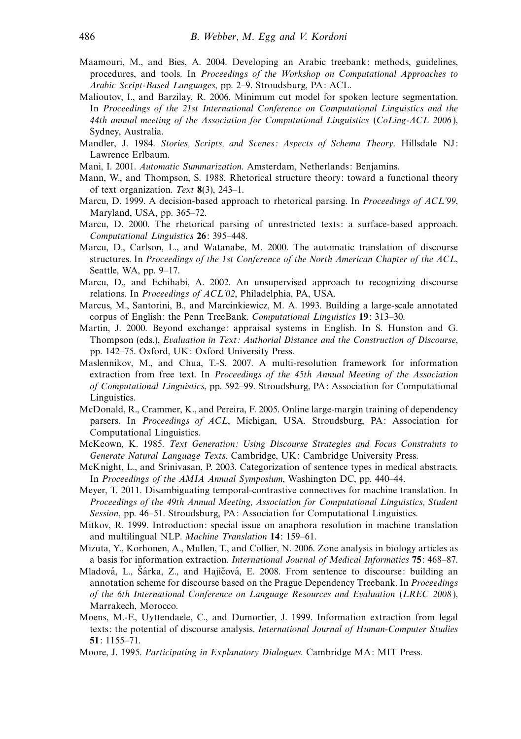Maamouri, M., and Bies, A. 2004. Developing an Arabic treebank: methods, guidelines, procedures, and tools. In *Proceedings of the Workshop on Computational Approaches to Arabic Script-Based Languages*, pp. 2–9. Stroudsburg, PA: ACL.

Malioutov, I., and Barzilay, R. 2006. Minimum cut model for spoken lecture segmentation. In *Proceedings of the 21st International Conference on Computational Linguistics and the 44th annual meeting of the Association for Computational Linguistics* (*CoLing-ACL 2006*), Sydney, Australia.

Mandler, J. 1984. *Stories, Scripts, and Scenes: Aspects of Schema Theory*. Hillsdale NJ: Lawrence Erlbaum.

Mani, I. 2001. *Automatic Summarization*. Amsterdam, Netherlands: Benjamins.

Mann, W., and Thompson, S. 1988. Rhetorical structure theory: toward a functional theory of text organization. *Text* **8**(3), 243–1.

Marcu, D. 1999. A decision-based approach to rhetorical parsing. In *Proceedings of ACL'99*, Maryland, USA, pp. 365–72.

Marcu, D. 2000. The rhetorical parsing of unrestricted texts: a surface-based approach. *Computational Linguistics* **26**: 395–448.

Marcu, D., Carlson, L., and Watanabe, M. 2000. The automatic translation of discourse structures. In *Proceedings of the 1st Conference of the North American Chapter of the ACL*, Seattle, WA, pp. 9–17.

Marcu, D., and Echihabi, A. 2002. An unsupervised approach to recognizing discourse relations. In *Proceedings of ACL'02*, Philadelphia, PA, USA.

Marcus, M., Santorini, B., and Marcinkiewicz, M. A. 1993. Building a large-scale annotated corpus of English: the Penn TreeBank. *Computational Linguistics* **19**: 313–30.

Martin, J. 2000. Beyond exchange: appraisal systems in English. In S. Hunston and G. Thompson (eds.), *Evaluation in Text: Authorial Distance and the Construction of Discourse*, pp. 142–75. Oxford, UK: Oxford University Press.

Maslennikov, M., and Chua, T.-S. 2007. A multi-resolution framework for information extraction from free text. In *Proceedings of the 45th Annual Meeting of the Association of Computational Linguistics*, pp. 592–99. Stroudsburg, PA: Association for Computational Linguistics.

McDonald, R., Crammer, K., and Pereira, F. 2005. Online large-margin training of dependency parsers. In *Proceedings of ACL*, Michigan, USA. Stroudsburg, PA: Association for Computational Linguistics.

McKeown, K. 1985. *Text Generation: Using Discourse Strategies and Focus Constraints to Generate Natural Language Texts*. Cambridge, UK: Cambridge University Press.

McKnight, L., and Srinivasan, P. 2003. Categorization of sentence types in medical abstracts. In *Proceedings of the AMIA Annual Symposium*, Washington DC, pp. 440–44.

Meyer, T. 2011. Disambiguating temporal-contrastive connectives for machine translation. In *Proceedings of the 49th Annual Meeting, Association for Computational Linguistics, Student Session*, pp. 46–51. Stroudsburg, PA: Association for Computational Linguistics.

Mitkov, R. 1999. Introduction: special issue on anaphora resolution in machine translation and multilingual NLP. *Machine Translation* **14**: 159–61.

Mizuta, Y., Korhonen, A., Mullen, T., and Collier, N. 2006. Zone analysis in biology articles as a basis for information extraction. *International Journal of Medical Informatics* **75**: 468–87.

Mladová, L., Šárka, Z., and Hajičová, E. 2008. From sentence to discourse: building an annotation scheme for discourse based on the Prague Dependency Treebank. In *Proceedings of the 6th International Conference on Language Resources and Evaluation* (*LREC 2008*), Marrakech, Morocco.

Moens, M.-F., Uyttendaele, C., and Dumortier, J. 1999. Information extraction from legal texts: the potential of discourse analysis. *International Journal of Human-Computer Studies* **51**: 1155–71.

Moore, J. 1995. *Participating in Explanatory Dialogues*. Cambridge MA: MIT Press.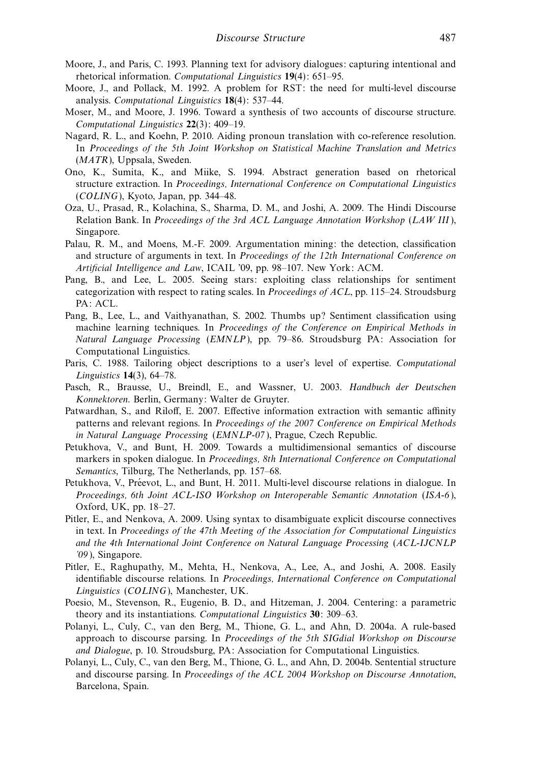Moore, J., and Paris, C. 1993. Planning text for advisory dialogues: capturing intentional and rhetorical information. *Computational Linguistics* **19**(4): 651–95.

Moore, J., and Pollack, M. 1992. A problem for RST: the need for multi-level discourse analysis. *Computational Linguistics* **18**(4): 537–44.

Moser, M., and Moore, J. 1996. Toward a synthesis of two accounts of discourse structure. *Computational Linguistics* **22**(3): 409–19.

Nagard, R. L., and Koehn, P. 2010. Aiding pronoun translation with co-reference resolution. In *Proceedings of the 5th Joint Workshop on Statistical Machine Translation and Metrics* (*MATR*), Uppsala, Sweden.

Ono, K., Sumita, K., and Miike, S. 1994. Abstract generation based on rhetorical structure extraction. In *Proceedings, International Conference on Computational Linguistics* (*COLING*), Kyoto, Japan, pp. 344–48.

Oza, U., Prasad, R., Kolachina, S., Sharma, D. M., and Joshi, A. 2009. The Hindi Discourse Relation Bank. In *Proceedings of the 3rd ACL Language Annotation Workshop* (*LAW III*), Singapore.

Palau, R. M., and Moens, M.-F. 2009. Argumentation mining: the detection, classification and structure of arguments in text. In *Proceedings of the 12th International Conference on Artificial Intelligence and Law*, ICAIL '09, pp. 98–107. New York: ACM.

Pang, B., and Lee, L. 2005. Seeing stars: exploiting class relationships for sentiment categorization with respect to rating scales. In *Proceedings of ACL*, pp. 115–24. Stroudsburg PA: ACL.

Pang, B., Lee, L., and Vaithyanathan, S. 2002. Thumbs up? Sentiment classification using machine learning techniques. In *Proceedings of the Conference on Empirical Methods in Natural Language Processing* (*EMNLP*), pp. 79–86. Stroudsburg PA: Association for Computational Linguistics.

Paris, C. 1988. Tailoring object descriptions to a user's level of expertise. *Computational Linguistics* **14**(3), 64–78.

Pasch, R., Brausse, U., Breindl, E., and Wassner, U. 2003. *Handbuch der Deutschen Konnektoren*. Berlin, Germany: Walter de Gruyter.

Patwardhan, S., and Riloff, E. 2007. Effective information extraction with semantic affinity patterns and relevant regions. In *Proceedings of the 2007 Conference on Empirical Methods in Natural Language Processing* (*EMNLP-07*), Prague, Czech Republic.

Petukhova, V., and Bunt, H. 2009. Towards a multidimensional semantics of discourse markers in spoken dialogue. In *Proceedings, 8th International Conference on Computational Semantics*, Tilburg, The Netherlands, pp. 157–68.

Petukhova, V., Préevot, L., and Bunt, H. 2011. Multi-level discourse relations in dialogue. In *Proceedings, 6th Joint ACL-ISO Workshop on Interoperable Semantic Annotation* (*ISA-6*), Oxford, UK, pp. 18–27.

Pitler, E., and Nenkova, A. 2009. Using syntax to disambiguate explicit discourse connectives in text. In *Proceedings of the 47th Meeting of the Association for Computational Linguistics and the 4th International Joint Conference on Natural Language Processing* (*ACL-IJCNLP '09*), Singapore.

Pitler, E., Raghupathy, M., Mehta, H., Nenkova, A., Lee, A., and Joshi, A. 2008. Easily identifiable discourse relations. In *Proceedings, International Conference on Computational Linguistics* (*COLING*), Manchester, UK.

Poesio, M., Stevenson, R., Eugenio, B. D., and Hitzeman, J. 2004. Centering: a parametric theory and its instantiations. *Computational Linguistics* **30**: 309–63.

Polanyi, L., Culy, C., van den Berg, M., Thione, G. L., and Ahn, D. 2004a. A rule-based approach to discourse parsing. In *Proceedings of the 5th SIGdial Workshop on Discourse and Dialogue*, p. 10. Stroudsburg, PA: Association for Computational Linguistics.

Polanyi, L., Culy, C., van den Berg, M., Thione, G. L., and Ahn, D. 2004b. Sentential structure and discourse parsing. In *Proceedings of the ACL 2004 Workshop on Discourse Annotation*, Barcelona, Spain.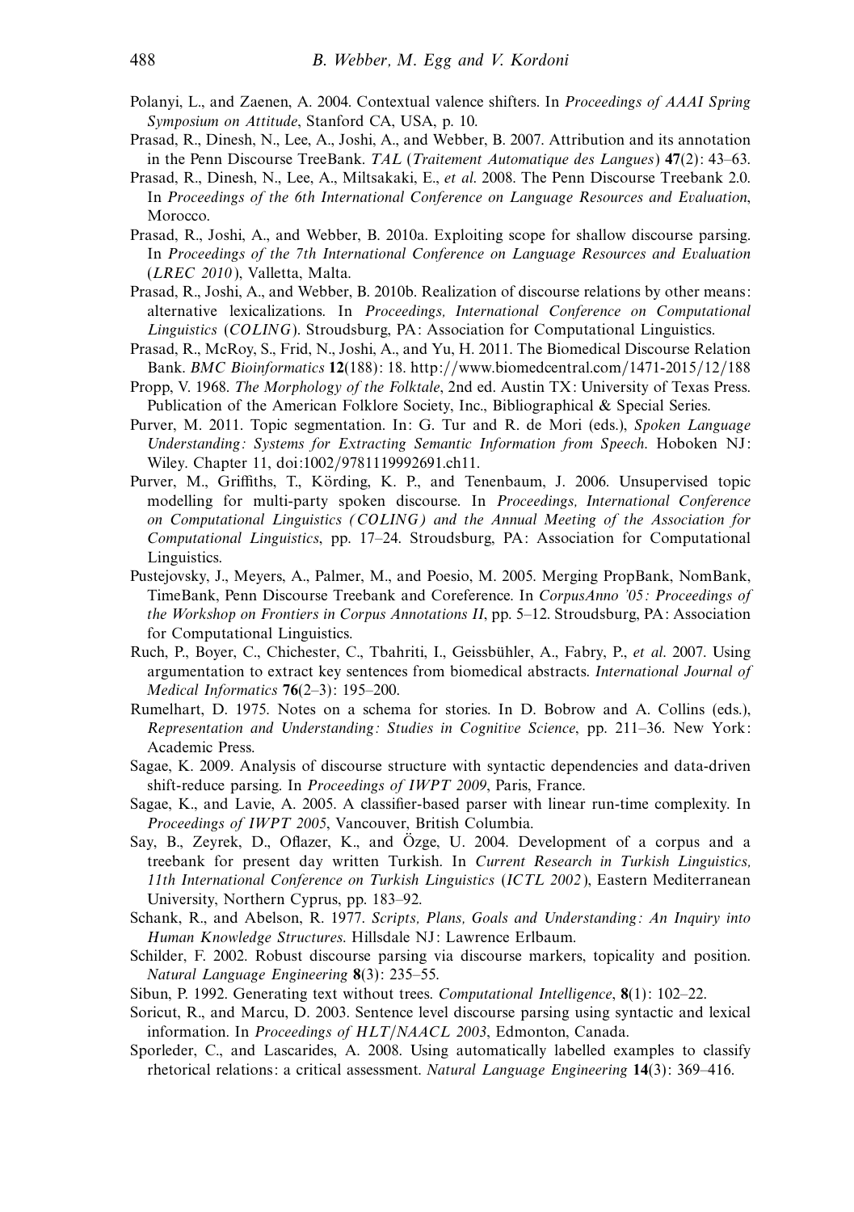Polanyi, L., and Zaenen, A. 2004. Contextual valence shifters. In *Proceedings of AAAI Spring Symposium on Attitude*, Stanford CA, USA, p. 10.

Prasad, R., Dinesh, N., Lee, A., Joshi, A., and Webber, B. 2007. Attribution and its annotation in the Penn Discourse TreeBank. *TAL* (*Traitement Automatique des Langues*) **47**(2): 43–63.

Prasad, R., Dinesh, N., Lee, A., Miltsakaki, E., *et al*. 2008. The Penn Discourse Treebank 2.0. In *Proceedings of the 6th International Conference on Language Resources and Evaluation*, Morocco.

Prasad, R., Joshi, A., and Webber, B. 2010a. Exploiting scope for shallow discourse parsing. In *Proceedings of the 7th International Conference on Language Resources and Evaluation* (*LREC 2010*), Valletta, Malta.

Prasad, R., Joshi, A., and Webber, B. 2010b. Realization of discourse relations by other means: alternative lexicalizations. In *Proceedings, International Conference on Computational Linguistics* (*COLING*). Stroudsburg, PA: Association for Computational Linguistics.

Prasad, R., McRoy, S., Frid, N., Joshi, A., and Yu, H. 2011. The Biomedical Discourse Relation Bank. *BMC Bioinformatics* **12**(188): 18. http://www.biomedcentral.com/1471-2015/12/188

Propp, V. 1968. *The Morphology of the Folktale*, 2nd ed. Austin TX: University of Texas Press. Publication of the American Folklore Society, Inc., Bibliographical & Special Series.

Purver, M. 2011. Topic segmentation. In: G. Tur and R. de Mori (eds.), *Spoken Language Understanding: Systems for Extracting Semantic Information from Speech*. Hoboken NJ: Wiley. Chapter 11, doi:1002/9781119992691.ch11.

Purver, M., Griffiths, T., Körding, K. P., and Tenenbaum, J. 2006. Unsupervised topic modelling for multi-party spoken discourse. In *Proceedings, International Conference on Computational Linguistics (COLING) and the Annual Meeting of the Association for Computational Linguistics*, pp. 17–24. Stroudsburg, PA: Association for Computational Linguistics.

Pustejovsky, J., Meyers, A., Palmer, M., and Poesio, M. 2005. Merging PropBank, NomBank, TimeBank, Penn Discourse Treebank and Coreference. In *CorpusAnno '05: Proceedings of the Workshop on Frontiers in Corpus Annotations II*, pp. 5–12. Stroudsburg, PA: Association for Computational Linguistics.

Ruch, P., Boyer, C., Chichester, C., Tbahriti, I., Geissbühler, A., Fabry, P., *et al*. 2007. Using argumentation to extract key sentences from biomedical abstracts. *International Journal of Medical Informatics* **76**(2–3): 195–200.

Rumelhart, D. 1975. Notes on a schema for stories. In D. Bobrow and A. Collins (eds.), *Representation and Understanding: Studies in Cognitive Science*, pp. 211–36. New York: Academic Press.

Sagae, K. 2009. Analysis of discourse structure with syntactic dependencies and data-driven shift-reduce parsing. In *Proceedings of IWPT 2009*, Paris, France.

Sagae, K., and Lavie, A. 2005. A classifier-based parser with linear run-time complexity. In *Proceedings of IWPT 2005*, Vancouver, British Columbia.

Say, B., Zeyrek, D., Oflazer, K., and Özge, U. 2004. Development of a corpus and a treebank for present day written Turkish. In *Current Research in Turkish Linguistics, 11th International Conference on Turkish Linguistics* (*ICTL 2002*), Eastern Mediterranean University, Northern Cyprus, pp. 183–92.

Schank, R., and Abelson, R. 1977. *Scripts, Plans, Goals and Understanding: An Inquiry into Human Knowledge Structures*. Hillsdale NJ: Lawrence Erlbaum.

Schilder, F. 2002. Robust discourse parsing via discourse markers, topicality and position. *Natural Language Engineering* **8**(3): 235–55.

Sibun, P. 1992. Generating text without trees. *Computational Intelligence*, **8**(1): 102–22.

Soricut, R., and Marcu, D. 2003. Sentence level discourse parsing using syntactic and lexical information. In *Proceedings of HLT/NAACL 2003*, Edmonton, Canada.

Sporleder, C., and Lascarides, A. 2008. Using automatically labelled examples to classify rhetorical relations: a critical assessment. *Natural Language Engineering* **14**(3): 369–416.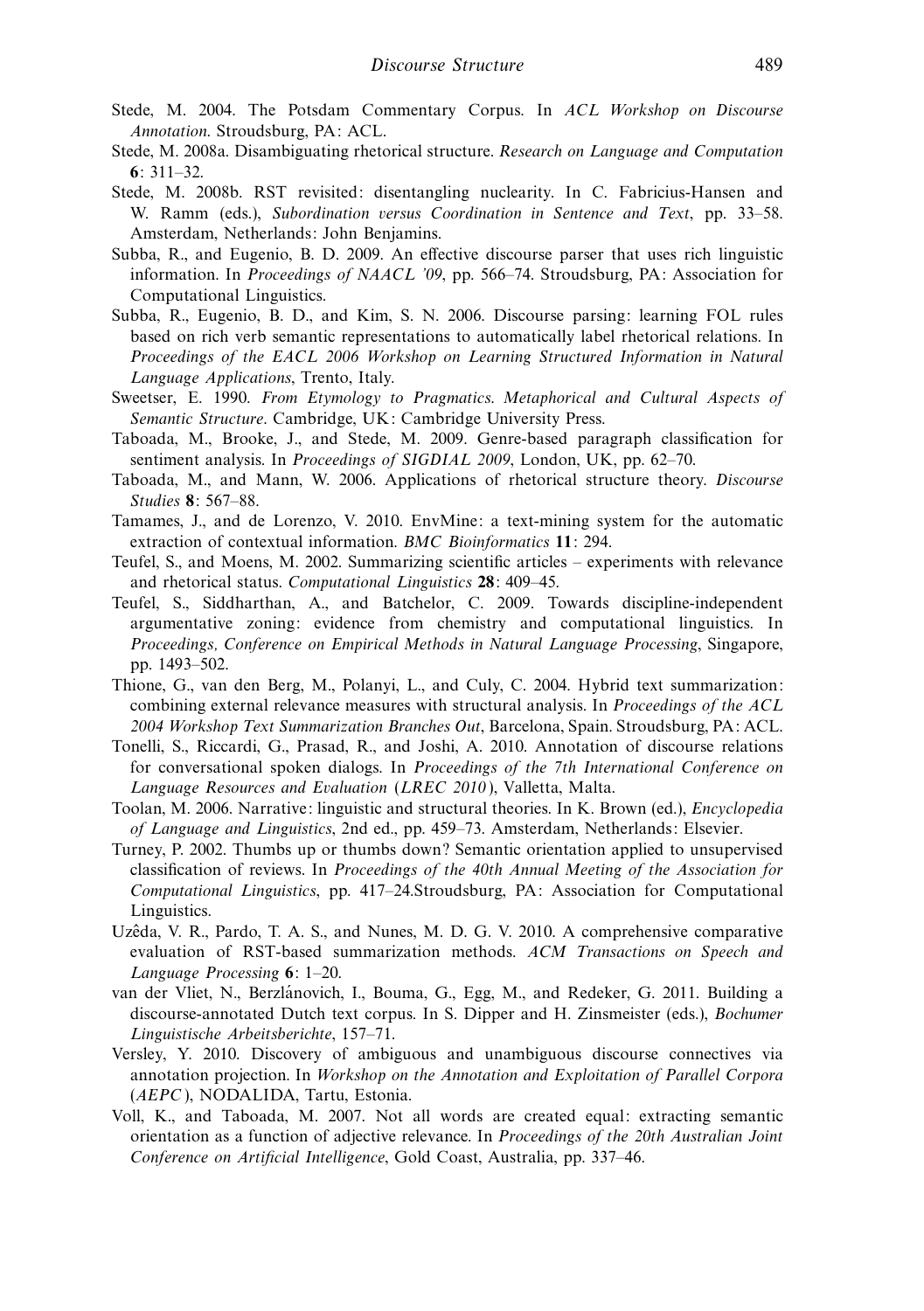Stede, M. 2004. The Potsdam Commentary Corpus. In *ACL Workshop on Discourse Annotation*. Stroudsburg, PA: ACL.

Stede, M. 2008a. Disambiguating rhetorical structure. *Research on Language and Computation* **6**: 311–32.

Stede, M. 2008b. RST revisited: disentangling nuclearity. In C. Fabricius-Hansen and W. Ramm (eds.), *Subordination versus Coordination in Sentence and Text*, pp. 33–58. Amsterdam, Netherlands: John Benjamins.

Subba, R., and Eugenio, B. D. 2009. An effective discourse parser that uses rich linguistic information. In *Proceedings of NAACL '09*, pp. 566–74. Stroudsburg, PA: Association for Computational Linguistics.

Subba, R., Eugenio, B. D., and Kim, S. N. 2006. Discourse parsing: learning FOL rules based on rich verb semantic representations to automatically label rhetorical relations. In *Proceedings of the EACL 2006 Workshop on Learning Structured Information in Natural Language Applications*, Trento, Italy.

Sweetser, E. 1990. *From Etymology to Pragmatics. Metaphorical and Cultural Aspects of Semantic Structure*. Cambridge, UK: Cambridge University Press.

Taboada, M., Brooke, J., and Stede, M. 2009. Genre-based paragraph classification for sentiment analysis. In *Proceedings of SIGDIAL 2009*, London, UK, pp. 62–70.

Taboada, M., and Mann, W. 2006. Applications of rhetorical structure theory. *Discourse Studies* **8**: 567–88.

Tamames, J., and de Lorenzo, V. 2010. EnvMine: a text-mining system for the automatic extraction of contextual information. *BMC Bioinformatics* **11**: 294.

Teufel, S., and Moens, M. 2002. Summarizing scientific articles – experiments with relevance and rhetorical status. *Computational Linguistics* **28**: 409–45.

Teufel, S., Siddharthan, A., and Batchelor, C. 2009. Towards discipline-independent argumentative zoning: evidence from chemistry and computational linguistics. In *Proceedings, Conference on Empirical Methods in Natural Language Processing*, Singapore, pp. 1493–502.

Thione, G., van den Berg, M., Polanyi, L., and Culy, C. 2004. Hybrid text summarization: combining external relevance measures with structural analysis. In *Proceedings of the ACL 2004 Workshop Text Summarization Branches Out*, Barcelona, Spain. Stroudsburg, PA: ACL.

Tonelli, S., Riccardi, G., Prasad, R., and Joshi, A. 2010. Annotation of discourse relations for conversational spoken dialogs. In *Proceedings of the 7th International Conference on Language Resources and Evaluation (LREC 2010)*, Valletta, Malta.

Toolan, M. 2006. Narrative: linguistic and structural theories. In K. Brown (ed.), *Encyclopedia of Language and Linguistics*, 2nd ed., pp. 459–73. Amsterdam, Netherlands: Elsevier.

Turney, P. 2002. Thumbs up or thumbs down? Semantic orientation applied to unsupervised classification of reviews. In *Proceedings of the 40th Annual Meeting of the Association for Computational Linguistics*, pp. 417–24.Stroudsburg, PA: Association for Computational Linguistics.

Uzêda, V. R., Pardo, T. A. S., and Nunes, M. D. G. V. 2010. A comprehensive comparative evaluation of RST-based summarization methods. *ACM Transactions on Speech and Language Processing* **6**: 1–20.

van der Vliet, N., Berzlánovich, I., Bouma, G., Egg, M., and Redeker, G. 2011. Building a discourse-annotated Dutch text corpus. In S. Dipper and H. Zinsmeister (eds.), *Bochumer Linguistische Arbeitsberichte*, 157–71.

Versley, Y. 2010. Discovery of ambiguous and unambiguous discourse connectives via annotation projection. In *Workshop on the Annotation and Exploitation of Parallel Corpora (AEPC)*, NODALIDA, Tartu, Estonia.

Voll, K., and Taboada, M. 2007. Not all words are created equal: extracting semantic orientation as a function of adjective relevance. In *Proceedings of the 20th Australian Joint Conference on Artificial Intelligence*, Gold Coast, Australia, pp. 337–46.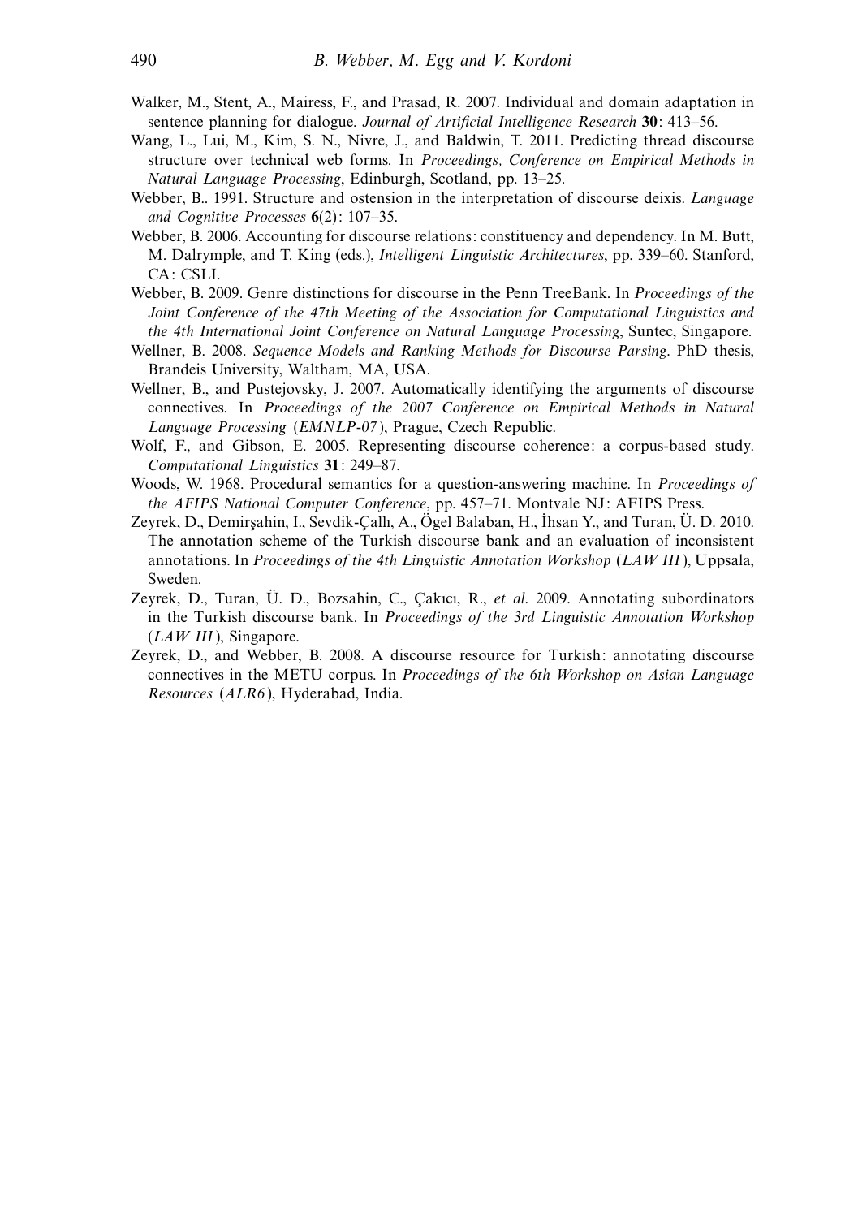Walker, M., Stent, A., Mairess, F., and Prasad, R. 2007. Individual and domain adaptation in sentence planning for dialogue. *Journal of Artificial Intelligence Research* **30**: 413–56.

Wang, L., Lui, M., Kim, S. N., Nivre, J., and Baldwin, T. 2011. Predicting thread discourse structure over technical web forms. In *Proceedings, Conference on Empirical Methods in Natural Language Processing*, Edinburgh, Scotland, pp. 13–25.

Webber, B.. 1991. Structure and ostension in the interpretation of discourse deixis. *Language and Cognitive Processes* **6**(2): 107–35.

Webber, B. 2006. Accounting for discourse relations: constituency and dependency. In M. Butt, M. Dalrymple, and T. King (eds.), *Intelligent Linguistic Architectures*, pp. 339–60. Stanford, CA: CSLI.

Webber, B. 2009. Genre distinctions for discourse in the Penn TreeBank. In *Proceedings of the Joint Conference of the 47th Meeting of the Association for Computational Linguistics and the 4th International Joint Conference on Natural Language Processing*, Suntec, Singapore.

Wellner, B. 2008. *Sequence Models and Ranking Methods for Discourse Parsing*. PhD thesis, Brandeis University, Waltham, MA, USA.

Wellner, B., and Pustejovsky, J. 2007. Automatically identifying the arguments of discourse connectives. In *Proceedings of the 2007 Conference on Empirical Methods in Natural Language Processing (EMNLP-07)*, Prague, Czech Republic.

Wolf, F., and Gibson, E. 2005. Representing discourse coherence: a corpus-based study. *Computational Linguistics* **31**: 249–87.

Woods, W. 1968. Procedural semantics for a question-answering machine. In *Proceedings of the AFIPS National Computer Conference*, pp. 457–71. Montvale NJ: AFIPS Press.

Zeyrek, D., Demirşahin, I., Sevdik-Çallı, A., Ögel Balaban, H., İhsan Y., and Turan, Ü. D. 2010. The annotation scheme of the Turkish discourse bank and an evaluation of inconsistent annotations. In *Proceedings of the 4th Linguistic Annotation Workshop (LAW III)*, Uppsala, Sweden.

Zeyrek, D., Turan, Ü. D., Bozsahin, C., Çakıcı, R., *et al.* 2009. Annotating subordinators in the Turkish discourse bank. In *Proceedings of the 3rd Linguistic Annotation Workshop (LAW III)*, Singapore.

Zeyrek, D., and Webber, B. 2008. A discourse resource for Turkish: annotating discourse connectives in the METU corpus. In *Proceedings of the 6th Workshop on Asian Language Resources (ALR6)*, Hyderabad, India.